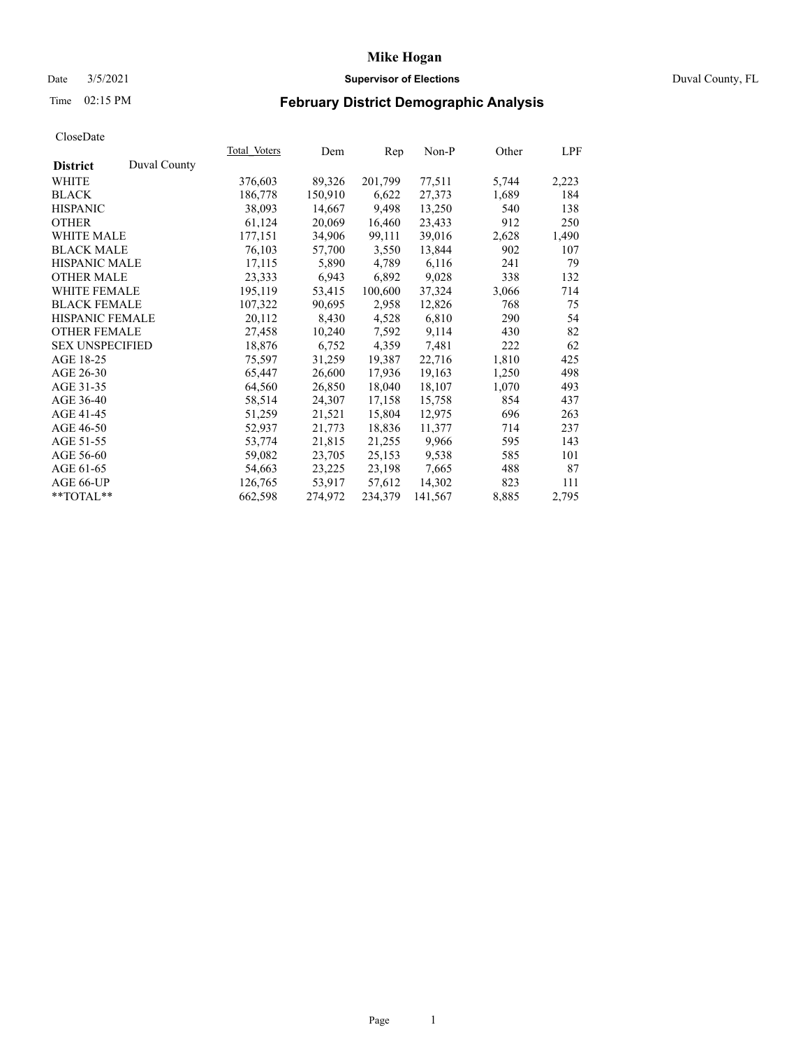# Mike Hogan

Date 3/5/2021 **Supervisor of Elections** Duval County, FL

Time 02:15 PM

## February District Demographic Analysis

CloseDate

| **District** Duval County | Total_Voters | Dem | Rep | Non-P | Other | LPF |
|---|---|---|---|---|---|---|
| WHITE | 376,603 | 89,326 | 201,799 | 77,511 | 5,744 | 2,223 |
| BLACK | 186,778 | 150,910 | 6,622 | 27,373 | 1,689 | 184 |
| HISPANIC | 38,093 | 14,667 | 9,498 | 13,250 | 540 | 138 |
| OTHER | 61,124 | 20,069 | 16,460 | 23,433 | 912 | 250 |
| WHITE MALE | 177,151 | 34,906 | 99,111 | 39,016 | 2,628 | 1,490 |
| BLACK MALE | 76,103 | 57,700 | 3,550 | 13,844 | 902 | 107 |
| HISPANIC MALE | 17,115 | 5,890 | 4,789 | 6,116 | 241 | 79 |
| OTHER MALE | 23,333 | 6,943 | 6,892 | 9,028 | 338 | 132 |
| WHITE FEMALE | 195,119 | 53,415 | 100,600 | 37,324 | 3,066 | 714 |
| BLACK FEMALE | 107,322 | 90,695 | 2,958 | 12,826 | 768 | 75 |
| HISPANIC FEMALE | 20,112 | 8,430 | 4,528 | 6,810 | 290 | 54 |
| OTHER FEMALE | 27,458 | 10,240 | 7,592 | 9,114 | 430 | 82 |
| SEX UNSPECIFIED | 18,876 | 6,752 | 4,359 | 7,481 | 222 | 62 |
| AGE 18-25 | 75,597 | 31,259 | 19,387 | 22,716 | 1,810 | 425 |
| AGE 26-30 | 65,447 | 26,600 | 17,936 | 19,163 | 1,250 | 498 |
| AGE 31-35 | 64,560 | 26,850 | 18,040 | 18,107 | 1,070 | 493 |
| AGE 36-40 | 58,514 | 24,307 | 17,158 | 15,758 | 854 | 437 |
| AGE 41-45 | 51,259 | 21,521 | 15,804 | 12,975 | 696 | 263 |
| AGE 46-50 | 52,937 | 21,773 | 18,836 | 11,377 | 714 | 237 |
| AGE 51-55 | 53,774 | 21,815 | 21,255 | 9,966 | 595 | 143 |
| AGE 56-60 | 59,082 | 23,705 | 25,153 | 9,538 | 585 | 101 |
| AGE 61-65 | 54,663 | 23,225 | 23,198 | 7,665 | 488 | 87 |
| AGE 66-UP | 126,765 | 53,917 | 57,612 | 14,302 | 823 | 111 |
| **TOTAL** | 662,598 | 274,972 | 234,379 | 141,567 | 8,885 | 2,795 |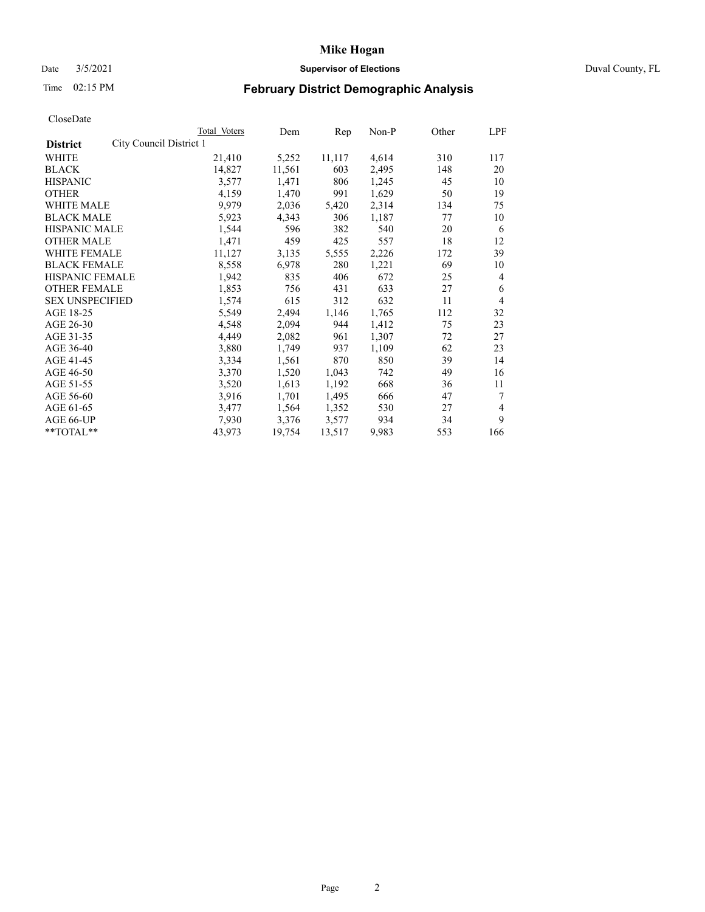CloseDate

| District | City Council District 1 | Total Voters | Dem | Rep | Non-P | Other | LPF |
|---|---|---|---|---|---|---|---|
| WHITE | | 21,410 | 5,252 | 11,117 | 4,614 | 310 | 117 |
| BLACK | | 14,827 | 11,561 | 603 | 2,495 | 148 | 20 |
| HISPANIC | | 3,577 | 1,471 | 806 | 1,245 | 45 | 10 |
| OTHER | | 4,159 | 1,470 | 991 | 1,629 | 50 | 19 |
| WHITE MALE | | 9,979 | 2,036 | 5,420 | 2,314 | 134 | 75 |
| BLACK MALE | | 5,923 | 4,343 | 306 | 1,187 | 77 | 10 |
| HISPANIC MALE | | 1,544 | 596 | 382 | 540 | 20 | 6 |
| OTHER MALE | | 1,471 | 459 | 425 | 557 | 18 | 12 |
| WHITE FEMALE | | 11,127 | 3,135 | 5,555 | 2,226 | 172 | 39 |
| BLACK FEMALE | | 8,558 | 6,978 | 280 | 1,221 | 69 | 10 |
| HISPANIC FEMALE | | 1,942 | 835 | 406 | 672 | 25 | 4 |
| OTHER FEMALE | | 1,853 | 756 | 431 | 633 | 27 | 6 |
| SEX UNSPECIFIED | | 1,574 | 615 | 312 | 632 | 11 | 4 |
| AGE 18-25 | | 5,549 | 2,494 | 1,146 | 1,765 | 112 | 32 |
| AGE 26-30 | | 4,548 | 2,094 | 944 | 1,412 | 75 | 23 |
| AGE 31-35 | | 4,449 | 2,082 | 961 | 1,307 | 72 | 27 |
| AGE 36-40 | | 3,880 | 1,749 | 937 | 1,109 | 62 | 23 |
| AGE 41-45 | | 3,334 | 1,561 | 870 | 850 | 39 | 14 |
| AGE 46-50 | | 3,370 | 1,520 | 1,043 | 742 | 49 | 16 |
| AGE 51-55 | | 3,520 | 1,613 | 1,192 | 668 | 36 | 11 |
| AGE 56-60 | | 3,916 | 1,701 | 1,495 | 666 | 47 | 7 |
| AGE 61-65 | | 3,477 | 1,564 | 1,352 | 530 | 27 | 4 |
| AGE 66-UP | | 7,930 | 3,376 | 3,577 | 934 | 34 | 9 |
| **TOTAL** | | 43,973 | 19,754 | 13,517 | 9,983 | 553 | 166 |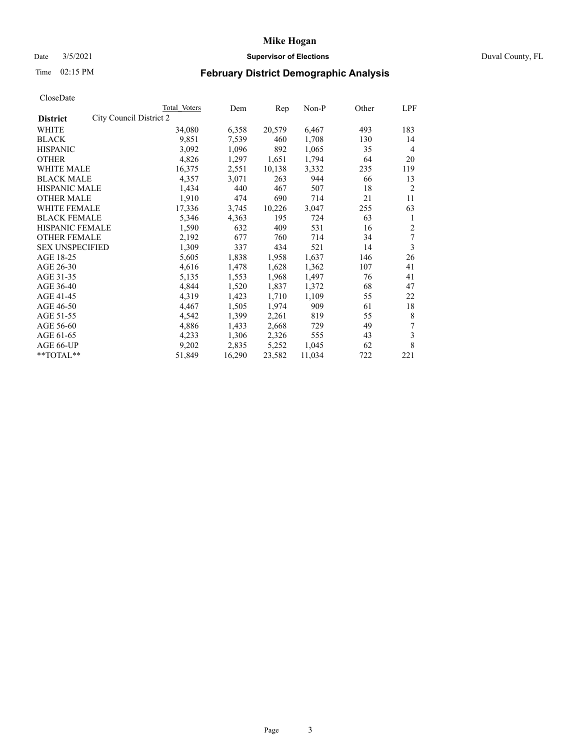# Mike Hogan

Date 3/5/2021 **Supervisor of Elections** Duval County, FL

Time 02:15 PM **February District Demographic Analysis**

CloseDate

| **District** | City Council District 2 | Total Voters | Dem | Rep | Non-P | Other | LPF |
|---|---|---|---|---|---|---|---|
| WHITE | | 34,080 | 6,358 | 20,579 | 6,467 | 493 | 183 |
| BLACK | | 9,851 | 7,539 | 460 | 1,708 | 130 | 14 |
| HISPANIC | | 3,092 | 1,096 | 892 | 1,065 | 35 | 4 |
| OTHER | | 4,826 | 1,297 | 1,651 | 1,794 | 64 | 20 |
| WHITE MALE | | 16,375 | 2,551 | 10,138 | 3,332 | 235 | 119 |
| BLACK MALE | | 4,357 | 3,071 | 263 | 944 | 66 | 13 |
| HISPANIC MALE | | 1,434 | 440 | 467 | 507 | 18 | 2 |
| OTHER MALE | | 1,910 | 474 | 690 | 714 | 21 | 11 |
| WHITE FEMALE | | 17,336 | 3,745 | 10,226 | 3,047 | 255 | 63 |
| BLACK FEMALE | | 5,346 | 4,363 | 195 | 724 | 63 | 1 |
| HISPANIC FEMALE | | 1,590 | 632 | 409 | 531 | 16 | 2 |
| OTHER FEMALE | | 2,192 | 677 | 760 | 714 | 34 | 7 |
| SEX UNSPECIFIED | | 1,309 | 337 | 434 | 521 | 14 | 3 |
| AGE 18-25 | | 5,605 | 1,838 | 1,958 | 1,637 | 146 | 26 |
| AGE 26-30 | | 4,616 | 1,478 | 1,628 | 1,362 | 107 | 41 |
| AGE 31-35 | | 5,135 | 1,553 | 1,968 | 1,497 | 76 | 41 |
| AGE 36-40 | | 4,844 | 1,520 | 1,837 | 1,372 | 68 | 47 |
| AGE 41-45 | | 4,319 | 1,423 | 1,710 | 1,109 | 55 | 22 |
| AGE 46-50 | | 4,467 | 1,505 | 1,974 | 909 | 61 | 18 |
| AGE 51-55 | | 4,542 | 1,399 | 2,261 | 819 | 55 | 8 |
| AGE 56-60 | | 4,886 | 1,433 | 2,668 | 729 | 49 | 7 |
| AGE 61-65 | | 4,233 | 1,306 | 2,326 | 555 | 43 | 3 |
| AGE 66-UP | | 9,202 | 2,835 | 5,252 | 1,045 | 62 | 8 |
| **TOTAL** | | 51,849 | 16,290 | 23,582 | 11,034 | 722 | 221 |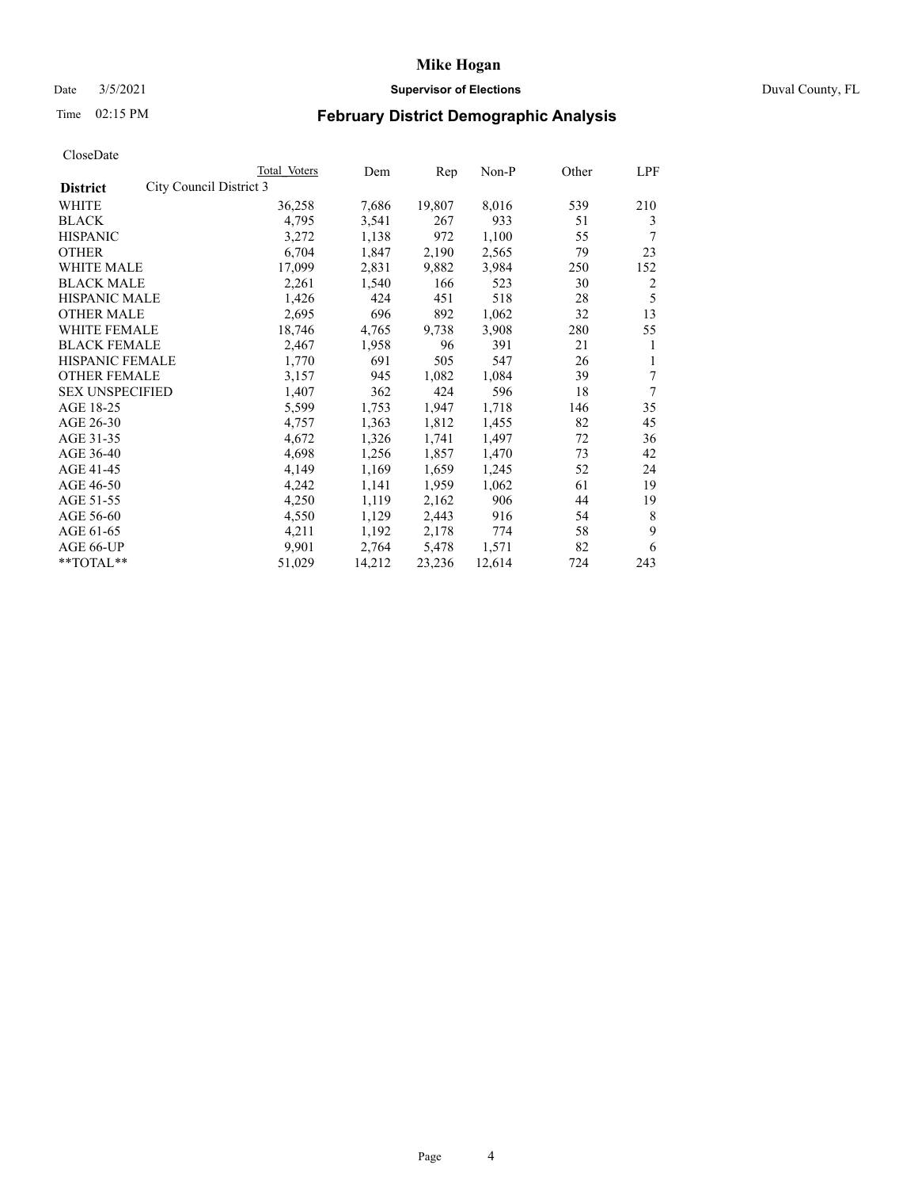# Mike Hogan

Date 3/5/2021 **Supervisor of Elections** Duval County, FL

Time 02:15 PM

## February District Demographic Analysis

CloseDate

| | Total Voters | Dem | Rep | Non-P | Other | LPF |
|---|---|---|---|---|---|---|
| **District** City Council District 3 | | | | | | |
| WHITE | 36,258 | 7,686 | 19,807 | 8,016 | 539 | 210 |
| BLACK | 4,795 | 3,541 | 267 | 933 | 51 | 3 |
| HISPANIC | 3,272 | 1,138 | 972 | 1,100 | 55 | 7 |
| OTHER | 6,704 | 1,847 | 2,190 | 2,565 | 79 | 23 |
| WHITE MALE | 17,099 | 2,831 | 9,882 | 3,984 | 250 | 152 |
| BLACK MALE | 2,261 | 1,540 | 166 | 523 | 30 | 2 |
| HISPANIC MALE | 1,426 | 424 | 451 | 518 | 28 | 5 |
| OTHER MALE | 2,695 | 696 | 892 | 1,062 | 32 | 13 |
| WHITE FEMALE | 18,746 | 4,765 | 9,738 | 3,908 | 280 | 55 |
| BLACK FEMALE | 2,467 | 1,958 | 96 | 391 | 21 | 1 |
| HISPANIC FEMALE | 1,770 | 691 | 505 | 547 | 26 | 1 |
| OTHER FEMALE | 3,157 | 945 | 1,082 | 1,084 | 39 | 7 |
| SEX UNSPECIFIED | 1,407 | 362 | 424 | 596 | 18 | 7 |
| AGE 18-25 | 5,599 | 1,753 | 1,947 | 1,718 | 146 | 35 |
| AGE 26-30 | 4,757 | 1,363 | 1,812 | 1,455 | 82 | 45 |
| AGE 31-35 | 4,672 | 1,326 | 1,741 | 1,497 | 72 | 36 |
| AGE 36-40 | 4,698 | 1,256 | 1,857 | 1,470 | 73 | 42 |
| AGE 41-45 | 4,149 | 1,169 | 1,659 | 1,245 | 52 | 24 |
| AGE 46-50 | 4,242 | 1,141 | 1,959 | 1,062 | 61 | 19 |
| AGE 51-55 | 4,250 | 1,119 | 2,162 | 906 | 44 | 19 |
| AGE 56-60 | 4,550 | 1,129 | 2,443 | 916 | 54 | 8 |
| AGE 61-65 | 4,211 | 1,192 | 2,178 | 774 | 58 | 9 |
| AGE 66-UP | 9,901 | 2,764 | 5,478 | 1,571 | 82 | 6 |
| **TOTAL** | 51,029 | 14,212 | 23,236 | 12,614 | 724 | 243 |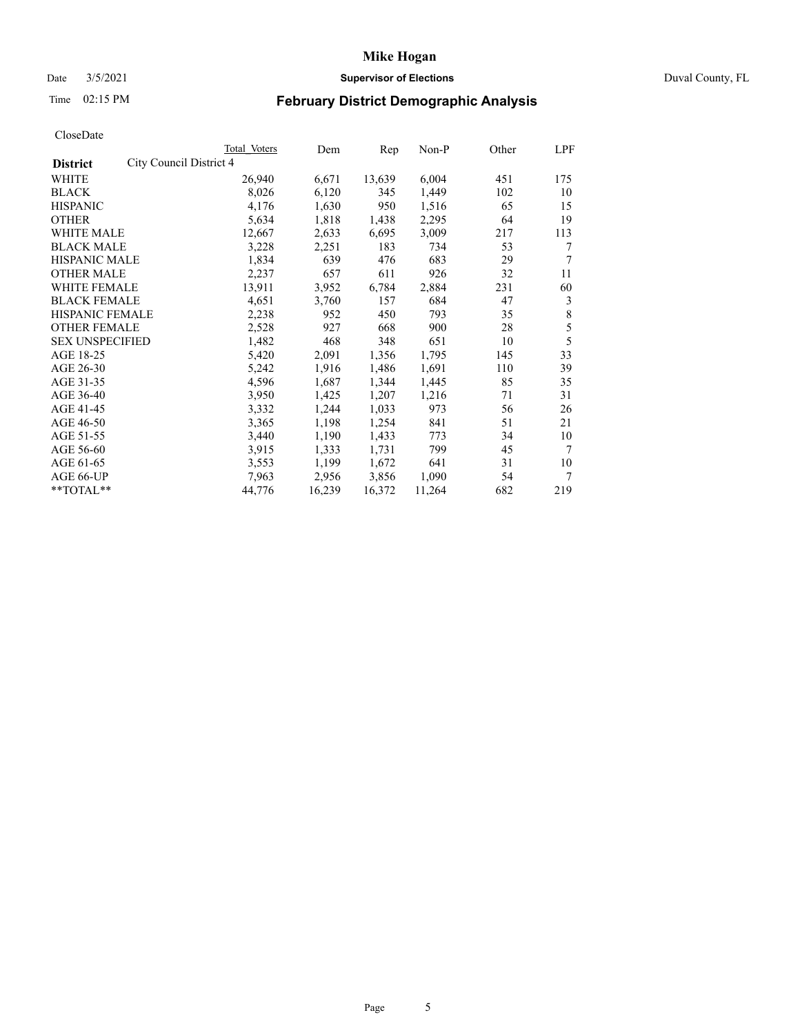# Mike Hogan

Date 3/5/2021 **Supervisor of Elections** Duval County, FL

Time 02:15 PM **February District Demographic Analysis**

CloseDate

| **District** City Council District 4 | Total Voters | Dem | Rep | Non-P | Other | LPF |
|---|---|---|---|---|---|---|
| WHITE | 26,940 | 6,671 | 13,639 | 6,004 | 451 | 175 |
| BLACK | 8,026 | 6,120 | 345 | 1,449 | 102 | 10 |
| HISPANIC | 4,176 | 1,630 | 950 | 1,516 | 65 | 15 |
| OTHER | 5,634 | 1,818 | 1,438 | 2,295 | 64 | 19 |
| WHITE MALE | 12,667 | 2,633 | 6,695 | 3,009 | 217 | 113 |
| BLACK MALE | 3,228 | 2,251 | 183 | 734 | 53 | 7 |
| HISPANIC MALE | 1,834 | 639 | 476 | 683 | 29 | 7 |
| OTHER MALE | 2,237 | 657 | 611 | 926 | 32 | 11 |
| WHITE FEMALE | 13,911 | 3,952 | 6,784 | 2,884 | 231 | 60 |
| BLACK FEMALE | 4,651 | 3,760 | 157 | 684 | 47 | 3 |
| HISPANIC FEMALE | 2,238 | 952 | 450 | 793 | 35 | 8 |
| OTHER FEMALE | 2,528 | 927 | 668 | 900 | 28 | 5 |
| SEX UNSPECIFIED | 1,482 | 468 | 348 | 651 | 10 | 5 |
| AGE 18-25 | 5,420 | 2,091 | 1,356 | 1,795 | 145 | 33 |
| AGE 26-30 | 5,242 | 1,916 | 1,486 | 1,691 | 110 | 39 |
| AGE 31-35 | 4,596 | 1,687 | 1,344 | 1,445 | 85 | 35 |
| AGE 36-40 | 3,950 | 1,425 | 1,207 | 1,216 | 71 | 31 |
| AGE 41-45 | 3,332 | 1,244 | 1,033 | 973 | 56 | 26 |
| AGE 46-50 | 3,365 | 1,198 | 1,254 | 841 | 51 | 21 |
| AGE 51-55 | 3,440 | 1,190 | 1,433 | 773 | 34 | 10 |
| AGE 56-60 | 3,915 | 1,333 | 1,731 | 799 | 45 | 7 |
| AGE 61-65 | 3,553 | 1,199 | 1,672 | 641 | 31 | 10 |
| AGE 66-UP | 7,963 | 2,956 | 3,856 | 1,090 | 54 | 7 |
| **TOTAL** | 44,776 | 16,239 | 16,372 | 11,264 | 682 | 219 |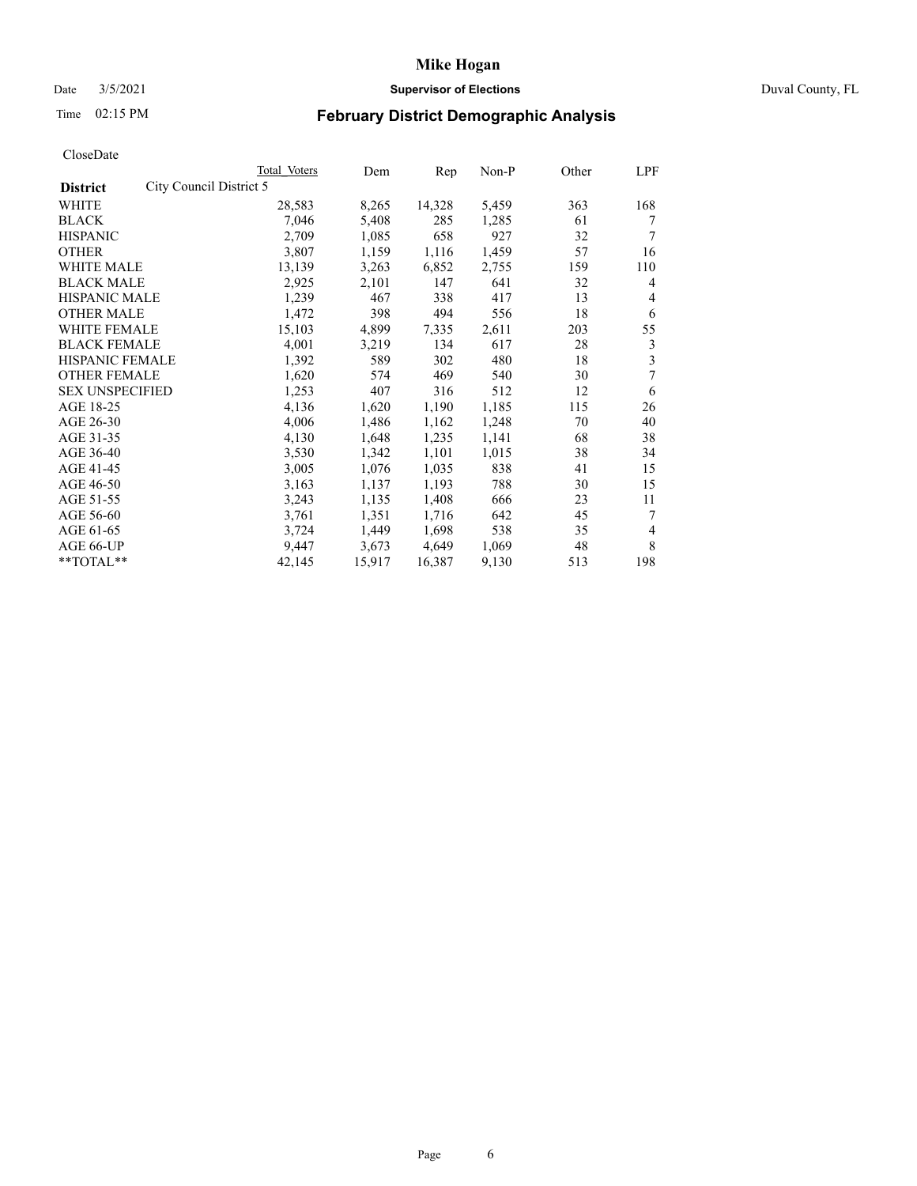# Mike Hogan

Date 3/5/2021 **Supervisor of Elections** Duval County, FL

Time 02:15 PM

## February District Demographic Analysis

CloseDate

| **District** | City Council District 5 | Total Voters | Dem | Rep | Non-P | Other | LPF |
|---|---|---|---|---|---|---|---|
| WHITE | | 28,583 | 8,265 | 14,328 | 5,459 | 363 | 168 |
| BLACK | | 7,046 | 5,408 | 285 | 1,285 | 61 | 7 |
| HISPANIC | | 2,709 | 1,085 | 658 | 927 | 32 | 7 |
| OTHER | | 3,807 | 1,159 | 1,116 | 1,459 | 57 | 16 |
| WHITE MALE | | 13,139 | 3,263 | 6,852 | 2,755 | 159 | 110 |
| BLACK MALE | | 2,925 | 2,101 | 147 | 641 | 32 | 4 |
| HISPANIC MALE | | 1,239 | 467 | 338 | 417 | 13 | 4 |
| OTHER MALE | | 1,472 | 398 | 494 | 556 | 18 | 6 |
| WHITE FEMALE | | 15,103 | 4,899 | 7,335 | 2,611 | 203 | 55 |
| BLACK FEMALE | | 4,001 | 3,219 | 134 | 617 | 28 | 3 |
| HISPANIC FEMALE | | 1,392 | 589 | 302 | 480 | 18 | 3 |
| OTHER FEMALE | | 1,620 | 574 | 469 | 540 | 30 | 7 |
| SEX UNSPECIFIED | | 1,253 | 407 | 316 | 512 | 12 | 6 |
| AGE 18-25 | | 4,136 | 1,620 | 1,190 | 1,185 | 115 | 26 |
| AGE 26-30 | | 4,006 | 1,486 | 1,162 | 1,248 | 70 | 40 |
| AGE 31-35 | | 4,130 | 1,648 | 1,235 | 1,141 | 68 | 38 |
| AGE 36-40 | | 3,530 | 1,342 | 1,101 | 1,015 | 38 | 34 |
| AGE 41-45 | | 3,005 | 1,076 | 1,035 | 838 | 41 | 15 |
| AGE 46-50 | | 3,163 | 1,137 | 1,193 | 788 | 30 | 15 |
| AGE 51-55 | | 3,243 | 1,135 | 1,408 | 666 | 23 | 11 |
| AGE 56-60 | | 3,761 | 1,351 | 1,716 | 642 | 45 | 7 |
| AGE 61-65 | | 3,724 | 1,449 | 1,698 | 538 | 35 | 4 |
| AGE 66-UP | | 9,447 | 3,673 | 4,649 | 1,069 | 48 | 8 |
| **TOTAL** | | 42,145 | 15,917 | 16,387 | 9,130 | 513 | 198 |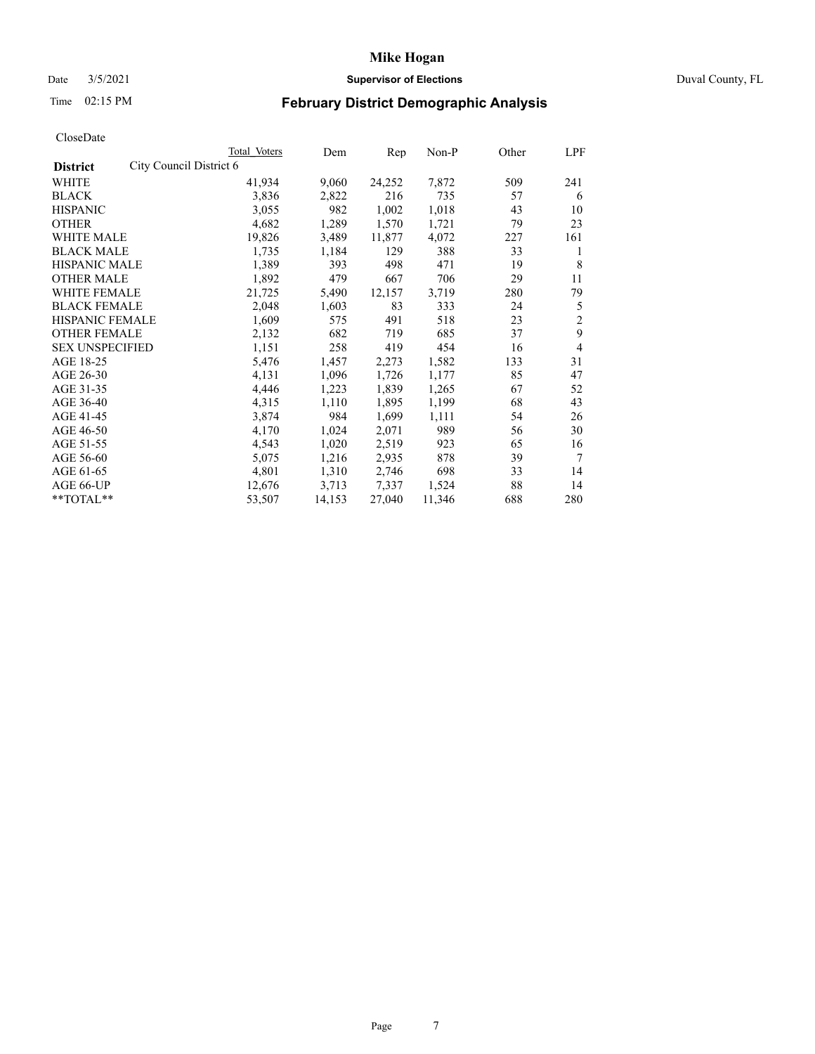# Mike Hogan

Date 3/5/2021 **Supervisor of Elections** Duval County, FL

Time 02:15 PM **February District Demographic Analysis**

CloseDate

| District | City Council District 6 | Total Voters | Dem | Rep | Non-P | Other | LPF |
|---|---|---|---|---|---|---|---|
| WHITE | | 41,934 | 9,060 | 24,252 | 7,872 | 509 | 241 |
| BLACK | | 3,836 | 2,822 | 216 | 735 | 57 | 6 |
| HISPANIC | | 3,055 | 982 | 1,002 | 1,018 | 43 | 10 |
| OTHER | | 4,682 | 1,289 | 1,570 | 1,721 | 79 | 23 |
| WHITE MALE | | 19,826 | 3,489 | 11,877 | 4,072 | 227 | 161 |
| BLACK MALE | | 1,735 | 1,184 | 129 | 388 | 33 | 1 |
| HISPANIC MALE | | 1,389 | 393 | 498 | 471 | 19 | 8 |
| OTHER MALE | | 1,892 | 479 | 667 | 706 | 29 | 11 |
| WHITE FEMALE | | 21,725 | 5,490 | 12,157 | 3,719 | 280 | 79 |
| BLACK FEMALE | | 2,048 | 1,603 | 83 | 333 | 24 | 5 |
| HISPANIC FEMALE | | 1,609 | 575 | 491 | 518 | 23 | 2 |
| OTHER FEMALE | | 2,132 | 682 | 719 | 685 | 37 | 9 |
| SEX UNSPECIFIED | | 1,151 | 258 | 419 | 454 | 16 | 4 |
| AGE 18-25 | | 5,476 | 1,457 | 2,273 | 1,582 | 133 | 31 |
| AGE 26-30 | | 4,131 | 1,096 | 1,726 | 1,177 | 85 | 47 |
| AGE 31-35 | | 4,446 | 1,223 | 1,839 | 1,265 | 67 | 52 |
| AGE 36-40 | | 4,315 | 1,110 | 1,895 | 1,199 | 68 | 43 |
| AGE 41-45 | | 3,874 | 984 | 1,699 | 1,111 | 54 | 26 |
| AGE 46-50 | | 4,170 | 1,024 | 2,071 | 989 | 56 | 30 |
| AGE 51-55 | | 4,543 | 1,020 | 2,519 | 923 | 65 | 16 |
| AGE 56-60 | | 5,075 | 1,216 | 2,935 | 878 | 39 | 7 |
| AGE 61-65 | | 4,801 | 1,310 | 2,746 | 698 | 33 | 14 |
| AGE 66-UP | | 12,676 | 3,713 | 7,337 | 1,524 | 88 | 14 |
| **TOTAL** | | 53,507 | 14,153 | 27,040 | 11,346 | 688 | 280 |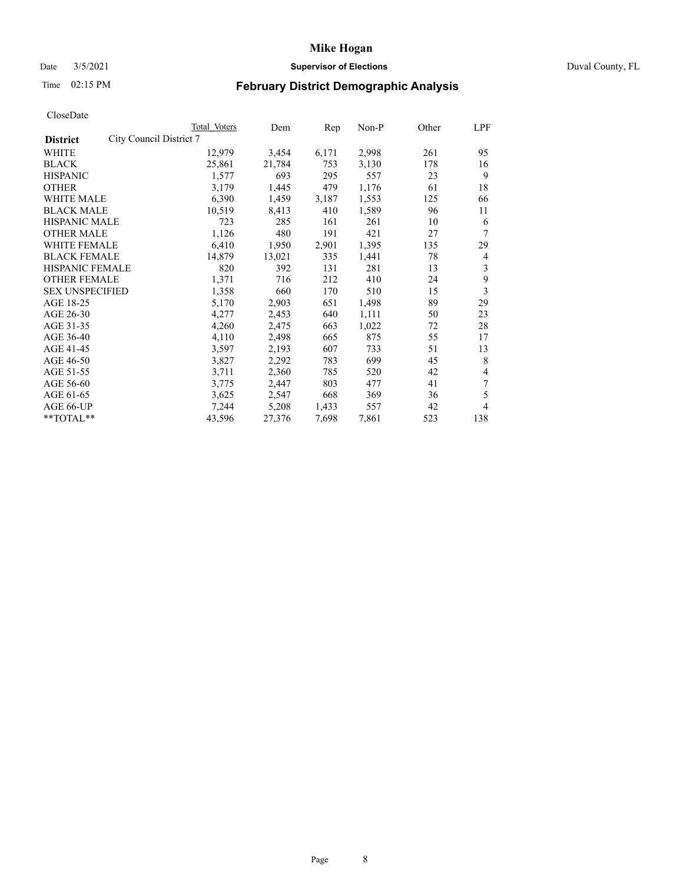# Mike Hogan

Date 3/5/2021 **Supervisor of Elections** Duval County, FL

Time 02:15 PM **February District Demographic Analysis**

CloseDate

| **District** | City Council District 7 | Total Voters | Dem | Rep | Non-P | Other | LPF |
|---|---|---|---|---|---|---|---|
| WHITE | | 12,979 | 3,454 | 6,171 | 2,998 | 261 | 95 |
| BLACK | | 25,861 | 21,784 | 753 | 3,130 | 178 | 16 |
| HISPANIC | | 1,577 | 693 | 295 | 557 | 23 | 9 |
| OTHER | | 3,179 | 1,445 | 479 | 1,176 | 61 | 18 |
| WHITE MALE | | 6,390 | 1,459 | 3,187 | 1,553 | 125 | 66 |
| BLACK MALE | | 10,519 | 8,413 | 410 | 1,589 | 96 | 11 |
| HISPANIC MALE | | 723 | 285 | 161 | 261 | 10 | 6 |
| OTHER MALE | | 1,126 | 480 | 191 | 421 | 27 | 7 |
| WHITE FEMALE | | 6,410 | 1,950 | 2,901 | 1,395 | 135 | 29 |
| BLACK FEMALE | | 14,879 | 13,021 | 335 | 1,441 | 78 | 4 |
| HISPANIC FEMALE | | 820 | 392 | 131 | 281 | 13 | 3 |
| OTHER FEMALE | | 1,371 | 716 | 212 | 410 | 24 | 9 |
| SEX UNSPECIFIED | | 1,358 | 660 | 170 | 510 | 15 | 3 |
| AGE 18-25 | | 5,170 | 2,903 | 651 | 1,498 | 89 | 29 |
| AGE 26-30 | | 4,277 | 2,453 | 640 | 1,111 | 50 | 23 |
| AGE 31-35 | | 4,260 | 2,475 | 663 | 1,022 | 72 | 28 |
| AGE 36-40 | | 4,110 | 2,498 | 665 | 875 | 55 | 17 |
| AGE 41-45 | | 3,597 | 2,193 | 607 | 733 | 51 | 13 |
| AGE 46-50 | | 3,827 | 2,292 | 783 | 699 | 45 | 8 |
| AGE 51-55 | | 3,711 | 2,360 | 785 | 520 | 42 | 4 |
| AGE 56-60 | | 3,775 | 2,447 | 803 | 477 | 41 | 7 |
| AGE 61-65 | | 3,625 | 2,547 | 668 | 369 | 36 | 5 |
| AGE 66-UP | | 7,244 | 5,208 | 1,433 | 557 | 42 | 4 |
| **TOTAL** | | 43,596 | 27,376 | 7,698 | 7,861 | 523 | 138 |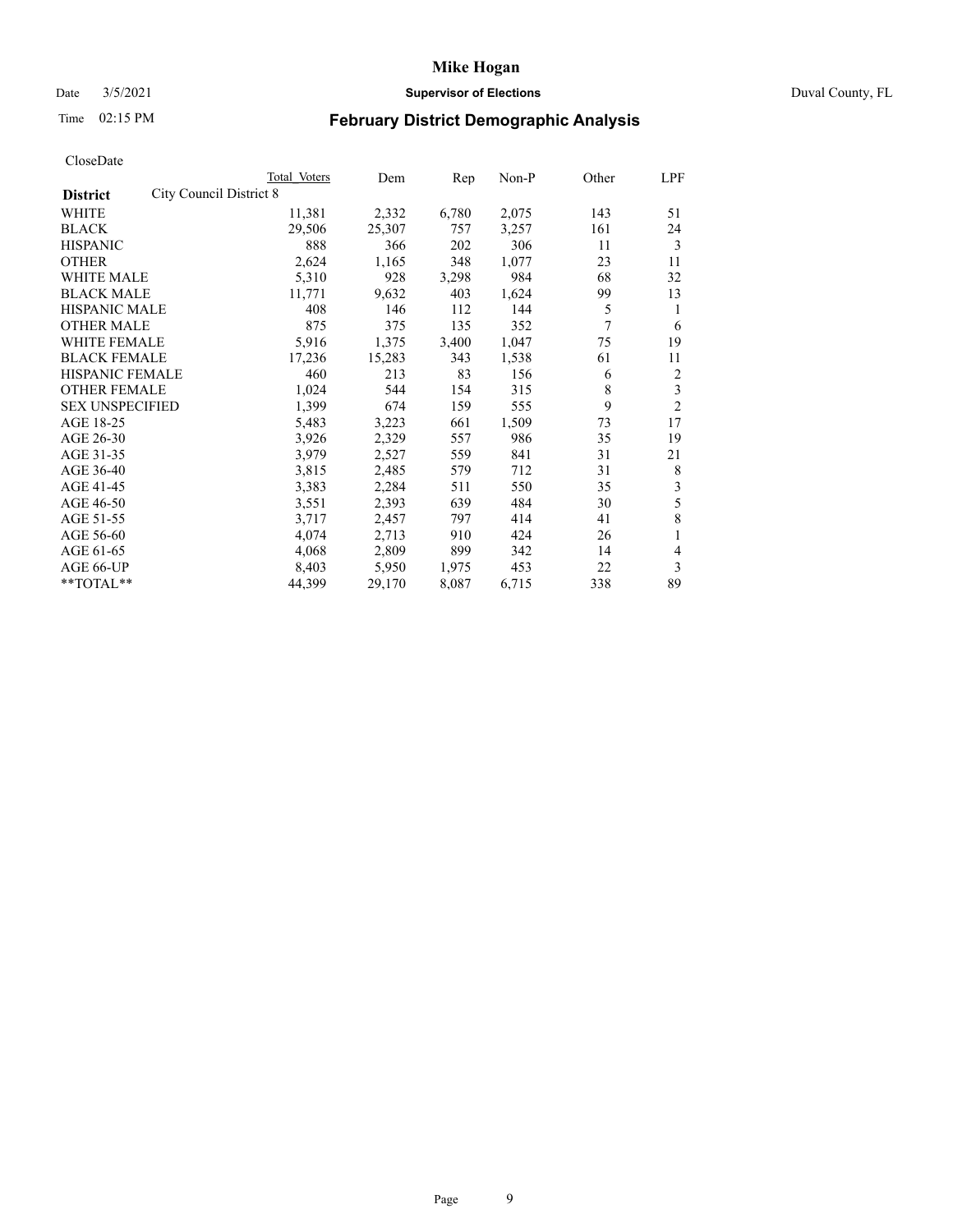CloseDate

| District | City Council District 8 | Total Voters | Dem | Rep | Non-P | Other | LPF |
|---|---|---|---|---|---|---|---|
| WHITE | | 11,381 | 2,332 | 6,780 | 2,075 | 143 | 51 |
| BLACK | | 29,506 | 25,307 | 757 | 3,257 | 161 | 24 |
| HISPANIC | | 888 | 366 | 202 | 306 | 11 | 3 |
| OTHER | | 2,624 | 1,165 | 348 | 1,077 | 23 | 11 |
| WHITE MALE | | 5,310 | 928 | 3,298 | 984 | 68 | 32 |
| BLACK MALE | | 11,771 | 9,632 | 403 | 1,624 | 99 | 13 |
| HISPANIC MALE | | 408 | 146 | 112 | 144 | 5 | 1 |
| OTHER MALE | | 875 | 375 | 135 | 352 | 7 | 6 |
| WHITE FEMALE | | 5,916 | 1,375 | 3,400 | 1,047 | 75 | 19 |
| BLACK FEMALE | | 17,236 | 15,283 | 343 | 1,538 | 61 | 11 |
| HISPANIC FEMALE | | 460 | 213 | 83 | 156 | 6 | 2 |
| OTHER FEMALE | | 1,024 | 544 | 154 | 315 | 8 | 3 |
| SEX UNSPECIFIED | | 1,399 | 674 | 159 | 555 | 9 | 2 |
| AGE 18-25 | | 5,483 | 3,223 | 661 | 1,509 | 73 | 17 |
| AGE 26-30 | | 3,926 | 2,329 | 557 | 986 | 35 | 19 |
| AGE 31-35 | | 3,979 | 2,527 | 559 | 841 | 31 | 21 |
| AGE 36-40 | | 3,815 | 2,485 | 579 | 712 | 31 | 8 |
| AGE 41-45 | | 3,383 | 2,284 | 511 | 550 | 35 | 3 |
| AGE 46-50 | | 3,551 | 2,393 | 639 | 484 | 30 | 5 |
| AGE 51-55 | | 3,717 | 2,457 | 797 | 414 | 41 | 8 |
| AGE 56-60 | | 4,074 | 2,713 | 910 | 424 | 26 | 1 |
| AGE 61-65 | | 4,068 | 2,809 | 899 | 342 | 14 | 4 |
| AGE 66-UP | | 8,403 | 5,950 | 1,975 | 453 | 22 | 3 |
| **TOTAL** | | 44,399 | 29,170 | 8,087 | 6,715 | 338 | 89 |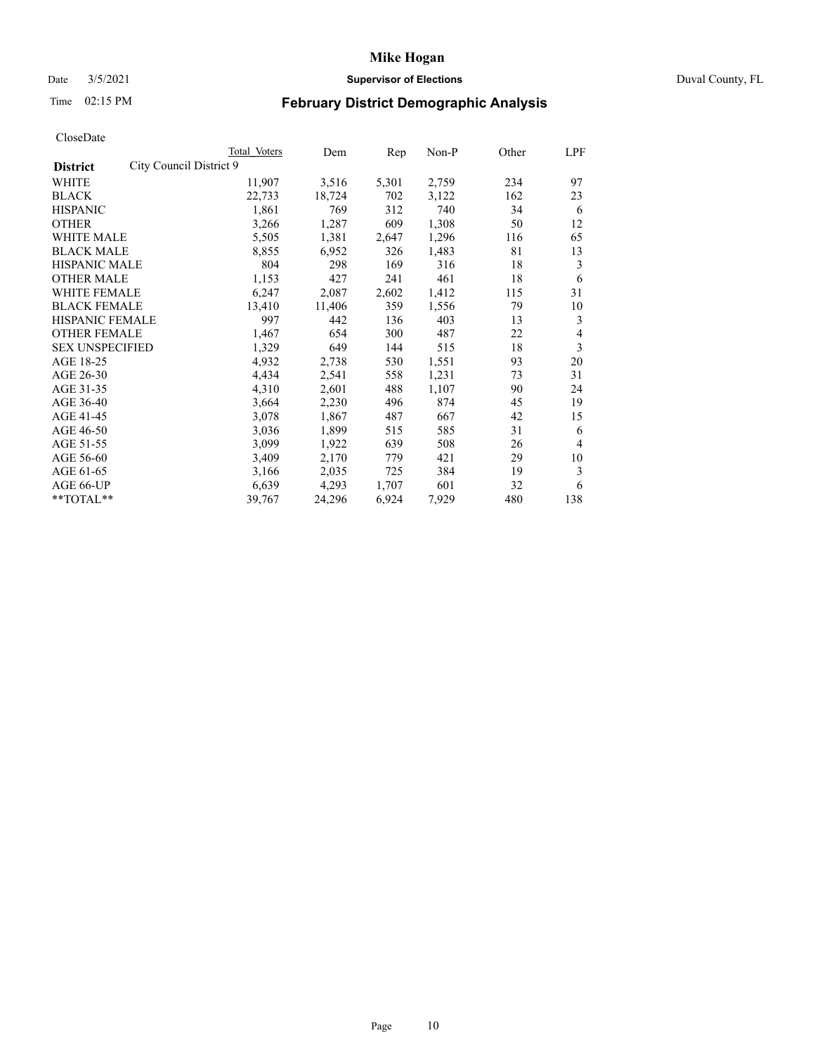# Mike Hogan

Date 3/5/2021 **Supervisor of Elections** Duval County, FL

Time 02:15 PM

## February District Demographic Analysis

CloseDate

| District | Total Voters | Dem | Rep | Non-P | Other | LPF |
|---|---|---|---|---|---|---|
| City Council District 9 | | | | | | |
| WHITE | 11,907 | 3,516 | 5,301 | 2,759 | 234 | 97 |
| BLACK | 22,733 | 18,724 | 702 | 3,122 | 162 | 23 |
| HISPANIC | 1,861 | 769 | 312 | 740 | 34 | 6 |
| OTHER | 3,266 | 1,287 | 609 | 1,308 | 50 | 12 |
| WHITE MALE | 5,505 | 1,381 | 2,647 | 1,296 | 116 | 65 |
| BLACK MALE | 8,855 | 6,952 | 326 | 1,483 | 81 | 13 |
| HISPANIC MALE | 804 | 298 | 169 | 316 | 18 | 3 |
| OTHER MALE | 1,153 | 427 | 241 | 461 | 18 | 6 |
| WHITE FEMALE | 6,247 | 2,087 | 2,602 | 1,412 | 115 | 31 |
| BLACK FEMALE | 13,410 | 11,406 | 359 | 1,556 | 79 | 10 |
| HISPANIC FEMALE | 997 | 442 | 136 | 403 | 13 | 3 |
| OTHER FEMALE | 1,467 | 654 | 300 | 487 | 22 | 4 |
| SEX UNSPECIFIED | 1,329 | 649 | 144 | 515 | 18 | 3 |
| AGE 18-25 | 4,932 | 2,738 | 530 | 1,551 | 93 | 20 |
| AGE 26-30 | 4,434 | 2,541 | 558 | 1,231 | 73 | 31 |
| AGE 31-35 | 4,310 | 2,601 | 488 | 1,107 | 90 | 24 |
| AGE 36-40 | 3,664 | 2,230 | 496 | 874 | 45 | 19 |
| AGE 41-45 | 3,078 | 1,867 | 487 | 667 | 42 | 15 |
| AGE 46-50 | 3,036 | 1,899 | 515 | 585 | 31 | 6 |
| AGE 51-55 | 3,099 | 1,922 | 639 | 508 | 26 | 4 |
| AGE 56-60 | 3,409 | 2,170 | 779 | 421 | 29 | 10 |
| AGE 61-65 | 3,166 | 2,035 | 725 | 384 | 19 | 3 |
| AGE 66-UP | 6,639 | 4,293 | 1,707 | 601 | 32 | 6 |
| **TOTAL** | 39,767 | 24,296 | 6,924 | 7,929 | 480 | 138 |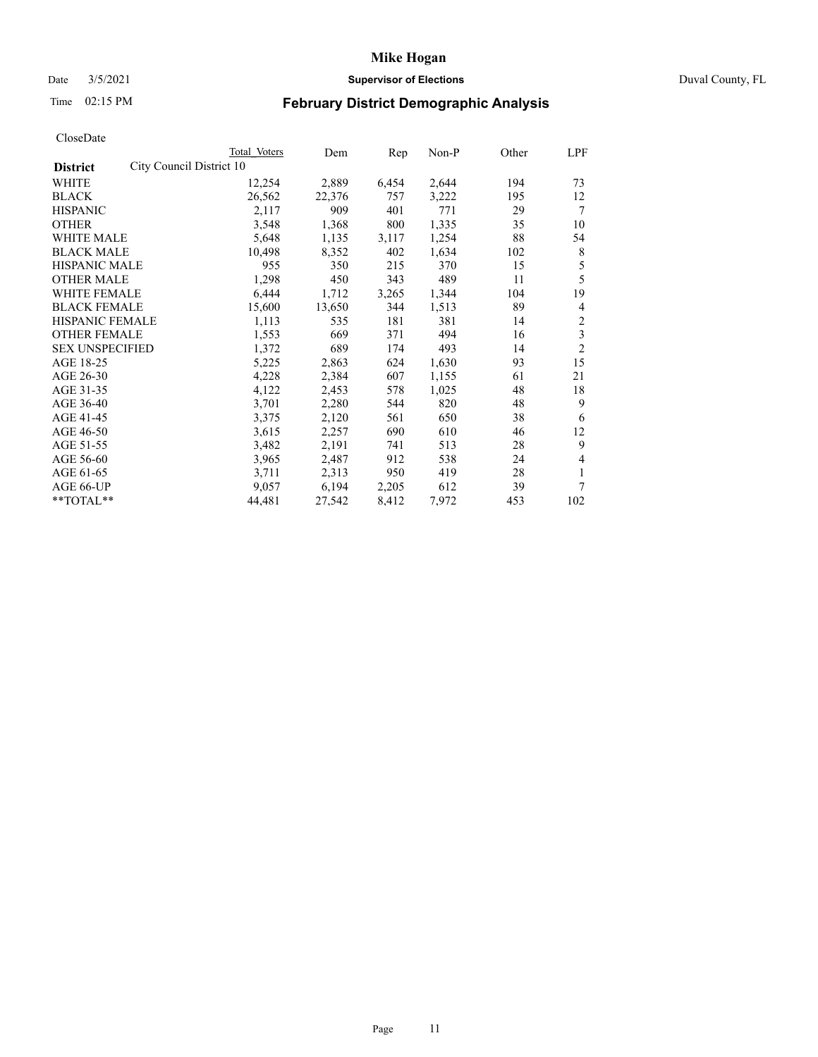# Mike Hogan

Date 3/5/2021 **Supervisor of Elections** Duval County, FL

Time 02:15 PM **February District Demographic Analysis**

CloseDate

| **District** | City Council District 10 | Total Voters | Dem | Rep | Non-P | Other | LPF |
|---|---|---|---|---|---|---|---|
| WHITE | | 12,254 | 2,889 | 6,454 | 2,644 | 194 | 73 |
| BLACK | | 26,562 | 22,376 | 757 | 3,222 | 195 | 12 |
| HISPANIC | | 2,117 | 909 | 401 | 771 | 29 | 7 |
| OTHER | | 3,548 | 1,368 | 800 | 1,335 | 35 | 10 |
| WHITE MALE | | 5,648 | 1,135 | 3,117 | 1,254 | 88 | 54 |
| BLACK MALE | | 10,498 | 8,352 | 402 | 1,634 | 102 | 8 |
| HISPANIC MALE | | 955 | 350 | 215 | 370 | 15 | 5 |
| OTHER MALE | | 1,298 | 450 | 343 | 489 | 11 | 5 |
| WHITE FEMALE | | 6,444 | 1,712 | 3,265 | 1,344 | 104 | 19 |
| BLACK FEMALE | | 15,600 | 13,650 | 344 | 1,513 | 89 | 4 |
| HISPANIC FEMALE | | 1,113 | 535 | 181 | 381 | 14 | 2 |
| OTHER FEMALE | | 1,553 | 669 | 371 | 494 | 16 | 3 |
| SEX UNSPECIFIED | | 1,372 | 689 | 174 | 493 | 14 | 2 |
| AGE 18-25 | | 5,225 | 2,863 | 624 | 1,630 | 93 | 15 |
| AGE 26-30 | | 4,228 | 2,384 | 607 | 1,155 | 61 | 21 |
| AGE 31-35 | | 4,122 | 2,453 | 578 | 1,025 | 48 | 18 |
| AGE 36-40 | | 3,701 | 2,280 | 544 | 820 | 48 | 9 |
| AGE 41-45 | | 3,375 | 2,120 | 561 | 650 | 38 | 6 |
| AGE 46-50 | | 3,615 | 2,257 | 690 | 610 | 46 | 12 |
| AGE 51-55 | | 3,482 | 2,191 | 741 | 513 | 28 | 9 |
| AGE 56-60 | | 3,965 | 2,487 | 912 | 538 | 24 | 4 |
| AGE 61-65 | | 3,711 | 2,313 | 950 | 419 | 28 | 1 |
| AGE 66-UP | | 9,057 | 6,194 | 2,205 | 612 | 39 | 7 |
| **TOTAL** | | 44,481 | 27,542 | 8,412 | 7,972 | 453 | 102 |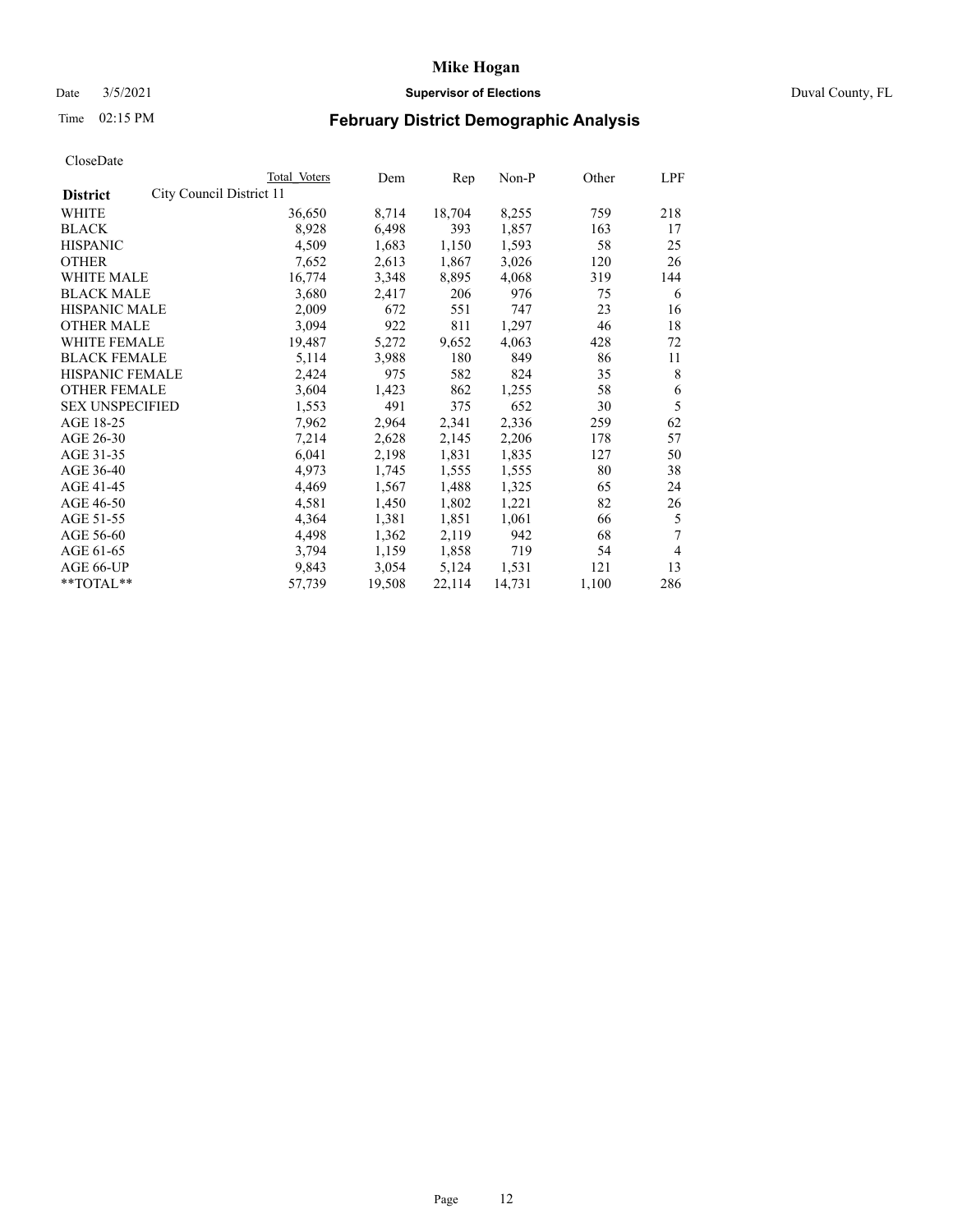# Mike Hogan

Date 3/5/2021 **Supervisor of Elections** Duval County, FL

Time 02:15 PM **February District Demographic Analysis**

CloseDate

| | Total Voters | Dem | Rep | Non-P | Other | LPF |
|---|---|---|---|---|---|---|
| **District** City Council District 11 | | | | | | |
| WHITE | 36,650 | 8,714 | 18,704 | 8,255 | 759 | 218 |
| BLACK | 8,928 | 6,498 | 393 | 1,857 | 163 | 17 |
| HISPANIC | 4,509 | 1,683 | 1,150 | 1,593 | 58 | 25 |
| OTHER | 7,652 | 2,613 | 1,867 | 3,026 | 120 | 26 |
| WHITE MALE | 16,774 | 3,348 | 8,895 | 4,068 | 319 | 144 |
| BLACK MALE | 3,680 | 2,417 | 206 | 976 | 75 | 6 |
| HISPANIC MALE | 2,009 | 672 | 551 | 747 | 23 | 16 |
| OTHER MALE | 3,094 | 922 | 811 | 1,297 | 46 | 18 |
| WHITE FEMALE | 19,487 | 5,272 | 9,652 | 4,063 | 428 | 72 |
| BLACK FEMALE | 5,114 | 3,988 | 180 | 849 | 86 | 11 |
| HISPANIC FEMALE | 2,424 | 975 | 582 | 824 | 35 | 8 |
| OTHER FEMALE | 3,604 | 1,423 | 862 | 1,255 | 58 | 6 |
| SEX UNSPECIFIED | 1,553 | 491 | 375 | 652 | 30 | 5 |
| AGE 18-25 | 7,962 | 2,964 | 2,341 | 2,336 | 259 | 62 |
| AGE 26-30 | 7,214 | 2,628 | 2,145 | 2,206 | 178 | 57 |
| AGE 31-35 | 6,041 | 2,198 | 1,831 | 1,835 | 127 | 50 |
| AGE 36-40 | 4,973 | 1,745 | 1,555 | 1,555 | 80 | 38 |
| AGE 41-45 | 4,469 | 1,567 | 1,488 | 1,325 | 65 | 24 |
| AGE 46-50 | 4,581 | 1,450 | 1,802 | 1,221 | 82 | 26 |
| AGE 51-55 | 4,364 | 1,381 | 1,851 | 1,061 | 66 | 5 |
| AGE 56-60 | 4,498 | 1,362 | 2,119 | 942 | 68 | 7 |
| AGE 61-65 | 3,794 | 1,159 | 1,858 | 719 | 54 | 4 |
| AGE 66-UP | 9,843 | 3,054 | 5,124 | 1,531 | 121 | 13 |
| **TOTAL** | 57,739 | 19,508 | 22,114 | 14,731 | 1,100 | 286 |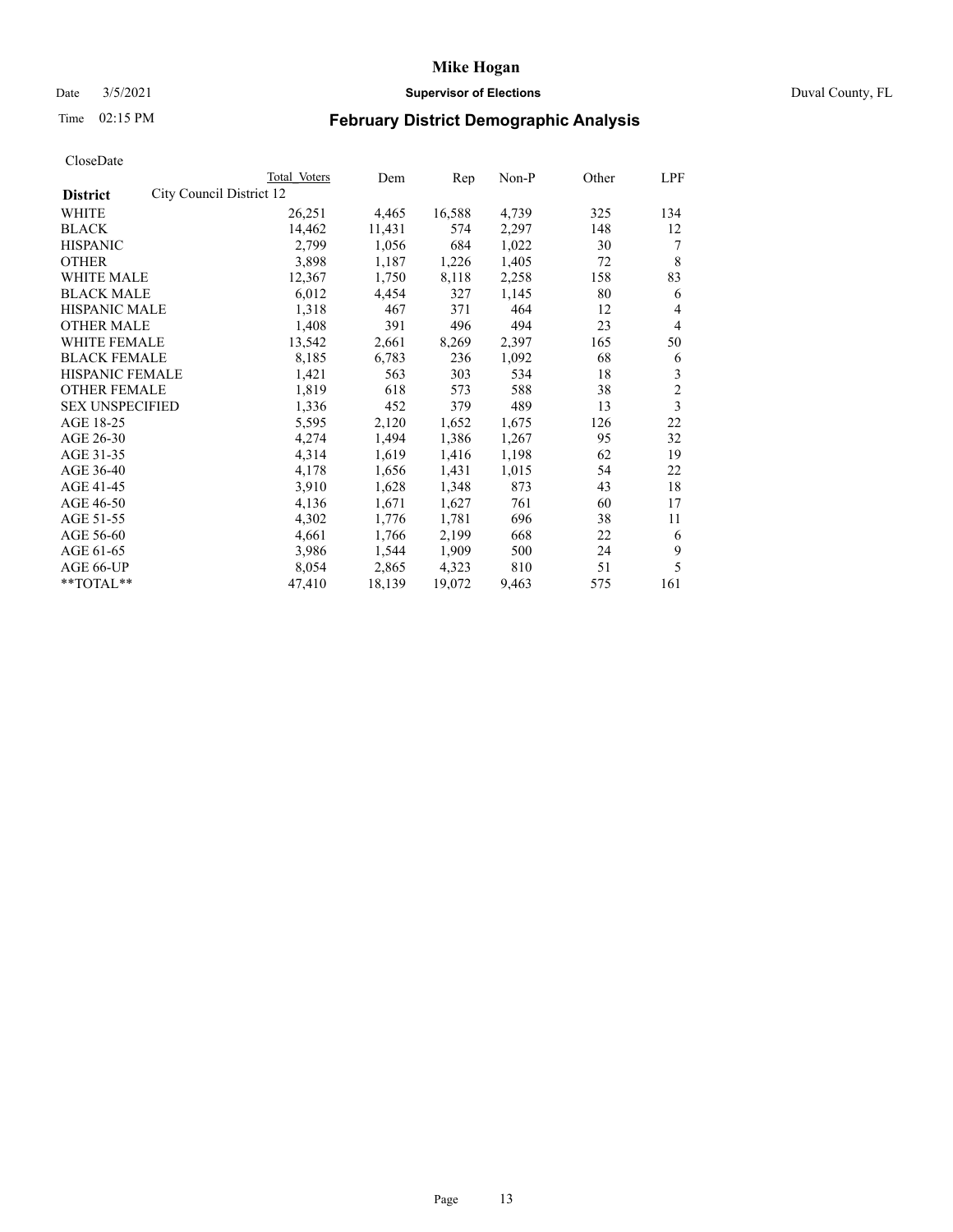# Mike Hogan

Date 3/5/2021 **Supervisor of Elections** Duval County, FL

Time 02:15 PM **February District Demographic Analysis**

CloseDate

| **District** | City Council District 12 | Total Voters | Dem | Rep | Non-P | Other | LPF |
|---|---|---|---|---|---|---|---|
| WHITE | | 26,251 | 4,465 | 16,588 | 4,739 | 325 | 134 |
| BLACK | | 14,462 | 11,431 | 574 | 2,297 | 148 | 12 |
| HISPANIC | | 2,799 | 1,056 | 684 | 1,022 | 30 | 7 |
| OTHER | | 3,898 | 1,187 | 1,226 | 1,405 | 72 | 8 |
| WHITE MALE | | 12,367 | 1,750 | 8,118 | 2,258 | 158 | 83 |
| BLACK MALE | | 6,012 | 4,454 | 327 | 1,145 | 80 | 6 |
| HISPANIC MALE | | 1,318 | 467 | 371 | 464 | 12 | 4 |
| OTHER MALE | | 1,408 | 391 | 496 | 494 | 23 | 4 |
| WHITE FEMALE | | 13,542 | 2,661 | 8,269 | 2,397 | 165 | 50 |
| BLACK FEMALE | | 8,185 | 6,783 | 236 | 1,092 | 68 | 6 |
| HISPANIC FEMALE | | 1,421 | 563 | 303 | 534 | 18 | 3 |
| OTHER FEMALE | | 1,819 | 618 | 573 | 588 | 38 | 2 |
| SEX UNSPECIFIED | | 1,336 | 452 | 379 | 489 | 13 | 3 |
| AGE 18-25 | | 5,595 | 2,120 | 1,652 | 1,675 | 126 | 22 |
| AGE 26-30 | | 4,274 | 1,494 | 1,386 | 1,267 | 95 | 32 |
| AGE 31-35 | | 4,314 | 1,619 | 1,416 | 1,198 | 62 | 19 |
| AGE 36-40 | | 4,178 | 1,656 | 1,431 | 1,015 | 54 | 22 |
| AGE 41-45 | | 3,910 | 1,628 | 1,348 | 873 | 43 | 18 |
| AGE 46-50 | | 4,136 | 1,671 | 1,627 | 761 | 60 | 17 |
| AGE 51-55 | | 4,302 | 1,776 | 1,781 | 696 | 38 | 11 |
| AGE 56-60 | | 4,661 | 1,766 | 2,199 | 668 | 22 | 6 |
| AGE 61-65 | | 3,986 | 1,544 | 1,909 | 500 | 24 | 9 |
| AGE 66-UP | | 8,054 | 2,865 | 4,323 | 810 | 51 | 5 |
| **TOTAL** | | 47,410 | 18,139 | 19,072 | 9,463 | 575 | 161 |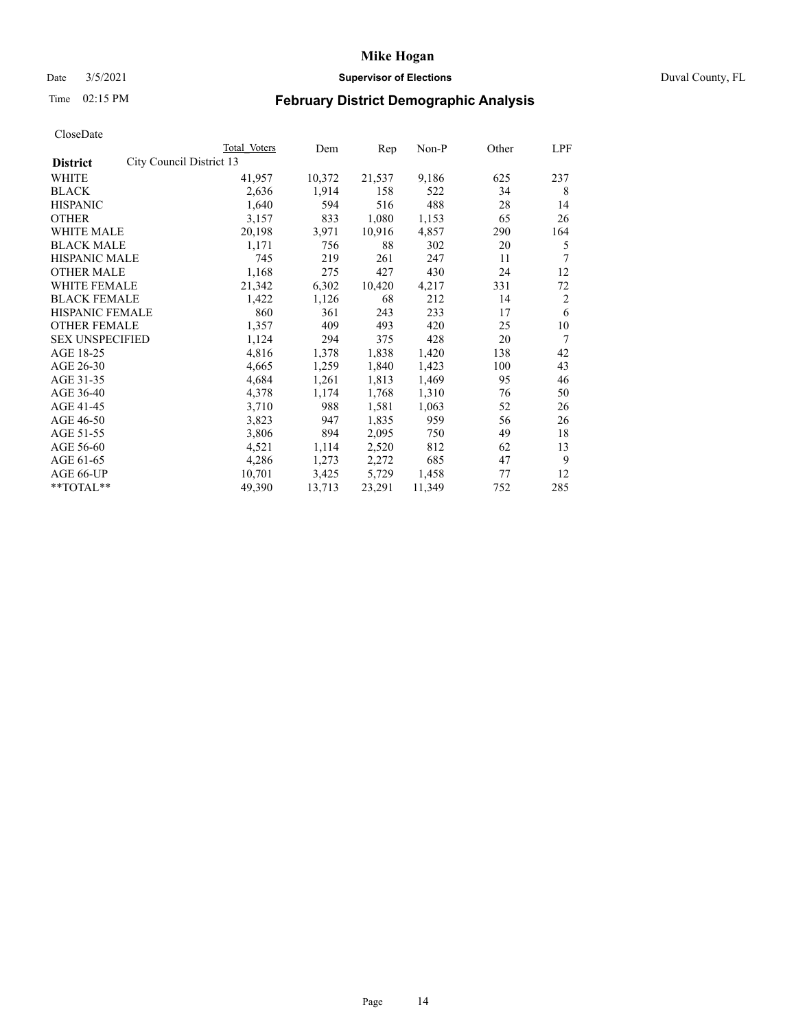# Mike Hogan

Date 3/5/2021 **Supervisor of Elections** Duval County, FL

Time 02:15 PM **February District Demographic Analysis**

CloseDate

| **District** | Total Voters | Dem | Rep | Non-P | Other | LPF |
|---|---|---|---|---|---|---|
| City Council District 13 | | | | | | |
| WHITE | 41,957 | 10,372 | 21,537 | 9,186 | 625 | 237 |
| BLACK | 2,636 | 1,914 | 158 | 522 | 34 | 8 |
| HISPANIC | 1,640 | 594 | 516 | 488 | 28 | 14 |
| OTHER | 3,157 | 833 | 1,080 | 1,153 | 65 | 26 |
| WHITE MALE | 20,198 | 3,971 | 10,916 | 4,857 | 290 | 164 |
| BLACK MALE | 1,171 | 756 | 88 | 302 | 20 | 5 |
| HISPANIC MALE | 745 | 219 | 261 | 247 | 11 | 7 |
| OTHER MALE | 1,168 | 275 | 427 | 430 | 24 | 12 |
| WHITE FEMALE | 21,342 | 6,302 | 10,420 | 4,217 | 331 | 72 |
| BLACK FEMALE | 1,422 | 1,126 | 68 | 212 | 14 | 2 |
| HISPANIC FEMALE | 860 | 361 | 243 | 233 | 17 | 6 |
| OTHER FEMALE | 1,357 | 409 | 493 | 420 | 25 | 10 |
| SEX UNSPECIFIED | 1,124 | 294 | 375 | 428 | 20 | 7 |
| AGE 18-25 | 4,816 | 1,378 | 1,838 | 1,420 | 138 | 42 |
| AGE 26-30 | 4,665 | 1,259 | 1,840 | 1,423 | 100 | 43 |
| AGE 31-35 | 4,684 | 1,261 | 1,813 | 1,469 | 95 | 46 |
| AGE 36-40 | 4,378 | 1,174 | 1,768 | 1,310 | 76 | 50 |
| AGE 41-45 | 3,710 | 988 | 1,581 | 1,063 | 52 | 26 |
| AGE 46-50 | 3,823 | 947 | 1,835 | 959 | 56 | 26 |
| AGE 51-55 | 3,806 | 894 | 2,095 | 750 | 49 | 18 |
| AGE 56-60 | 4,521 | 1,114 | 2,520 | 812 | 62 | 13 |
| AGE 61-65 | 4,286 | 1,273 | 2,272 | 685 | 47 | 9 |
| AGE 66-UP | 10,701 | 3,425 | 5,729 | 1,458 | 77 | 12 |
| **TOTAL** | 49,390 | 13,713 | 23,291 | 11,349 | 752 | 285 |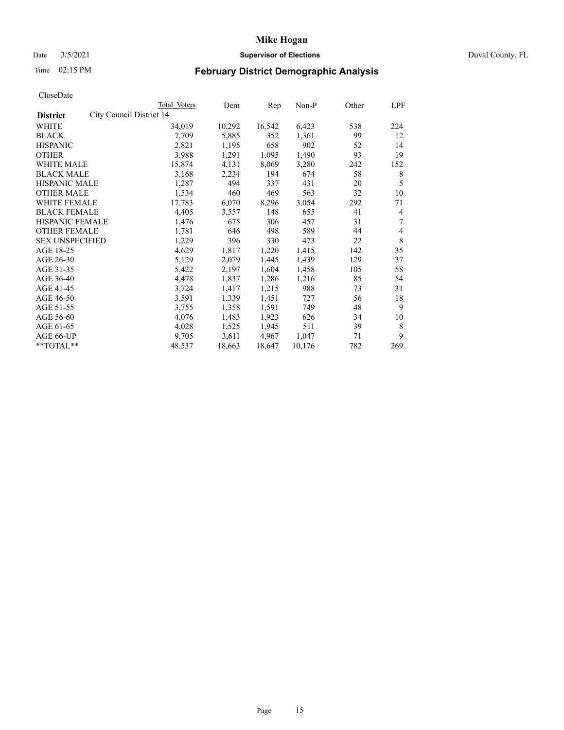# Mike Hogan

Date 3/5/2021 **Supervisor of Elections** Duval County, FL

Time 02:15 PM

## February District Demographic Analysis

CloseDate

| | Total Voters | Dem | Rep | Non-P | Other | LPF |
|---|---|---|---|---|---|---|
| **District** City Council District 14 | | | | | | |
| WHITE | 34,019 | 10,292 | 16,542 | 6,423 | 538 | 224 |
| BLACK | 7,709 | 5,885 | 352 | 1,361 | 99 | 12 |
| HISPANIC | 2,821 | 1,195 | 658 | 902 | 52 | 14 |
| OTHER | 3,988 | 1,291 | 1,095 | 1,490 | 93 | 19 |
| WHITE MALE | 15,874 | 4,131 | 8,069 | 3,280 | 242 | 152 |
| BLACK MALE | 3,168 | 2,234 | 194 | 674 | 58 | 8 |
| HISPANIC MALE | 1,287 | 494 | 337 | 431 | 20 | 5 |
| OTHER MALE | 1,534 | 460 | 469 | 563 | 32 | 10 |
| WHITE FEMALE | 17,783 | 6,070 | 8,296 | 3,054 | 292 | 71 |
| BLACK FEMALE | 4,405 | 3,557 | 148 | 655 | 41 | 4 |
| HISPANIC FEMALE | 1,476 | 675 | 306 | 457 | 31 | 7 |
| OTHER FEMALE | 1,781 | 646 | 498 | 589 | 44 | 4 |
| SEX UNSPECIFIED | 1,229 | 396 | 330 | 473 | 22 | 8 |
| AGE 18-25 | 4,629 | 1,817 | 1,220 | 1,415 | 142 | 35 |
| AGE 26-30 | 5,129 | 2,079 | 1,445 | 1,439 | 129 | 37 |
| AGE 31-35 | 5,422 | 2,197 | 1,604 | 1,458 | 105 | 58 |
| AGE 36-40 | 4,478 | 1,837 | 1,286 | 1,216 | 85 | 54 |
| AGE 41-45 | 3,724 | 1,417 | 1,215 | 988 | 73 | 31 |
| AGE 46-50 | 3,591 | 1,339 | 1,451 | 727 | 56 | 18 |
| AGE 51-55 | 3,755 | 1,358 | 1,591 | 749 | 48 | 9 |
| AGE 56-60 | 4,076 | 1,483 | 1,923 | 626 | 34 | 10 |
| AGE 61-65 | 4,028 | 1,525 | 1,945 | 511 | 39 | 8 |
| AGE 66-UP | 9,705 | 3,611 | 4,967 | 1,047 | 71 | 9 |
| **TOTAL** | 48,537 | 18,663 | 18,647 | 10,176 | 782 | 269 |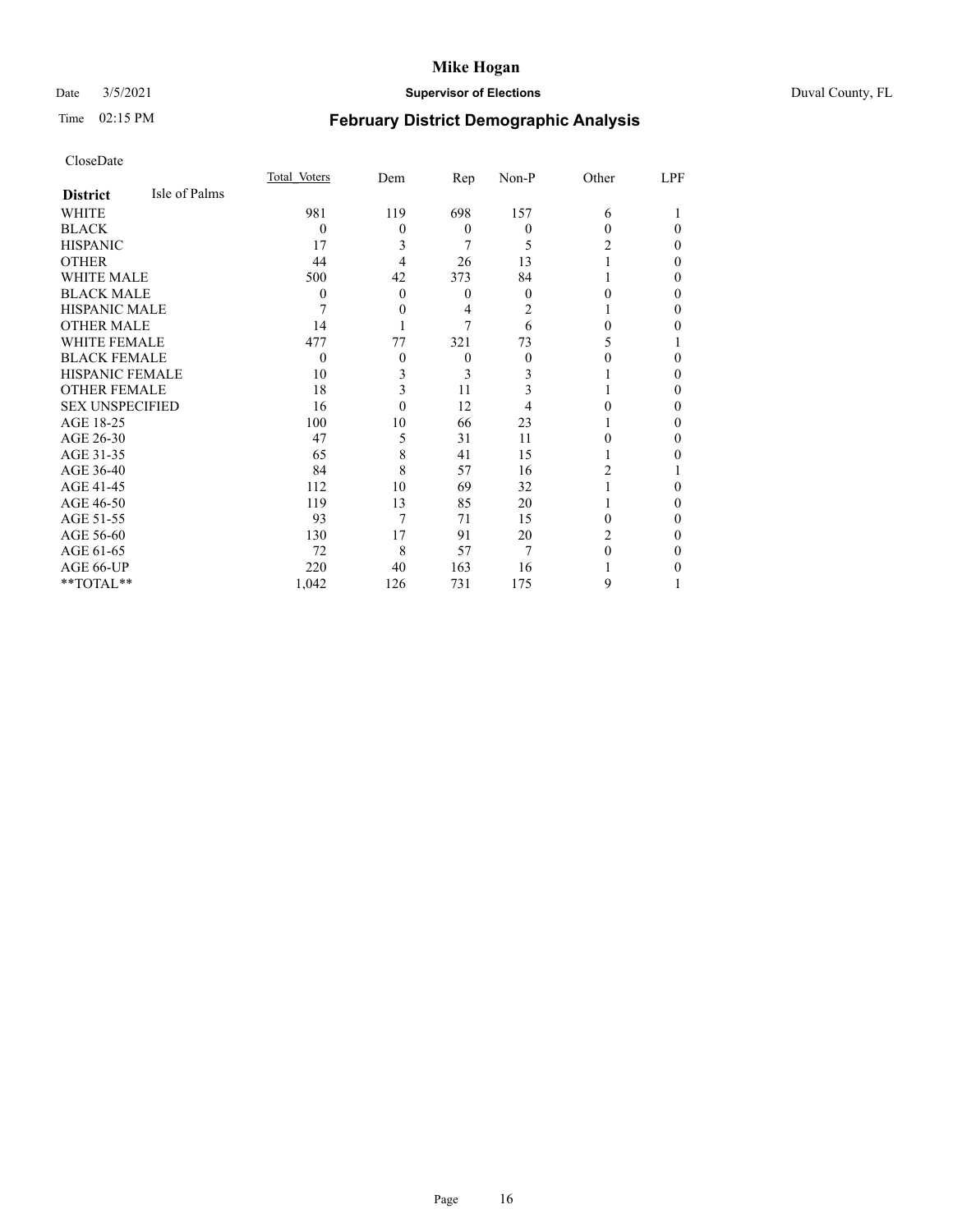# Mike Hogan

Date 3/5/2021 **Supervisor of Elections** Duval County, FL

Time 02:15 PM

## February District Demographic Analysis

CloseDate

| **District** Isle of Palms | Total Voters | Dem | Rep | Non-P | Other | LPF |
|---|---|---|---|---|---|---|
| WHITE | 981 | 119 | 698 | 157 | 6 | 1 |
| BLACK | 0 | 0 | 0 | 0 | 0 | 0 |
| HISPANIC | 17 | 3 | 7 | 5 | 2 | 0 |
| OTHER | 44 | 4 | 26 | 13 | 1 | 0 |
| WHITE MALE | 500 | 42 | 373 | 84 | 1 | 0 |
| BLACK MALE | 0 | 0 | 0 | 0 | 0 | 0 |
| HISPANIC MALE | 7 | 0 | 4 | 2 | 1 | 0 |
| OTHER MALE | 14 | 1 | 7 | 6 | 0 | 0 |
| WHITE FEMALE | 477 | 77 | 321 | 73 | 5 | 1 |
| BLACK FEMALE | 0 | 0 | 0 | 0 | 0 | 0 |
| HISPANIC FEMALE | 10 | 3 | 3 | 3 | 1 | 0 |
| OTHER FEMALE | 18 | 3 | 11 | 3 | 1 | 0 |
| SEX UNSPECIFIED | 16 | 0 | 12 | 4 | 0 | 0 |
| AGE 18-25 | 100 | 10 | 66 | 23 | 1 | 0 |
| AGE 26-30 | 47 | 5 | 31 | 11 | 0 | 0 |
| AGE 31-35 | 65 | 8 | 41 | 15 | 1 | 0 |
| AGE 36-40 | 84 | 8 | 57 | 16 | 2 | 1 |
| AGE 41-45 | 112 | 10 | 69 | 32 | 1 | 0 |
| AGE 46-50 | 119 | 13 | 85 | 20 | 1 | 0 |
| AGE 51-55 | 93 | 7 | 71 | 15 | 0 | 0 |
| AGE 56-60 | 130 | 17 | 91 | 20 | 2 | 0 |
| AGE 61-65 | 72 | 8 | 57 | 7 | 0 | 0 |
| AGE 66-UP | 220 | 40 | 163 | 16 | 1 | 0 |
| **TOTAL** | 1,042 | 126 | 731 | 175 | 9 | 1 |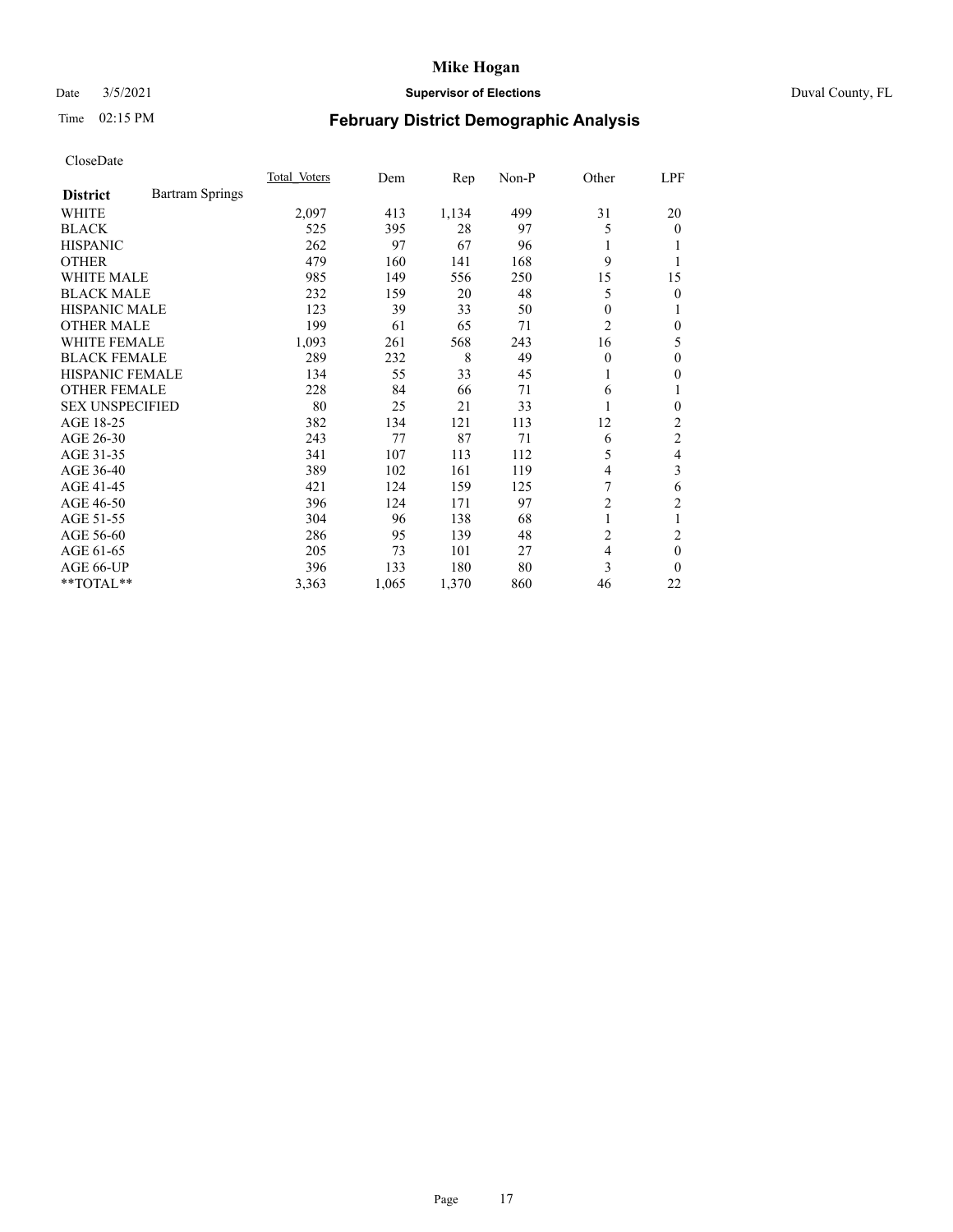# Mike Hogan

Date 3/5/2021 **Supervisor of Elections** Duval County, FL

Time 02:15 PM

## February District Demographic Analysis

CloseDate

| **District** Bartram Springs | Total Voters | Dem | Rep | Non-P | Other | LPF |
|---|---|---|---|---|---|---|
| WHITE | 2,097 | 413 | 1,134 | 499 | 31 | 20 |
| BLACK | 525 | 395 | 28 | 97 | 5 | 0 |
| HISPANIC | 262 | 97 | 67 | 96 | 1 | 1 |
| OTHER | 479 | 160 | 141 | 168 | 9 | 1 |
| WHITE MALE | 985 | 149 | 556 | 250 | 15 | 15 |
| BLACK MALE | 232 | 159 | 20 | 48 | 5 | 0 |
| HISPANIC MALE | 123 | 39 | 33 | 50 | 0 | 1 |
| OTHER MALE | 199 | 61 | 65 | 71 | 2 | 0 |
| WHITE FEMALE | 1,093 | 261 | 568 | 243 | 16 | 5 |
| BLACK FEMALE | 289 | 232 | 8 | 49 | 0 | 0 |
| HISPANIC FEMALE | 134 | 55 | 33 | 45 | 1 | 0 |
| OTHER FEMALE | 228 | 84 | 66 | 71 | 6 | 1 |
| SEX UNSPECIFIED | 80 | 25 | 21 | 33 | 1 | 0 |
| AGE 18-25 | 382 | 134 | 121 | 113 | 12 | 2 |
| AGE 26-30 | 243 | 77 | 87 | 71 | 6 | 2 |
| AGE 31-35 | 341 | 107 | 113 | 112 | 5 | 4 |
| AGE 36-40 | 389 | 102 | 161 | 119 | 4 | 3 |
| AGE 41-45 | 421 | 124 | 159 | 125 | 7 | 6 |
| AGE 46-50 | 396 | 124 | 171 | 97 | 2 | 2 |
| AGE 51-55 | 304 | 96 | 138 | 68 | 1 | 1 |
| AGE 56-60 | 286 | 95 | 139 | 48 | 2 | 2 |
| AGE 61-65 | 205 | 73 | 101 | 27 | 4 | 0 |
| AGE 66-UP | 396 | 133 | 180 | 80 | 3 | 0 |
| **TOTAL** | 3,363 | 1,065 | 1,370 | 860 | 46 | 22 |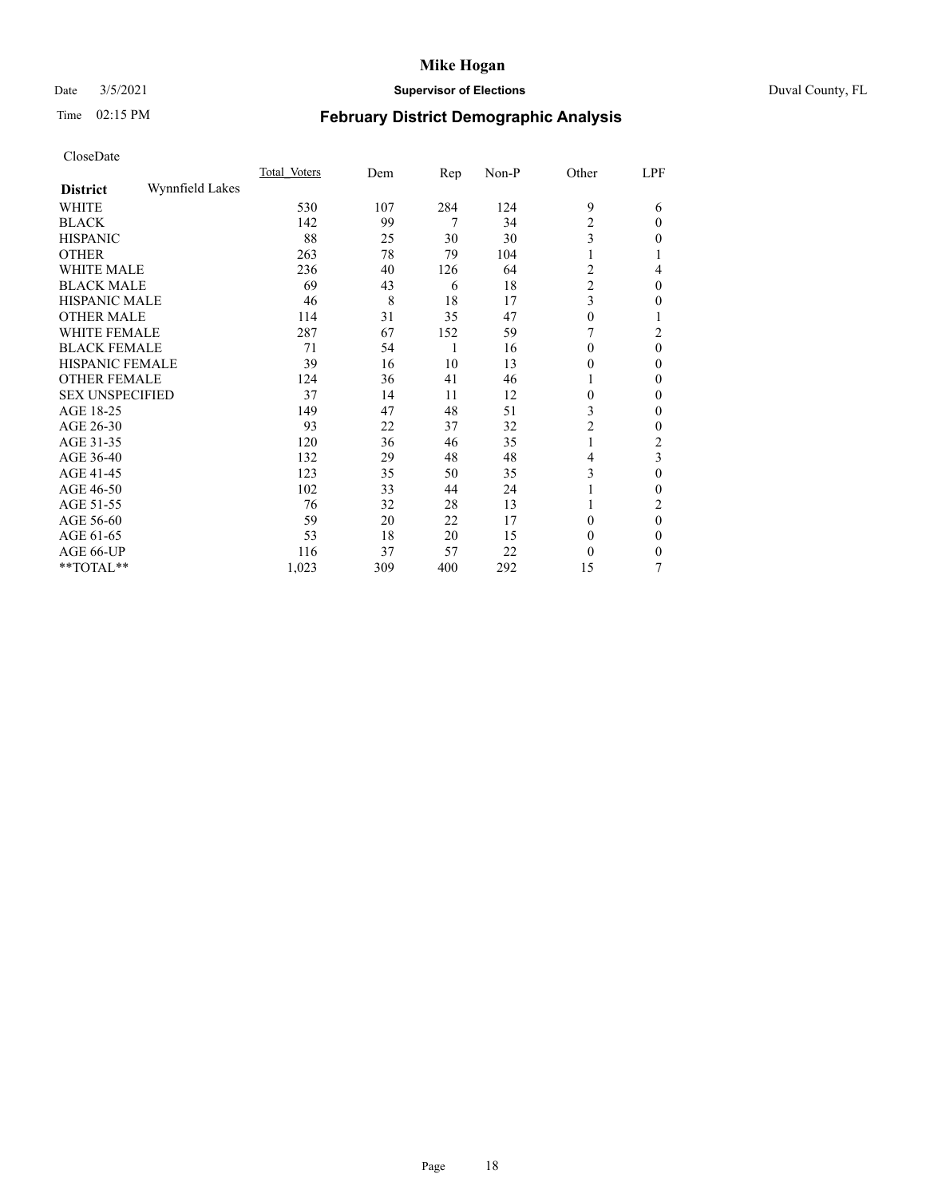# Mike Hogan

Date 3/5/2021 **Supervisor of Elections** Duval County, FL

Time 02:15 PM **February District Demographic Analysis**

CloseDate

| **District** Wynnfield Lakes | Total Voters | Dem | Rep | Non-P | Other | LPF |
|---|---|---|---|---|---|---|
| WHITE | 530 | 107 | 284 | 124 | 9 | 6 |
| BLACK | 142 | 99 | 7 | 34 | 2 | 0 |
| HISPANIC | 88 | 25 | 30 | 30 | 3 | 0 |
| OTHER | 263 | 78 | 79 | 104 | 1 | 1 |
| WHITE MALE | 236 | 40 | 126 | 64 | 2 | 4 |
| BLACK MALE | 69 | 43 | 6 | 18 | 2 | 0 |
| HISPANIC MALE | 46 | 8 | 18 | 17 | 3 | 0 |
| OTHER MALE | 114 | 31 | 35 | 47 | 0 | 1 |
| WHITE FEMALE | 287 | 67 | 152 | 59 | 7 | 2 |
| BLACK FEMALE | 71 | 54 | 1 | 16 | 0 | 0 |
| HISPANIC FEMALE | 39 | 16 | 10 | 13 | 0 | 0 |
| OTHER FEMALE | 124 | 36 | 41 | 46 | 1 | 0 |
| SEX UNSPECIFIED | 37 | 14 | 11 | 12 | 0 | 0 |
| AGE 18-25 | 149 | 47 | 48 | 51 | 3 | 0 |
| AGE 26-30 | 93 | 22 | 37 | 32 | 2 | 0 |
| AGE 31-35 | 120 | 36 | 46 | 35 | 1 | 2 |
| AGE 36-40 | 132 | 29 | 48 | 48 | 4 | 3 |
| AGE 41-45 | 123 | 35 | 50 | 35 | 3 | 0 |
| AGE 46-50 | 102 | 33 | 44 | 24 | 1 | 0 |
| AGE 51-55 | 76 | 32 | 28 | 13 | 1 | 2 |
| AGE 56-60 | 59 | 20 | 22 | 17 | 0 | 0 |
| AGE 61-65 | 53 | 18 | 20 | 15 | 0 | 0 |
| AGE 66-UP | 116 | 37 | 57 | 22 | 0 | 0 |
| **TOTAL** | 1,023 | 309 | 400 | 292 | 15 | 7 |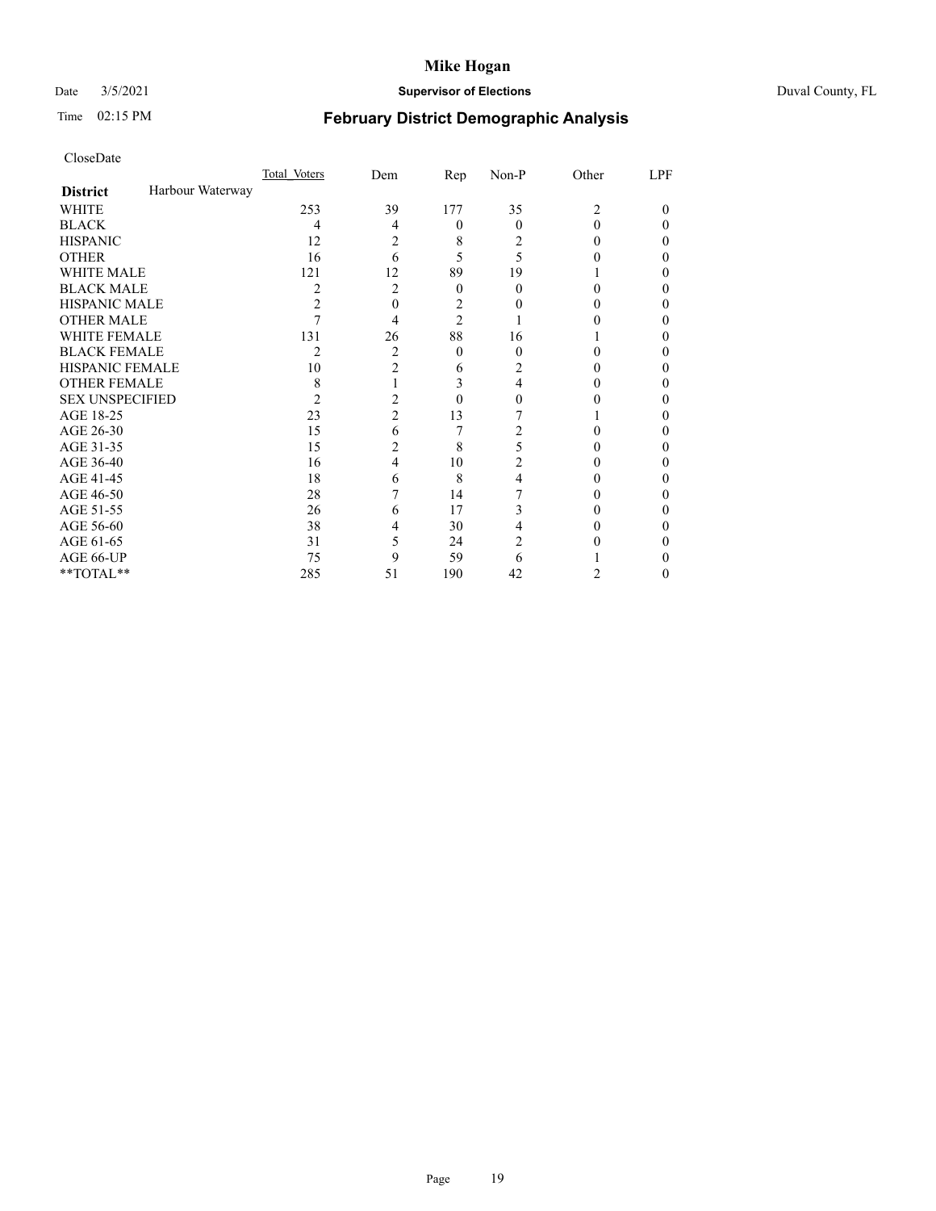# Mike Hogan

Date 3/5/2021 **Supervisor of Elections** Duval County, FL

Time 02:15 PM

## February District Demographic Analysis

CloseDate

| | Total Voters | Dem | Rep | Non-P | Other | LPF |
|---|---|---|---|---|---|---|
| **District** Harbour Waterway | | | | | | |
| WHITE | 253 | 39 | 177 | 35 | 2 | 0 |
| BLACK | 4 | 4 | 0 | 0 | 0 | 0 |
| HISPANIC | 12 | 2 | 8 | 2 | 0 | 0 |
| OTHER | 16 | 6 | 5 | 5 | 0 | 0 |
| WHITE MALE | 121 | 12 | 89 | 19 | 1 | 0 |
| BLACK MALE | 2 | 2 | 0 | 0 | 0 | 0 |
| HISPANIC MALE | 2 | 0 | 2 | 0 | 0 | 0 |
| OTHER MALE | 7 | 4 | 2 | 1 | 0 | 0 |
| WHITE FEMALE | 131 | 26 | 88 | 16 | 1 | 0 |
| BLACK FEMALE | 2 | 2 | 0 | 0 | 0 | 0 |
| HISPANIC FEMALE | 10 | 2 | 6 | 2 | 0 | 0 |
| OTHER FEMALE | 8 | 1 | 3 | 4 | 0 | 0 |
| SEX UNSPECIFIED | 2 | 2 | 0 | 0 | 0 | 0 |
| AGE 18-25 | 23 | 2 | 13 | 7 | 1 | 0 |
| AGE 26-30 | 15 | 6 | 7 | 2 | 0 | 0 |
| AGE 31-35 | 15 | 2 | 8 | 5 | 0 | 0 |
| AGE 36-40 | 16 | 4 | 10 | 2 | 0 | 0 |
| AGE 41-45 | 18 | 6 | 8 | 4 | 0 | 0 |
| AGE 46-50 | 28 | 7 | 14 | 7 | 0 | 0 |
| AGE 51-55 | 26 | 6 | 17 | 3 | 0 | 0 |
| AGE 56-60 | 38 | 4 | 30 | 4 | 0 | 0 |
| AGE 61-65 | 31 | 5 | 24 | 2 | 0 | 0 |
| AGE 66-UP | 75 | 9 | 59 | 6 | 1 | 0 |
| **TOTAL** | 285 | 51 | 190 | 42 | 2 | 0 |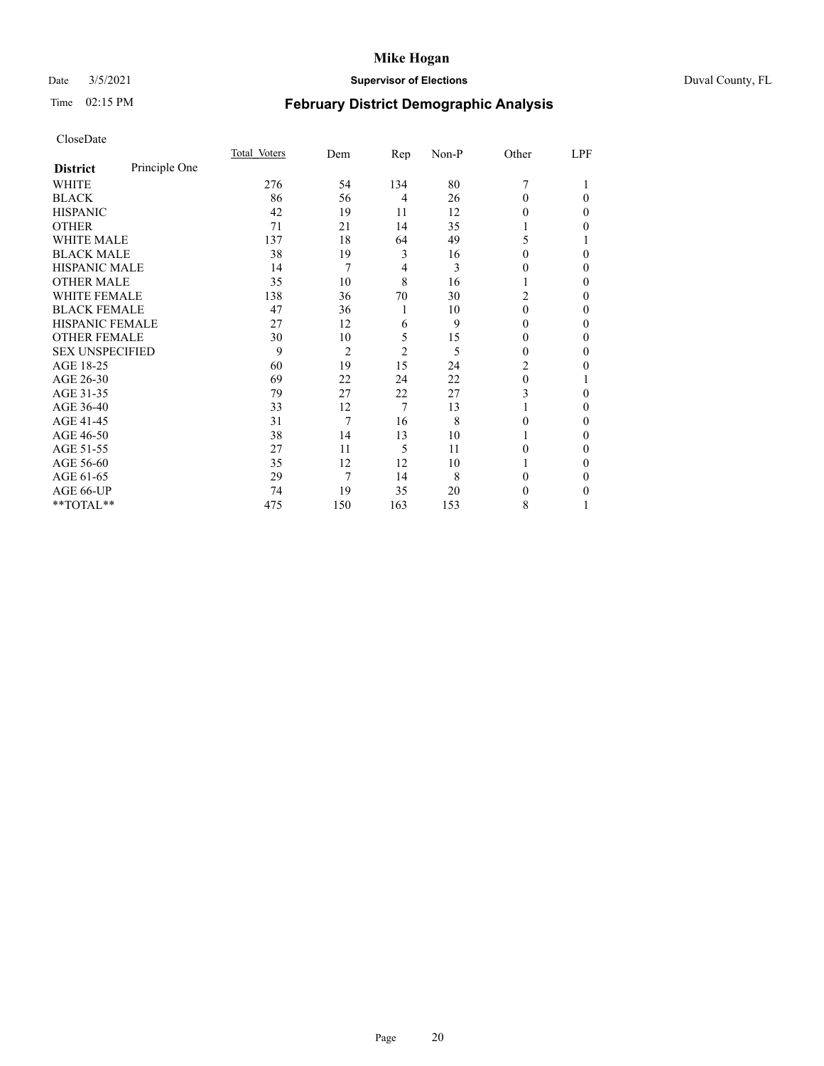# Mike Hogan

Date 3/5/2021 **Supervisor of Elections** Duval County, FL

Time 02:15 PM **February District Demographic Analysis**

CloseDate

| **District** Principle One | Total Voters | Dem | Rep | Non-P | Other | LPF |
|---|---|---|---|---|---|---|
| WHITE | 276 | 54 | 134 | 80 | 7 | 1 |
| BLACK | 86 | 56 | 4 | 26 | 0 | 0 |
| HISPANIC | 42 | 19 | 11 | 12 | 0 | 0 |
| OTHER | 71 | 21 | 14 | 35 | 1 | 0 |
| WHITE MALE | 137 | 18 | 64 | 49 | 5 | 1 |
| BLACK MALE | 38 | 19 | 3 | 16 | 0 | 0 |
| HISPANIC MALE | 14 | 7 | 4 | 3 | 0 | 0 |
| OTHER MALE | 35 | 10 | 8 | 16 | 1 | 0 |
| WHITE FEMALE | 138 | 36 | 70 | 30 | 2 | 0 |
| BLACK FEMALE | 47 | 36 | 1 | 10 | 0 | 0 |
| HISPANIC FEMALE | 27 | 12 | 6 | 9 | 0 | 0 |
| OTHER FEMALE | 30 | 10 | 5 | 15 | 0 | 0 |
| SEX UNSPECIFIED | 9 | 2 | 2 | 5 | 0 | 0 |
| AGE 18-25 | 60 | 19 | 15 | 24 | 2 | 0 |
| AGE 26-30 | 69 | 22 | 24 | 22 | 0 | 1 |
| AGE 31-35 | 79 | 27 | 22 | 27 | 3 | 0 |
| AGE 36-40 | 33 | 12 | 7 | 13 | 1 | 0 |
| AGE 41-45 | 31 | 7 | 16 | 8 | 0 | 0 |
| AGE 46-50 | 38 | 14 | 13 | 10 | 1 | 0 |
| AGE 51-55 | 27 | 11 | 5 | 11 | 0 | 0 |
| AGE 56-60 | 35 | 12 | 12 | 10 | 1 | 0 |
| AGE 61-65 | 29 | 7 | 14 | 8 | 0 | 0 |
| AGE 66-UP | 74 | 19 | 35 | 20 | 0 | 0 |
| **TOTAL** | 475 | 150 | 163 | 153 | 8 | 1 |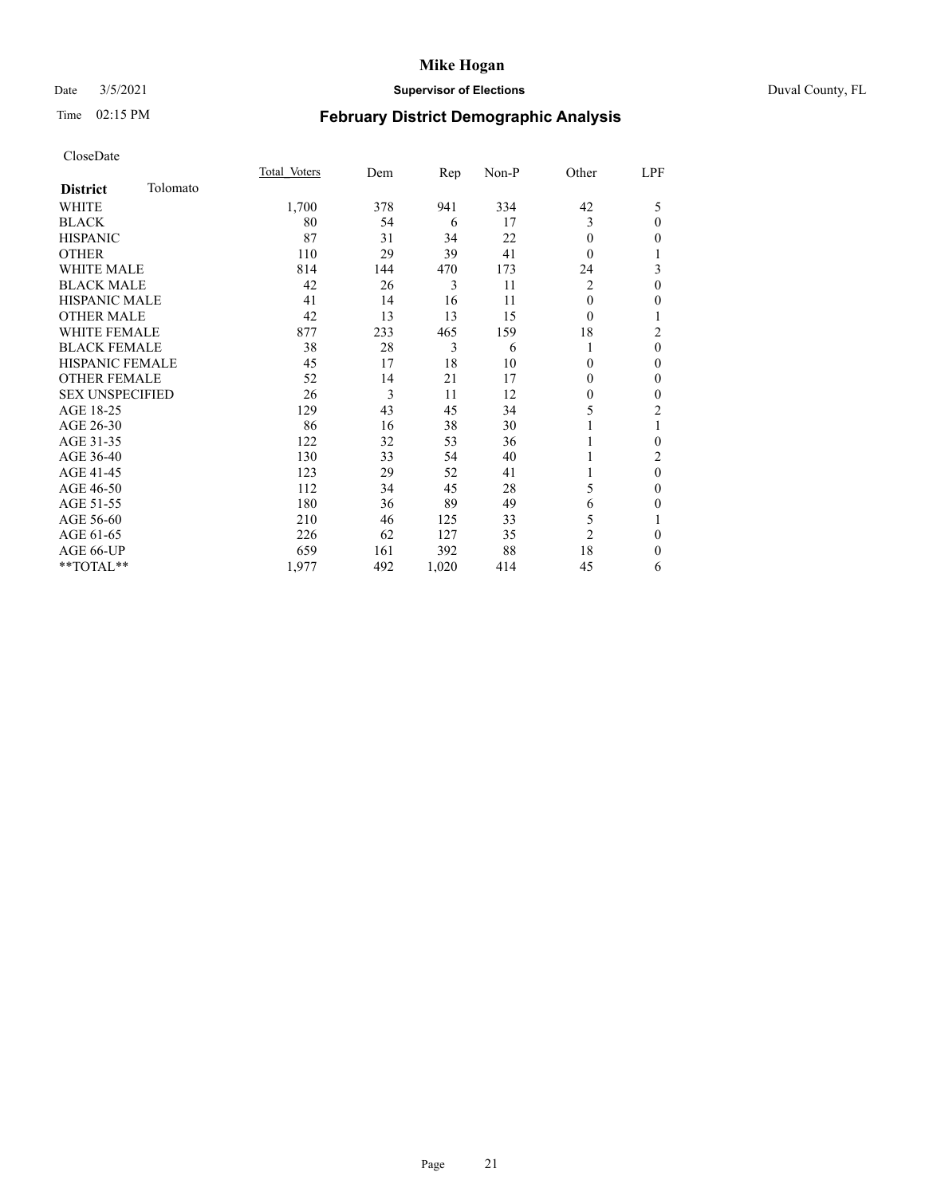# Mike Hogan

Date 3/5/2021 **Supervisor of Elections** Duval County, FL

Time 02:15 PM **February District Demographic Analysis**

CloseDate

| **District** Tolomato | Total Voters | Dem | Rep | Non-P | Other | LPF |
|---|---|---|---|---|---|---|
| WHITE | 1,700 | 378 | 941 | 334 | 42 | 5 |
| BLACK | 80 | 54 | 6 | 17 | 3 | 0 |
| HISPANIC | 87 | 31 | 34 | 22 | 0 | 0 |
| OTHER | 110 | 29 | 39 | 41 | 0 | 1 |
| WHITE MALE | 814 | 144 | 470 | 173 | 24 | 3 |
| BLACK MALE | 42 | 26 | 3 | 11 | 2 | 0 |
| HISPANIC MALE | 41 | 14 | 16 | 11 | 0 | 0 |
| OTHER MALE | 42 | 13 | 13 | 15 | 0 | 1 |
| WHITE FEMALE | 877 | 233 | 465 | 159 | 18 | 2 |
| BLACK FEMALE | 38 | 28 | 3 | 6 | 1 | 0 |
| HISPANIC FEMALE | 45 | 17 | 18 | 10 | 0 | 0 |
| OTHER FEMALE | 52 | 14 | 21 | 17 | 0 | 0 |
| SEX UNSPECIFIED | 26 | 3 | 11 | 12 | 0 | 0 |
| AGE 18-25 | 129 | 43 | 45 | 34 | 5 | 2 |
| AGE 26-30 | 86 | 16 | 38 | 30 | 1 | 1 |
| AGE 31-35 | 122 | 32 | 53 | 36 | 1 | 0 |
| AGE 36-40 | 130 | 33 | 54 | 40 | 1 | 2 |
| AGE 41-45 | 123 | 29 | 52 | 41 | 1 | 0 |
| AGE 46-50 | 112 | 34 | 45 | 28 | 5 | 0 |
| AGE 51-55 | 180 | 36 | 89 | 49 | 6 | 0 |
| AGE 56-60 | 210 | 46 | 125 | 33 | 5 | 1 |
| AGE 61-65 | 226 | 62 | 127 | 35 | 2 | 0 |
| AGE 66-UP | 659 | 161 | 392 | 88 | 18 | 0 |
| **TOTAL** | 1,977 | 492 | 1,020 | 414 | 45 | 6 |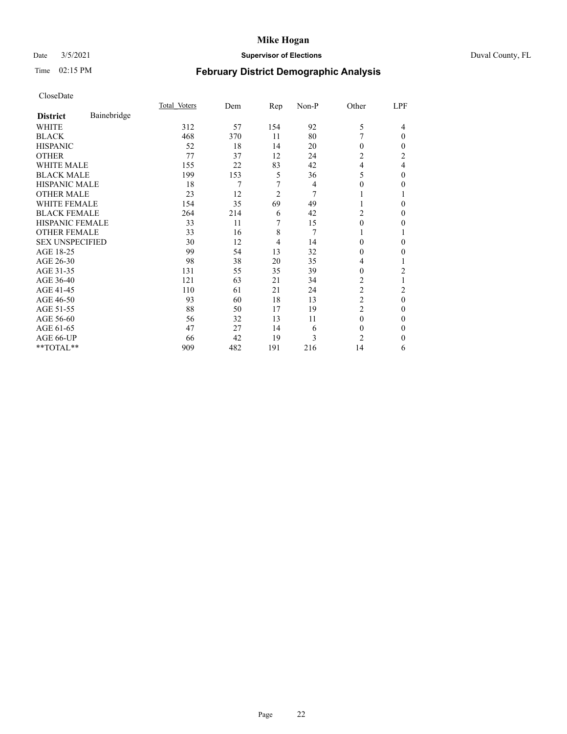# Mike Hogan

Date 3/5/2021 **Supervisor of Elections** Duval County, FL

Time 02:15 PM **February District Demographic Analysis**

CloseDate

| **District** Bainebridge | Total Voters | Dem | Rep | Non-P | Other | LPF |
|---|---|---|---|---|---|---|
| WHITE | 312 | 57 | 154 | 92 | 5 | 4 |
| BLACK | 468 | 370 | 11 | 80 | 7 | 0 |
| HISPANIC | 52 | 18 | 14 | 20 | 0 | 0 |
| OTHER | 77 | 37 | 12 | 24 | 2 | 2 |
| WHITE MALE | 155 | 22 | 83 | 42 | 4 | 4 |
| BLACK MALE | 199 | 153 | 5 | 36 | 5 | 0 |
| HISPANIC MALE | 18 | 7 | 7 | 4 | 0 | 0 |
| OTHER MALE | 23 | 12 | 2 | 7 | 1 | 1 |
| WHITE FEMALE | 154 | 35 | 69 | 49 | 1 | 0 |
| BLACK FEMALE | 264 | 214 | 6 | 42 | 2 | 0 |
| HISPANIC FEMALE | 33 | 11 | 7 | 15 | 0 | 0 |
| OTHER FEMALE | 33 | 16 | 8 | 7 | 1 | 1 |
| SEX UNSPECIFIED | 30 | 12 | 4 | 14 | 0 | 0 |
| AGE 18-25 | 99 | 54 | 13 | 32 | 0 | 0 |
| AGE 26-30 | 98 | 38 | 20 | 35 | 4 | 1 |
| AGE 31-35 | 131 | 55 | 35 | 39 | 0 | 2 |
| AGE 36-40 | 121 | 63 | 21 | 34 | 2 | 1 |
| AGE 41-45 | 110 | 61 | 21 | 24 | 2 | 2 |
| AGE 46-50 | 93 | 60 | 18 | 13 | 2 | 0 |
| AGE 51-55 | 88 | 50 | 17 | 19 | 2 | 0 |
| AGE 56-60 | 56 | 32 | 13 | 11 | 0 | 0 |
| AGE 61-65 | 47 | 27 | 14 | 6 | 0 | 0 |
| AGE 66-UP | 66 | 42 | 19 | 3 | 2 | 0 |
| **TOTAL** | 909 | 482 | 191 | 216 | 14 | 6 |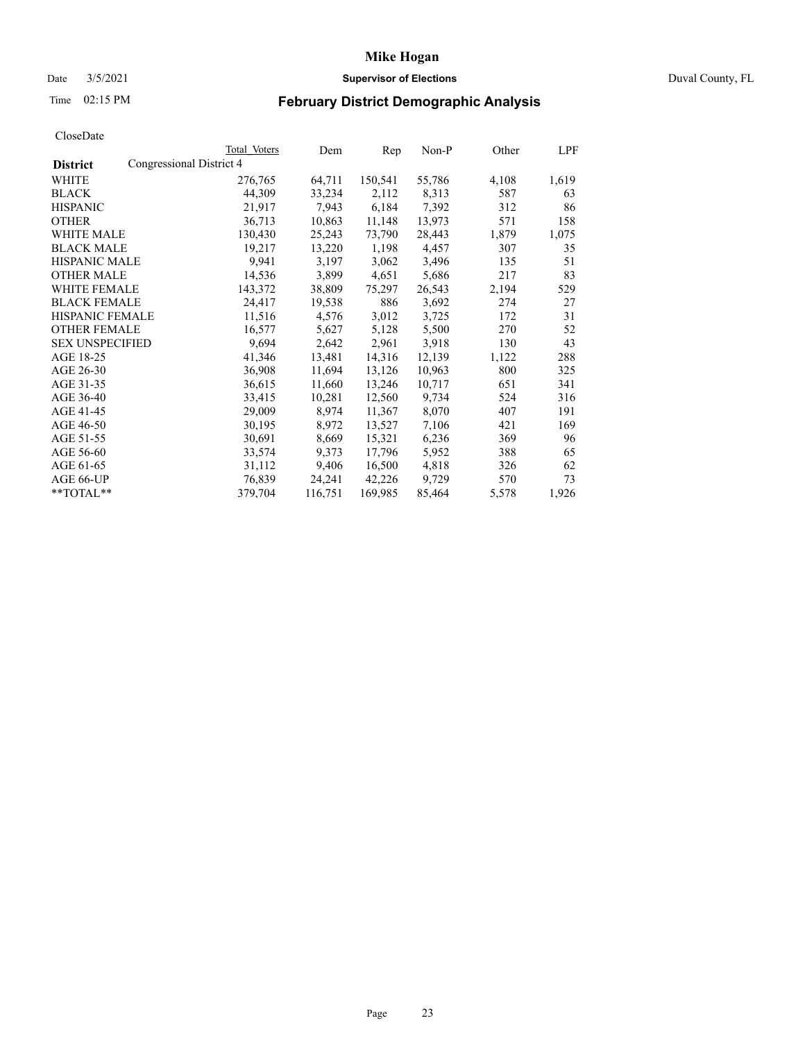# Mike Hogan

Date 3/5/2021 **Supervisor of Elections** Duval County, FL

Time 02:15 PM **February District Demographic Analysis**

CloseDate

| District | Total Voters | Dem | Rep | Non-P | Other | LPF |
|---|---|---|---|---|---|---|
| Congressional District 4 | | | | | | |
| WHITE | 276,765 | 64,711 | 150,541 | 55,786 | 4,108 | 1,619 |
| BLACK | 44,309 | 33,234 | 2,112 | 8,313 | 587 | 63 |
| HISPANIC | 21,917 | 7,943 | 6,184 | 7,392 | 312 | 86 |
| OTHER | 36,713 | 10,863 | 11,148 | 13,973 | 571 | 158 |
| WHITE MALE | 130,430 | 25,243 | 73,790 | 28,443 | 1,879 | 1,075 |
| BLACK MALE | 19,217 | 13,220 | 1,198 | 4,457 | 307 | 35 |
| HISPANIC MALE | 9,941 | 3,197 | 3,062 | 3,496 | 135 | 51 |
| OTHER MALE | 14,536 | 3,899 | 4,651 | 5,686 | 217 | 83 |
| WHITE FEMALE | 143,372 | 38,809 | 75,297 | 26,543 | 2,194 | 529 |
| BLACK FEMALE | 24,417 | 19,538 | 886 | 3,692 | 274 | 27 |
| HISPANIC FEMALE | 11,516 | 4,576 | 3,012 | 3,725 | 172 | 31 |
| OTHER FEMALE | 16,577 | 5,627 | 5,128 | 5,500 | 270 | 52 |
| SEX UNSPECIFIED | 9,694 | 2,642 | 2,961 | 3,918 | 130 | 43 |
| AGE 18-25 | 41,346 | 13,481 | 14,316 | 12,139 | 1,122 | 288 |
| AGE 26-30 | 36,908 | 11,694 | 13,126 | 10,963 | 800 | 325 |
| AGE 31-35 | 36,615 | 11,660 | 13,246 | 10,717 | 651 | 341 |
| AGE 36-40 | 33,415 | 10,281 | 12,560 | 9,734 | 524 | 316 |
| AGE 41-45 | 29,009 | 8,974 | 11,367 | 8,070 | 407 | 191 |
| AGE 46-50 | 30,195 | 8,972 | 13,527 | 7,106 | 421 | 169 |
| AGE 51-55 | 30,691 | 8,669 | 15,321 | 6,236 | 369 | 96 |
| AGE 56-60 | 33,574 | 9,373 | 17,796 | 5,952 | 388 | 65 |
| AGE 61-65 | 31,112 | 9,406 | 16,500 | 4,818 | 326 | 62 |
| AGE 66-UP | 76,839 | 24,241 | 42,226 | 9,729 | 570 | 73 |
| **TOTAL** | 379,704 | 116,751 | 169,985 | 85,464 | 5,578 | 1,926 |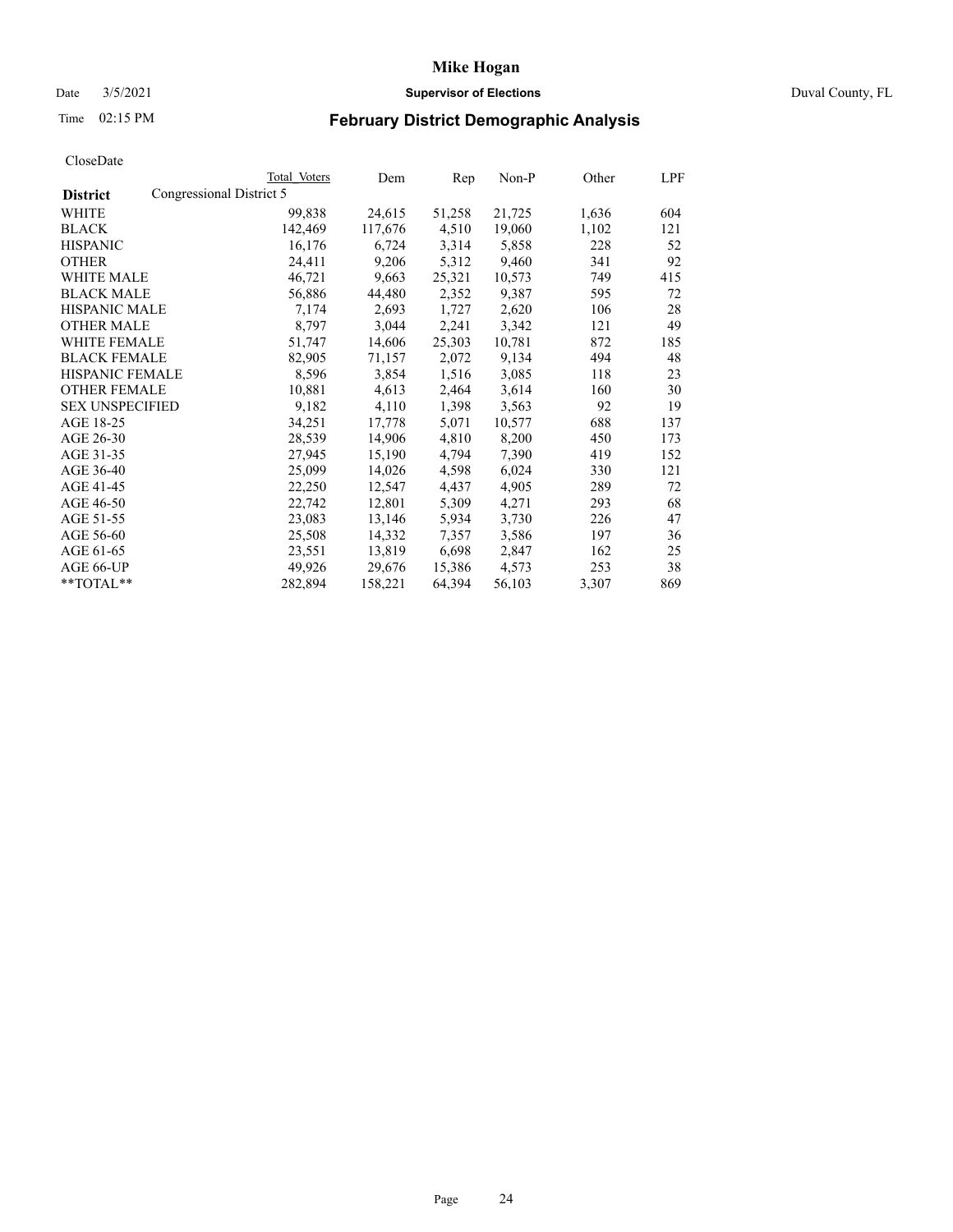# Mike Hogan

Date 3/5/2021 **Supervisor of Elections** Duval County, FL

Time 02:15 PM **February District Demographic Analysis**

CloseDate

| **District** | Total Voters | Dem | Rep | Non-P | Other | LPF |
|---|---|---|---|---|---|---|
| Congressional District 5 | | | | | | |
| WHITE | 99,838 | 24,615 | 51,258 | 21,725 | 1,636 | 604 |
| BLACK | 142,469 | 117,676 | 4,510 | 19,060 | 1,102 | 121 |
| HISPANIC | 16,176 | 6,724 | 3,314 | 5,858 | 228 | 52 |
| OTHER | 24,411 | 9,206 | 5,312 | 9,460 | 341 | 92 |
| WHITE MALE | 46,721 | 9,663 | 25,321 | 10,573 | 749 | 415 |
| BLACK MALE | 56,886 | 44,480 | 2,352 | 9,387 | 595 | 72 |
| HISPANIC MALE | 7,174 | 2,693 | 1,727 | 2,620 | 106 | 28 |
| OTHER MALE | 8,797 | 3,044 | 2,241 | 3,342 | 121 | 49 |
| WHITE FEMALE | 51,747 | 14,606 | 25,303 | 10,781 | 872 | 185 |
| BLACK FEMALE | 82,905 | 71,157 | 2,072 | 9,134 | 494 | 48 |
| HISPANIC FEMALE | 8,596 | 3,854 | 1,516 | 3,085 | 118 | 23 |
| OTHER FEMALE | 10,881 | 4,613 | 2,464 | 3,614 | 160 | 30 |
| SEX UNSPECIFIED | 9,182 | 4,110 | 1,398 | 3,563 | 92 | 19 |
| AGE 18-25 | 34,251 | 17,778 | 5,071 | 10,577 | 688 | 137 |
| AGE 26-30 | 28,539 | 14,906 | 4,810 | 8,200 | 450 | 173 |
| AGE 31-35 | 27,945 | 15,190 | 4,794 | 7,390 | 419 | 152 |
| AGE 36-40 | 25,099 | 14,026 | 4,598 | 6,024 | 330 | 121 |
| AGE 41-45 | 22,250 | 12,547 | 4,437 | 4,905 | 289 | 72 |
| AGE 46-50 | 22,742 | 12,801 | 5,309 | 4,271 | 293 | 68 |
| AGE 51-55 | 23,083 | 13,146 | 5,934 | 3,730 | 226 | 47 |
| AGE 56-60 | 25,508 | 14,332 | 7,357 | 3,586 | 197 | 36 |
| AGE 61-65 | 23,551 | 13,819 | 6,698 | 2,847 | 162 | 25 |
| AGE 66-UP | 49,926 | 29,676 | 15,386 | 4,573 | 253 | 38 |
| **TOTAL** | 282,894 | 158,221 | 64,394 | 56,103 | 3,307 | 869 |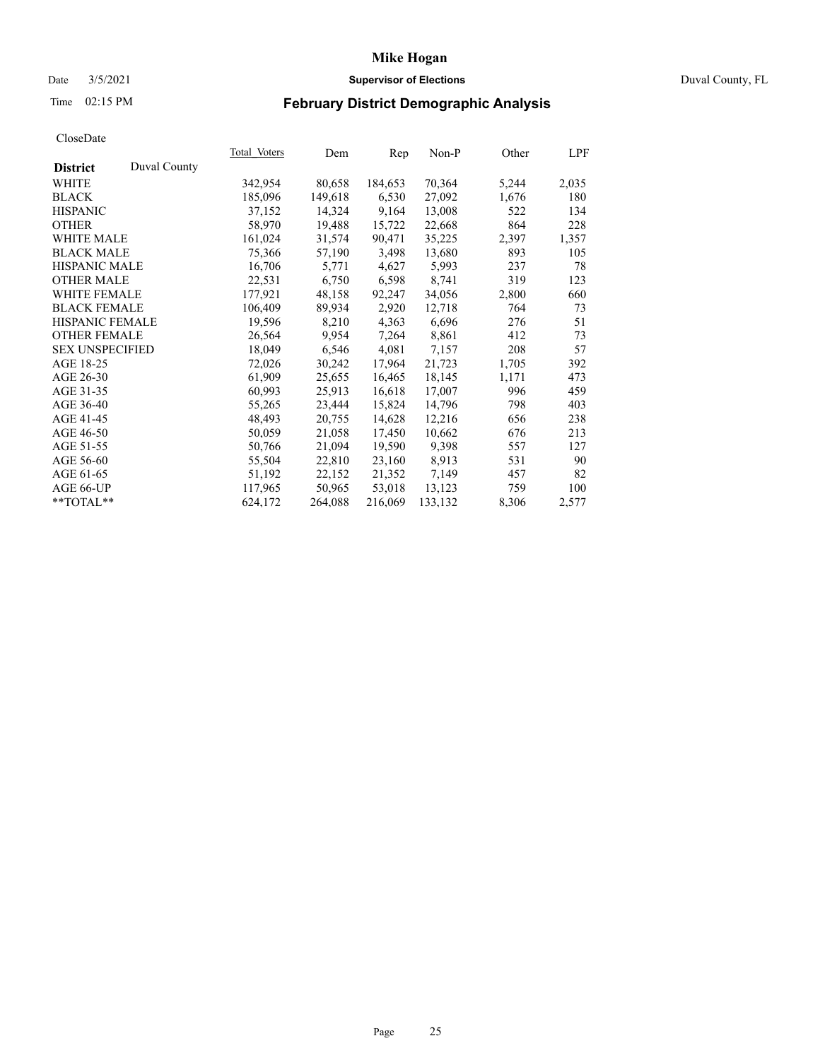# Mike Hogan

Date 3/5/2021 **Supervisor of Elections** Duval County, FL

Time 02:15 PM **February District Demographic Analysis**

CloseDate

| **District** Duval County | Total Voters | Dem | Rep | Non-P | Other | LPF |
|---|---|---|---|---|---|---|
| WHITE | 342,954 | 80,658 | 184,653 | 70,364 | 5,244 | 2,035 |
| BLACK | 185,096 | 149,618 | 6,530 | 27,092 | 1,676 | 180 |
| HISPANIC | 37,152 | 14,324 | 9,164 | 13,008 | 522 | 134 |
| OTHER | 58,970 | 19,488 | 15,722 | 22,668 | 864 | 228 |
| WHITE MALE | 161,024 | 31,574 | 90,471 | 35,225 | 2,397 | 1,357 |
| BLACK MALE | 75,366 | 57,190 | 3,498 | 13,680 | 893 | 105 |
| HISPANIC MALE | 16,706 | 5,771 | 4,627 | 5,993 | 237 | 78 |
| OTHER MALE | 22,531 | 6,750 | 6,598 | 8,741 | 319 | 123 |
| WHITE FEMALE | 177,921 | 48,158 | 92,247 | 34,056 | 2,800 | 660 |
| BLACK FEMALE | 106,409 | 89,934 | 2,920 | 12,718 | 764 | 73 |
| HISPANIC FEMALE | 19,596 | 8,210 | 4,363 | 6,696 | 276 | 51 |
| OTHER FEMALE | 26,564 | 9,954 | 7,264 | 8,861 | 412 | 73 |
| SEX UNSPECIFIED | 18,049 | 6,546 | 4,081 | 7,157 | 208 | 57 |
| AGE 18-25 | 72,026 | 30,242 | 17,964 | 21,723 | 1,705 | 392 |
| AGE 26-30 | 61,909 | 25,655 | 16,465 | 18,145 | 1,171 | 473 |
| AGE 31-35 | 60,993 | 25,913 | 16,618 | 17,007 | 996 | 459 |
| AGE 36-40 | 55,265 | 23,444 | 15,824 | 14,796 | 798 | 403 |
| AGE 41-45 | 48,493 | 20,755 | 14,628 | 12,216 | 656 | 238 |
| AGE 46-50 | 50,059 | 21,058 | 17,450 | 10,662 | 676 | 213 |
| AGE 51-55 | 50,766 | 21,094 | 19,590 | 9,398 | 557 | 127 |
| AGE 56-60 | 55,504 | 22,810 | 23,160 | 8,913 | 531 | 90 |
| AGE 61-65 | 51,192 | 22,152 | 21,352 | 7,149 | 457 | 82 |
| AGE 66-UP | 117,965 | 50,965 | 53,018 | 13,123 | 759 | 100 |
| **TOTAL** | 624,172 | 264,088 | 216,069 | 133,132 | 8,306 | 2,577 |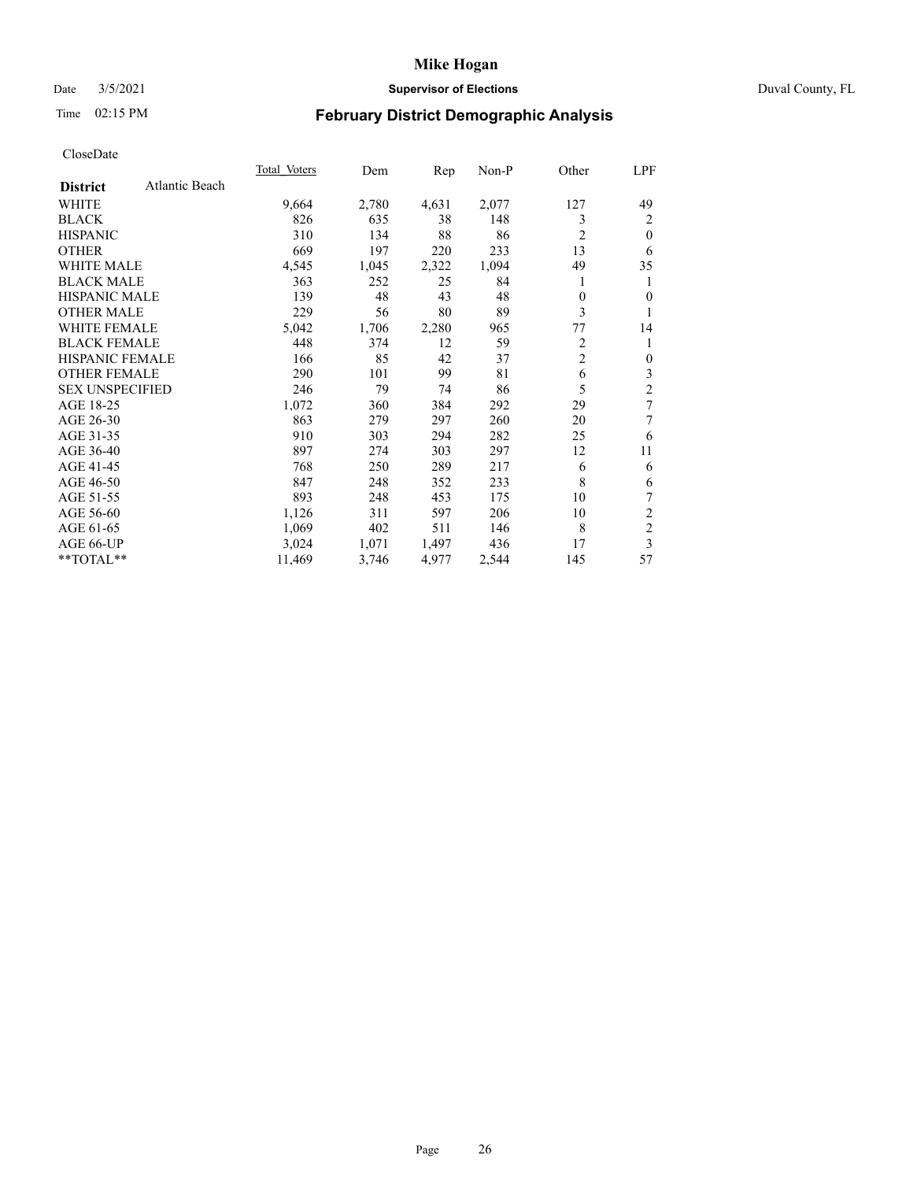# Mike Hogan

Date 3/5/2021 **Supervisor of Elections** Duval County, FL

Time 02:15 PM **February District Demographic Analysis**

CloseDate

| **District** Atlantic Beach | Total Voters | Dem | Rep | Non-P | Other | LPF |
|---|---|---|---|---|---|---|
| WHITE | 9,664 | 2,780 | 4,631 | 2,077 | 127 | 49 |
| BLACK | 826 | 635 | 38 | 148 | 3 | 2 |
| HISPANIC | 310 | 134 | 88 | 86 | 2 | 0 |
| OTHER | 669 | 197 | 220 | 233 | 13 | 6 |
| WHITE MALE | 4,545 | 1,045 | 2,322 | 1,094 | 49 | 35 |
| BLACK MALE | 363 | 252 | 25 | 84 | 1 | 1 |
| HISPANIC MALE | 139 | 48 | 43 | 48 | 0 | 0 |
| OTHER MALE | 229 | 56 | 80 | 89 | 3 | 1 |
| WHITE FEMALE | 5,042 | 1,706 | 2,280 | 965 | 77 | 14 |
| BLACK FEMALE | 448 | 374 | 12 | 59 | 2 | 1 |
| HISPANIC FEMALE | 166 | 85 | 42 | 37 | 2 | 0 |
| OTHER FEMALE | 290 | 101 | 99 | 81 | 6 | 3 |
| SEX UNSPECIFIED | 246 | 79 | 74 | 86 | 5 | 2 |
| AGE 18-25 | 1,072 | 360 | 384 | 292 | 29 | 7 |
| AGE 26-30 | 863 | 279 | 297 | 260 | 20 | 7 |
| AGE 31-35 | 910 | 303 | 294 | 282 | 25 | 6 |
| AGE 36-40 | 897 | 274 | 303 | 297 | 12 | 11 |
| AGE 41-45 | 768 | 250 | 289 | 217 | 6 | 6 |
| AGE 46-50 | 847 | 248 | 352 | 233 | 8 | 6 |
| AGE 51-55 | 893 | 248 | 453 | 175 | 10 | 7 |
| AGE 56-60 | 1,126 | 311 | 597 | 206 | 10 | 2 |
| AGE 61-65 | 1,069 | 402 | 511 | 146 | 8 | 2 |
| AGE 66-UP | 3,024 | 1,071 | 1,497 | 436 | 17 | 3 |
| **TOTAL** | 11,469 | 3,746 | 4,977 | 2,544 | 145 | 57 |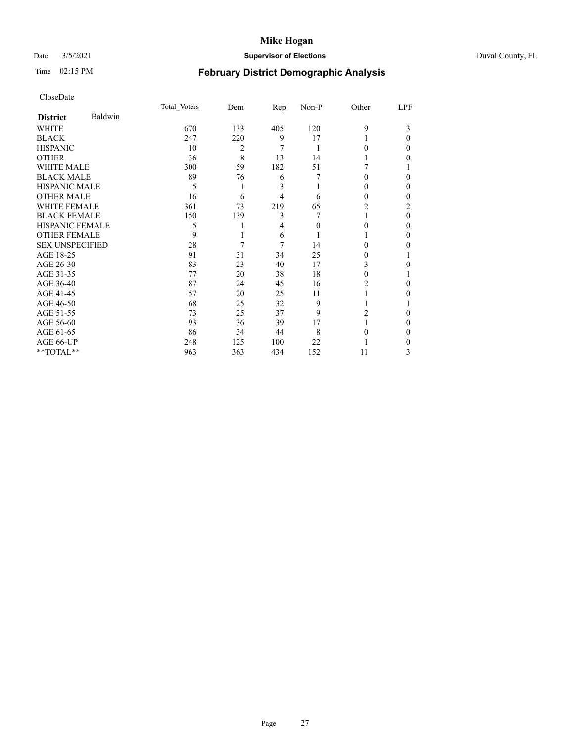# Mike Hogan

Date 3/5/2021 **Supervisor of Elections** Duval County, FL

Time 02:15 PM **February District Demographic Analysis**

CloseDate

| **District** Baldwin | Total Voters | Dem | Rep | Non-P | Other | LPF |
|---|---|---|---|---|---|---|
| WHITE | 670 | 133 | 405 | 120 | 9 | 3 |
| BLACK | 247 | 220 | 9 | 17 | 1 | 0 |
| HISPANIC | 10 | 2 | 7 | 1 | 0 | 0 |
| OTHER | 36 | 8 | 13 | 14 | 1 | 0 |
| WHITE MALE | 300 | 59 | 182 | 51 | 7 | 1 |
| BLACK MALE | 89 | 76 | 6 | 7 | 0 | 0 |
| HISPANIC MALE | 5 | 1 | 3 | 1 | 0 | 0 |
| OTHER MALE | 16 | 6 | 4 | 6 | 0 | 0 |
| WHITE FEMALE | 361 | 73 | 219 | 65 | 2 | 2 |
| BLACK FEMALE | 150 | 139 | 3 | 7 | 1 | 0 |
| HISPANIC FEMALE | 5 | 1 | 4 | 0 | 0 | 0 |
| OTHER FEMALE | 9 | 1 | 6 | 1 | 1 | 0 |
| SEX UNSPECIFIED | 28 | 7 | 7 | 14 | 0 | 0 |
| AGE 18-25 | 91 | 31 | 34 | 25 | 0 | 1 |
| AGE 26-30 | 83 | 23 | 40 | 17 | 3 | 0 |
| AGE 31-35 | 77 | 20 | 38 | 18 | 0 | 1 |
| AGE 36-40 | 87 | 24 | 45 | 16 | 2 | 0 |
| AGE 41-45 | 57 | 20 | 25 | 11 | 1 | 0 |
| AGE 46-50 | 68 | 25 | 32 | 9 | 1 | 1 |
| AGE 51-55 | 73 | 25 | 37 | 9 | 2 | 0 |
| AGE 56-60 | 93 | 36 | 39 | 17 | 1 | 0 |
| AGE 61-65 | 86 | 34 | 44 | 8 | 0 | 0 |
| AGE 66-UP | 248 | 125 | 100 | 22 | 1 | 0 |
| **TOTAL** | 963 | 363 | 434 | 152 | 11 | 3 |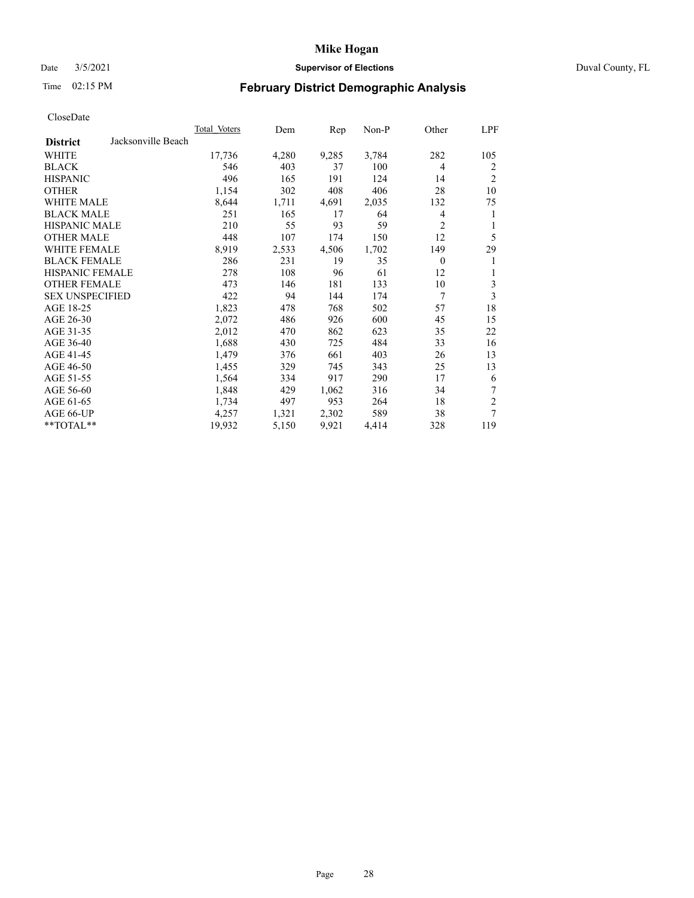# Mike Hogan

Date 3/5/2021 **Supervisor of Elections** Duval County, FL

Time 02:15 PM **February District Demographic Analysis**

CloseDate

| **District** Jacksonville Beach | Total Voters | Dem | Rep | Non-P | Other | LPF |
|---|---|---|---|---|---|---|
| WHITE | 17,736 | 4,280 | 9,285 | 3,784 | 282 | 105 |
| BLACK | 546 | 403 | 37 | 100 | 4 | 2 |
| HISPANIC | 496 | 165 | 191 | 124 | 14 | 2 |
| OTHER | 1,154 | 302 | 408 | 406 | 28 | 10 |
| WHITE MALE | 8,644 | 1,711 | 4,691 | 2,035 | 132 | 75 |
| BLACK MALE | 251 | 165 | 17 | 64 | 4 | 1 |
| HISPANIC MALE | 210 | 55 | 93 | 59 | 2 | 1 |
| OTHER MALE | 448 | 107 | 174 | 150 | 12 | 5 |
| WHITE FEMALE | 8,919 | 2,533 | 4,506 | 1,702 | 149 | 29 |
| BLACK FEMALE | 286 | 231 | 19 | 35 | 0 | 1 |
| HISPANIC FEMALE | 278 | 108 | 96 | 61 | 12 | 1 |
| OTHER FEMALE | 473 | 146 | 181 | 133 | 10 | 3 |
| SEX UNSPECIFIED | 422 | 94 | 144 | 174 | 7 | 3 |
| AGE 18-25 | 1,823 | 478 | 768 | 502 | 57 | 18 |
| AGE 26-30 | 2,072 | 486 | 926 | 600 | 45 | 15 |
| AGE 31-35 | 2,012 | 470 | 862 | 623 | 35 | 22 |
| AGE 36-40 | 1,688 | 430 | 725 | 484 | 33 | 16 |
| AGE 41-45 | 1,479 | 376 | 661 | 403 | 26 | 13 |
| AGE 46-50 | 1,455 | 329 | 745 | 343 | 25 | 13 |
| AGE 51-55 | 1,564 | 334 | 917 | 290 | 17 | 6 |
| AGE 56-60 | 1,848 | 429 | 1,062 | 316 | 34 | 7 |
| AGE 61-65 | 1,734 | 497 | 953 | 264 | 18 | 2 |
| AGE 66-UP | 4,257 | 1,321 | 2,302 | 589 | 38 | 7 |
| **TOTAL** | 19,932 | 5,150 | 9,921 | 4,414 | 328 | 119 |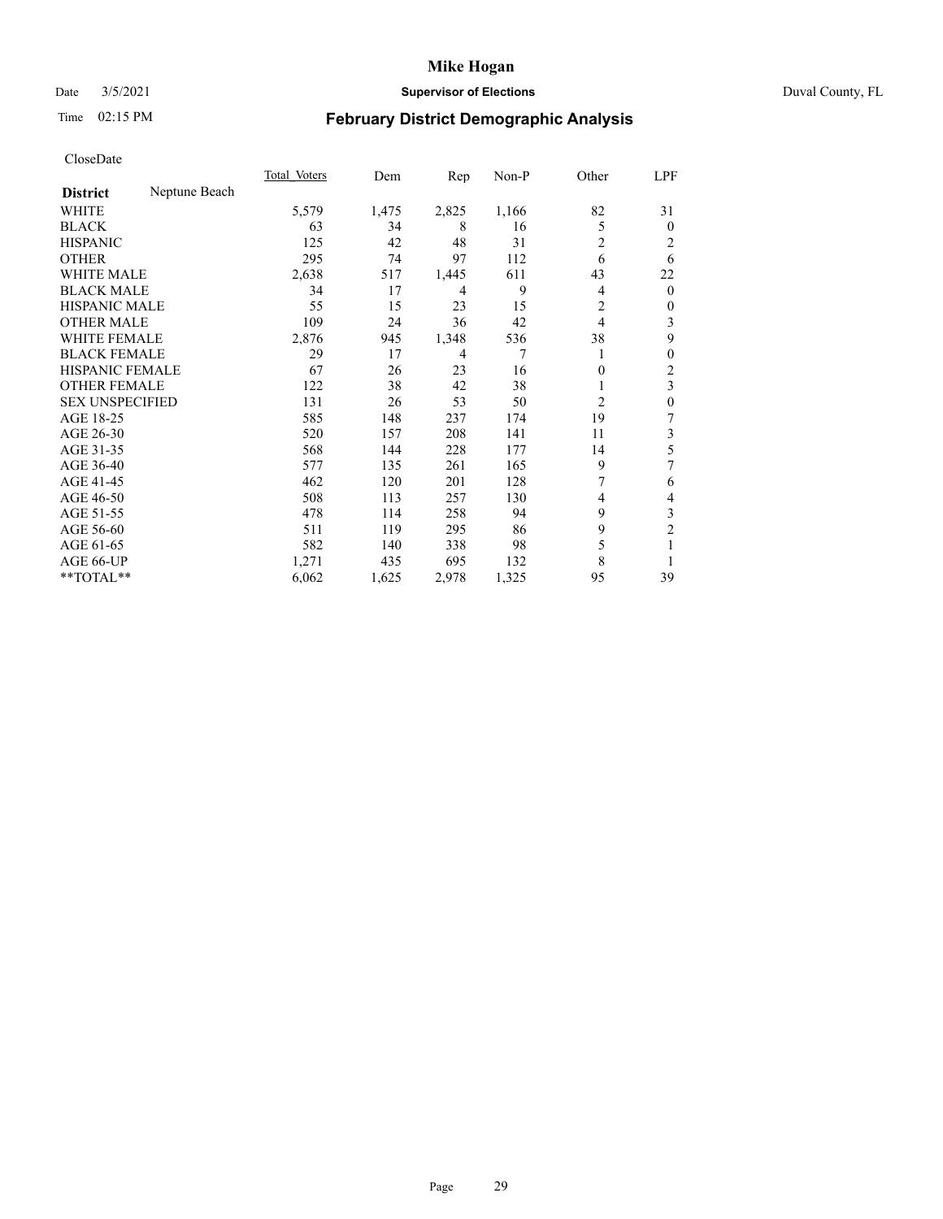# Mike Hogan

Date 3/5/2021 **Supervisor of Elections** Duval County, FL

Time 02:15 PM **February District Demographic Analysis**

CloseDate

| **District** Neptune Beach | Total Voters | Dem | Rep | Non-P | Other | LPF |
|---|---|---|---|---|---|---|
| WHITE | 5,579 | 1,475 | 2,825 | 1,166 | 82 | 31 |
| BLACK | 63 | 34 | 8 | 16 | 5 | 0 |
| HISPANIC | 125 | 42 | 48 | 31 | 2 | 2 |
| OTHER | 295 | 74 | 97 | 112 | 6 | 6 |
| WHITE MALE | 2,638 | 517 | 1,445 | 611 | 43 | 22 |
| BLACK MALE | 34 | 17 | 4 | 9 | 4 | 0 |
| HISPANIC MALE | 55 | 15 | 23 | 15 | 2 | 0 |
| OTHER MALE | 109 | 24 | 36 | 42 | 4 | 3 |
| WHITE FEMALE | 2,876 | 945 | 1,348 | 536 | 38 | 9 |
| BLACK FEMALE | 29 | 17 | 4 | 7 | 1 | 0 |
| HISPANIC FEMALE | 67 | 26 | 23 | 16 | 0 | 2 |
| OTHER FEMALE | 122 | 38 | 42 | 38 | 1 | 3 |
| SEX UNSPECIFIED | 131 | 26 | 53 | 50 | 2 | 0 |
| AGE 18-25 | 585 | 148 | 237 | 174 | 19 | 7 |
| AGE 26-30 | 520 | 157 | 208 | 141 | 11 | 3 |
| AGE 31-35 | 568 | 144 | 228 | 177 | 14 | 5 |
| AGE 36-40 | 577 | 135 | 261 | 165 | 9 | 7 |
| AGE 41-45 | 462 | 120 | 201 | 128 | 7 | 6 |
| AGE 46-50 | 508 | 113 | 257 | 130 | 4 | 4 |
| AGE 51-55 | 478 | 114 | 258 | 94 | 9 | 3 |
| AGE 56-60 | 511 | 119 | 295 | 86 | 9 | 2 |
| AGE 61-65 | 582 | 140 | 338 | 98 | 5 | 1 |
| AGE 66-UP | 1,271 | 435 | 695 | 132 | 8 | 1 |
| **TOTAL** | 6,062 | 1,625 | 2,978 | 1,325 | 95 | 39 |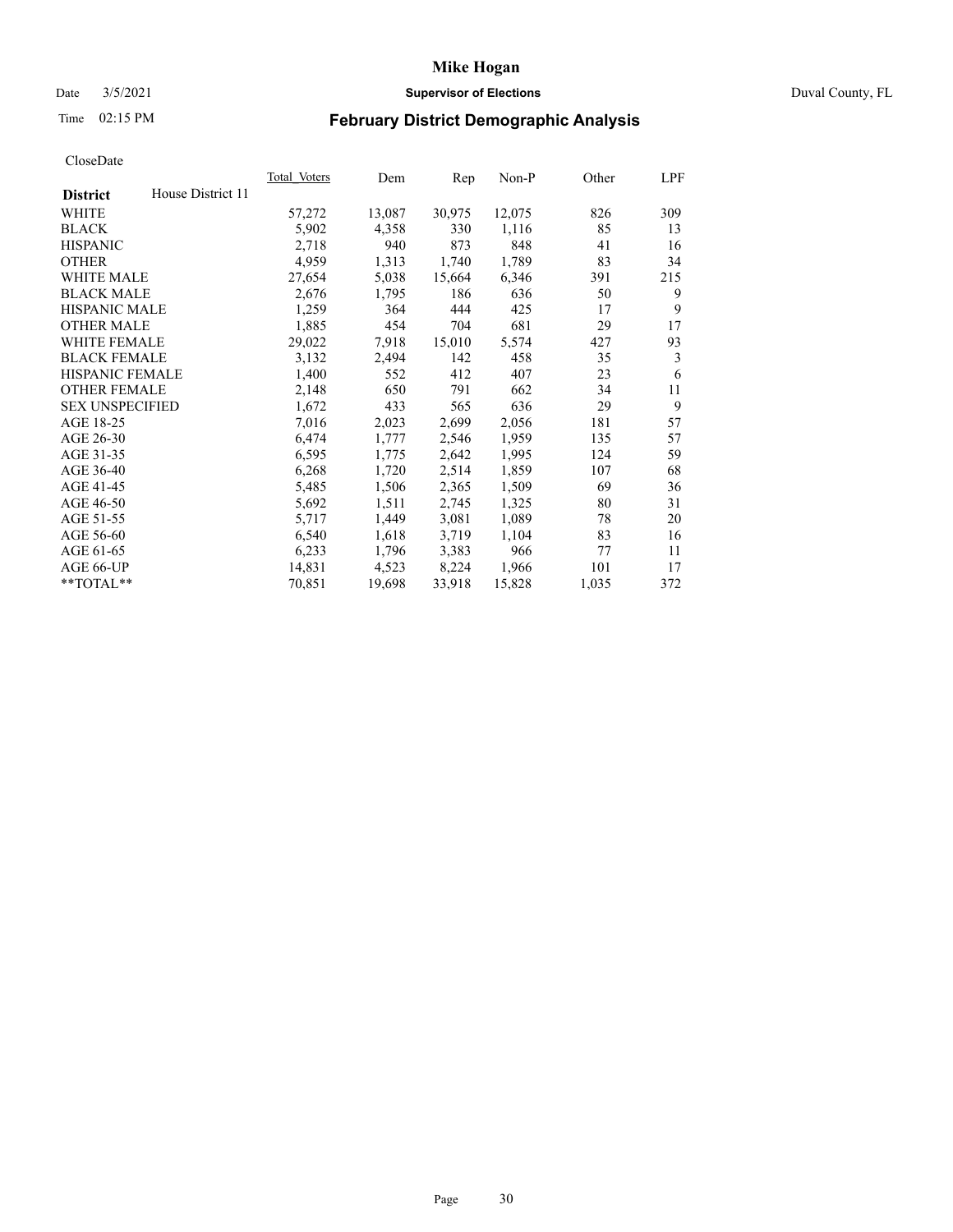# Mike Hogan

Date 3/5/2021 **Supervisor of Elections** Duval County, FL

Time 02:15 PM

## February District Demographic Analysis

CloseDate

| District: House District 11 | Total Voters | Dem | Rep | Non-P | Other | LPF |
|---|---|---|---|---|---|---|
| WHITE | 57,272 | 13,087 | 30,975 | 12,075 | 826 | 309 |
| BLACK | 5,902 | 4,358 | 330 | 1,116 | 85 | 13 |
| HISPANIC | 2,718 | 940 | 873 | 848 | 41 | 16 |
| OTHER | 4,959 | 1,313 | 1,740 | 1,789 | 83 | 34 |
| WHITE MALE | 27,654 | 5,038 | 15,664 | 6,346 | 391 | 215 |
| BLACK MALE | 2,676 | 1,795 | 186 | 636 | 50 | 9 |
| HISPANIC MALE | 1,259 | 364 | 444 | 425 | 17 | 9 |
| OTHER MALE | 1,885 | 454 | 704 | 681 | 29 | 17 |
| WHITE FEMALE | 29,022 | 7,918 | 15,010 | 5,574 | 427 | 93 |
| BLACK FEMALE | 3,132 | 2,494 | 142 | 458 | 35 | 3 |
| HISPANIC FEMALE | 1,400 | 552 | 412 | 407 | 23 | 6 |
| OTHER FEMALE | 2,148 | 650 | 791 | 662 | 34 | 11 |
| SEX UNSPECIFIED | 1,672 | 433 | 565 | 636 | 29 | 9 |
| AGE 18-25 | 7,016 | 2,023 | 2,699 | 2,056 | 181 | 57 |
| AGE 26-30 | 6,474 | 1,777 | 2,546 | 1,959 | 135 | 57 |
| AGE 31-35 | 6,595 | 1,775 | 2,642 | 1,995 | 124 | 59 |
| AGE 36-40 | 6,268 | 1,720 | 2,514 | 1,859 | 107 | 68 |
| AGE 41-45 | 5,485 | 1,506 | 2,365 | 1,509 | 69 | 36 |
| AGE 46-50 | 5,692 | 1,511 | 2,745 | 1,325 | 80 | 31 |
| AGE 51-55 | 5,717 | 1,449 | 3,081 | 1,089 | 78 | 20 |
| AGE 56-60 | 6,540 | 1,618 | 3,719 | 1,104 | 83 | 16 |
| AGE 61-65 | 6,233 | 1,796 | 3,383 | 966 | 77 | 11 |
| AGE 66-UP | 14,831 | 4,523 | 8,224 | 1,966 | 101 | 17 |
| **TOTAL** | 70,851 | 19,698 | 33,918 | 15,828 | 1,035 | 372 |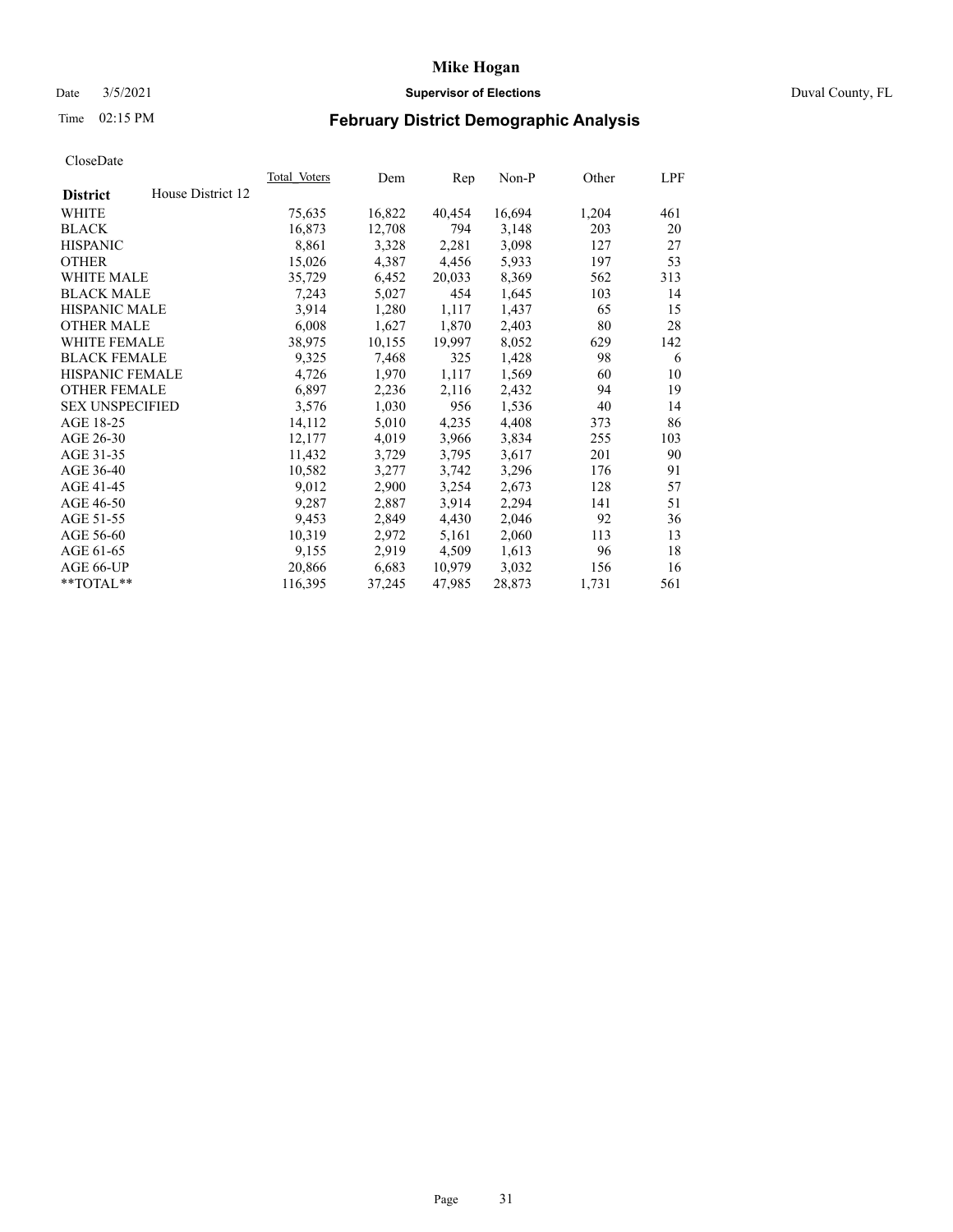**Mike Hogan**

Date 3/5/2021 **Supervisor of Elections** Duval County, FL

Time 02:15 PM

## February District Demographic Analysis

CloseDate

| **District** House District 12 | Total Voters | Dem | Rep | Non-P | Other | LPF |
|---|---|---|---|---|---|---|
| WHITE | 75,635 | 16,822 | 40,454 | 16,694 | 1,204 | 461 |
| BLACK | 16,873 | 12,708 | 794 | 3,148 | 203 | 20 |
| HISPANIC | 8,861 | 3,328 | 2,281 | 3,098 | 127 | 27 |
| OTHER | 15,026 | 4,387 | 4,456 | 5,933 | 197 | 53 |
| WHITE MALE | 35,729 | 6,452 | 20,033 | 8,369 | 562 | 313 |
| BLACK MALE | 7,243 | 5,027 | 454 | 1,645 | 103 | 14 |
| HISPANIC MALE | 3,914 | 1,280 | 1,117 | 1,437 | 65 | 15 |
| OTHER MALE | 6,008 | 1,627 | 1,870 | 2,403 | 80 | 28 |
| WHITE FEMALE | 38,975 | 10,155 | 19,997 | 8,052 | 629 | 142 |
| BLACK FEMALE | 9,325 | 7,468 | 325 | 1,428 | 98 | 6 |
| HISPANIC FEMALE | 4,726 | 1,970 | 1,117 | 1,569 | 60 | 10 |
| OTHER FEMALE | 6,897 | 2,236 | 2,116 | 2,432 | 94 | 19 |
| SEX UNSPECIFIED | 3,576 | 1,030 | 956 | 1,536 | 40 | 14 |
| AGE 18-25 | 14,112 | 5,010 | 4,235 | 4,408 | 373 | 86 |
| AGE 26-30 | 12,177 | 4,019 | 3,966 | 3,834 | 255 | 103 |
| AGE 31-35 | 11,432 | 3,729 | 3,795 | 3,617 | 201 | 90 |
| AGE 36-40 | 10,582 | 3,277 | 3,742 | 3,296 | 176 | 91 |
| AGE 41-45 | 9,012 | 2,900 | 3,254 | 2,673 | 128 | 57 |
| AGE 46-50 | 9,287 | 2,887 | 3,914 | 2,294 | 141 | 51 |
| AGE 51-55 | 9,453 | 2,849 | 4,430 | 2,046 | 92 | 36 |
| AGE 56-60 | 10,319 | 2,972 | 5,161 | 2,060 | 113 | 13 |
| AGE 61-65 | 9,155 | 2,919 | 4,509 | 1,613 | 96 | 18 |
| AGE 66-UP | 20,866 | 6,683 | 10,979 | 3,032 | 156 | 16 |
| **TOTAL** | 116,395 | 37,245 | 47,985 | 28,873 | 1,731 | 561 |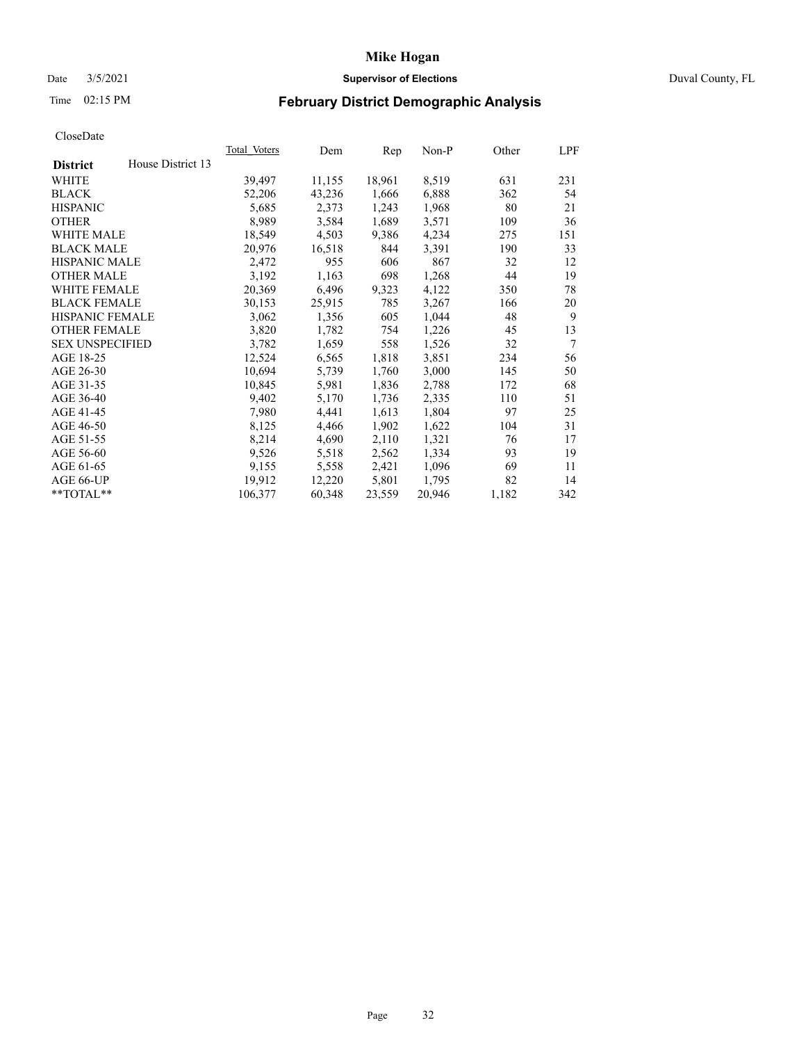# Mike Hogan

Date 3/5/2021 **Supervisor of Elections** Duval County, FL

Time 02:15 PM **February District Demographic Analysis**

CloseDate

| **District** House District 13 | Total_Voters | Dem | Rep | Non-P | Other | LPF |
|---|---|---|---|---|---|---|
| WHITE | 39,497 | 11,155 | 18,961 | 8,519 | 631 | 231 |
| BLACK | 52,206 | 43,236 | 1,666 | 6,888 | 362 | 54 |
| HISPANIC | 5,685 | 2,373 | 1,243 | 1,968 | 80 | 21 |
| OTHER | 8,989 | 3,584 | 1,689 | 3,571 | 109 | 36 |
| WHITE MALE | 18,549 | 4,503 | 9,386 | 4,234 | 275 | 151 |
| BLACK MALE | 20,976 | 16,518 | 844 | 3,391 | 190 | 33 |
| HISPANIC MALE | 2,472 | 955 | 606 | 867 | 32 | 12 |
| OTHER MALE | 3,192 | 1,163 | 698 | 1,268 | 44 | 19 |
| WHITE FEMALE | 20,369 | 6,496 | 9,323 | 4,122 | 350 | 78 |
| BLACK FEMALE | 30,153 | 25,915 | 785 | 3,267 | 166 | 20 |
| HISPANIC FEMALE | 3,062 | 1,356 | 605 | 1,044 | 48 | 9 |
| OTHER FEMALE | 3,820 | 1,782 | 754 | 1,226 | 45 | 13 |
| SEX UNSPECIFIED | 3,782 | 1,659 | 558 | 1,526 | 32 | 7 |
| AGE 18-25 | 12,524 | 6,565 | 1,818 | 3,851 | 234 | 56 |
| AGE 26-30 | 10,694 | 5,739 | 1,760 | 3,000 | 145 | 50 |
| AGE 31-35 | 10,845 | 5,981 | 1,836 | 2,788 | 172 | 68 |
| AGE 36-40 | 9,402 | 5,170 | 1,736 | 2,335 | 110 | 51 |
| AGE 41-45 | 7,980 | 4,441 | 1,613 | 1,804 | 97 | 25 |
| AGE 46-50 | 8,125 | 4,466 | 1,902 | 1,622 | 104 | 31 |
| AGE 51-55 | 8,214 | 4,690 | 2,110 | 1,321 | 76 | 17 |
| AGE 56-60 | 9,526 | 5,518 | 2,562 | 1,334 | 93 | 19 |
| AGE 61-65 | 9,155 | 5,558 | 2,421 | 1,096 | 69 | 11 |
| AGE 66-UP | 19,912 | 12,220 | 5,801 | 1,795 | 82 | 14 |
| **TOTAL** | 106,377 | 60,348 | 23,559 | 20,946 | 1,182 | 342 |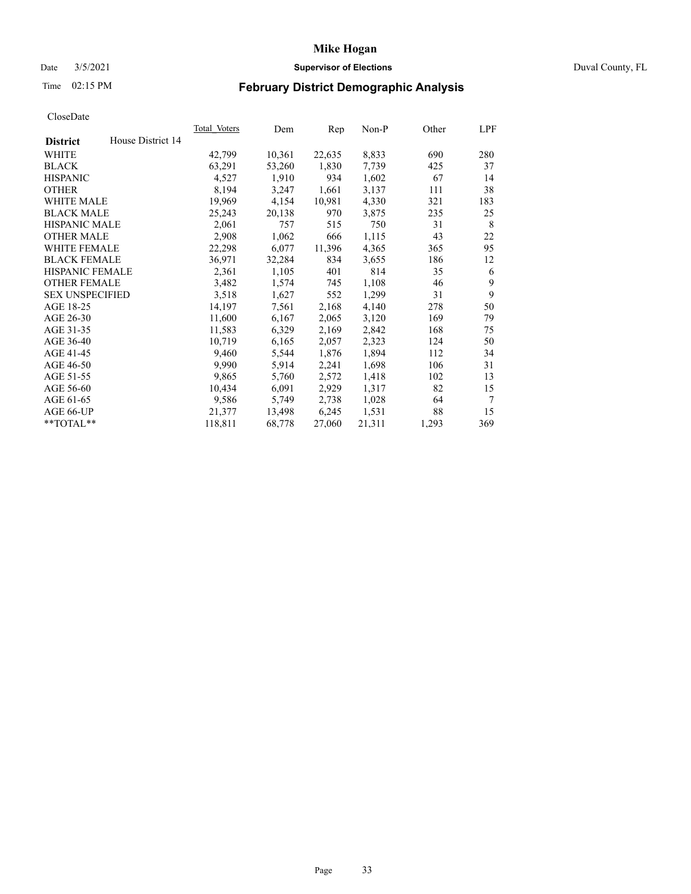**Mike Hogan**

Date 3/5/2021 **Supervisor of Elections** Duval County, FL

Time 02:15 PM **February District Demographic Analysis**

CloseDate

| **District** House District 14 | Total Voters | Dem | Rep | Non-P | Other | LPF |
|---|---|---|---|---|---|---|
| WHITE | 42,799 | 10,361 | 22,635 | 8,833 | 690 | 280 |
| BLACK | 63,291 | 53,260 | 1,830 | 7,739 | 425 | 37 |
| HISPANIC | 4,527 | 1,910 | 934 | 1,602 | 67 | 14 |
| OTHER | 8,194 | 3,247 | 1,661 | 3,137 | 111 | 38 |
| WHITE MALE | 19,969 | 4,154 | 10,981 | 4,330 | 321 | 183 |
| BLACK MALE | 25,243 | 20,138 | 970 | 3,875 | 235 | 25 |
| HISPANIC MALE | 2,061 | 757 | 515 | 750 | 31 | 8 |
| OTHER MALE | 2,908 | 1,062 | 666 | 1,115 | 43 | 22 |
| WHITE FEMALE | 22,298 | 6,077 | 11,396 | 4,365 | 365 | 95 |
| BLACK FEMALE | 36,971 | 32,284 | 834 | 3,655 | 186 | 12 |
| HISPANIC FEMALE | 2,361 | 1,105 | 401 | 814 | 35 | 6 |
| OTHER FEMALE | 3,482 | 1,574 | 745 | 1,108 | 46 | 9 |
| SEX UNSPECIFIED | 3,518 | 1,627 | 552 | 1,299 | 31 | 9 |
| AGE 18-25 | 14,197 | 7,561 | 2,168 | 4,140 | 278 | 50 |
| AGE 26-30 | 11,600 | 6,167 | 2,065 | 3,120 | 169 | 79 |
| AGE 31-35 | 11,583 | 6,329 | 2,169 | 2,842 | 168 | 75 |
| AGE 36-40 | 10,719 | 6,165 | 2,057 | 2,323 | 124 | 50 |
| AGE 41-45 | 9,460 | 5,544 | 1,876 | 1,894 | 112 | 34 |
| AGE 46-50 | 9,990 | 5,914 | 2,241 | 1,698 | 106 | 31 |
| AGE 51-55 | 9,865 | 5,760 | 2,572 | 1,418 | 102 | 13 |
| AGE 56-60 | 10,434 | 6,091 | 2,929 | 1,317 | 82 | 15 |
| AGE 61-65 | 9,586 | 5,749 | 2,738 | 1,028 | 64 | 7 |
| AGE 66-UP | 21,377 | 13,498 | 6,245 | 1,531 | 88 | 15 |
| **TOTAL** | 118,811 | 68,778 | 27,060 | 21,311 | 1,293 | 369 |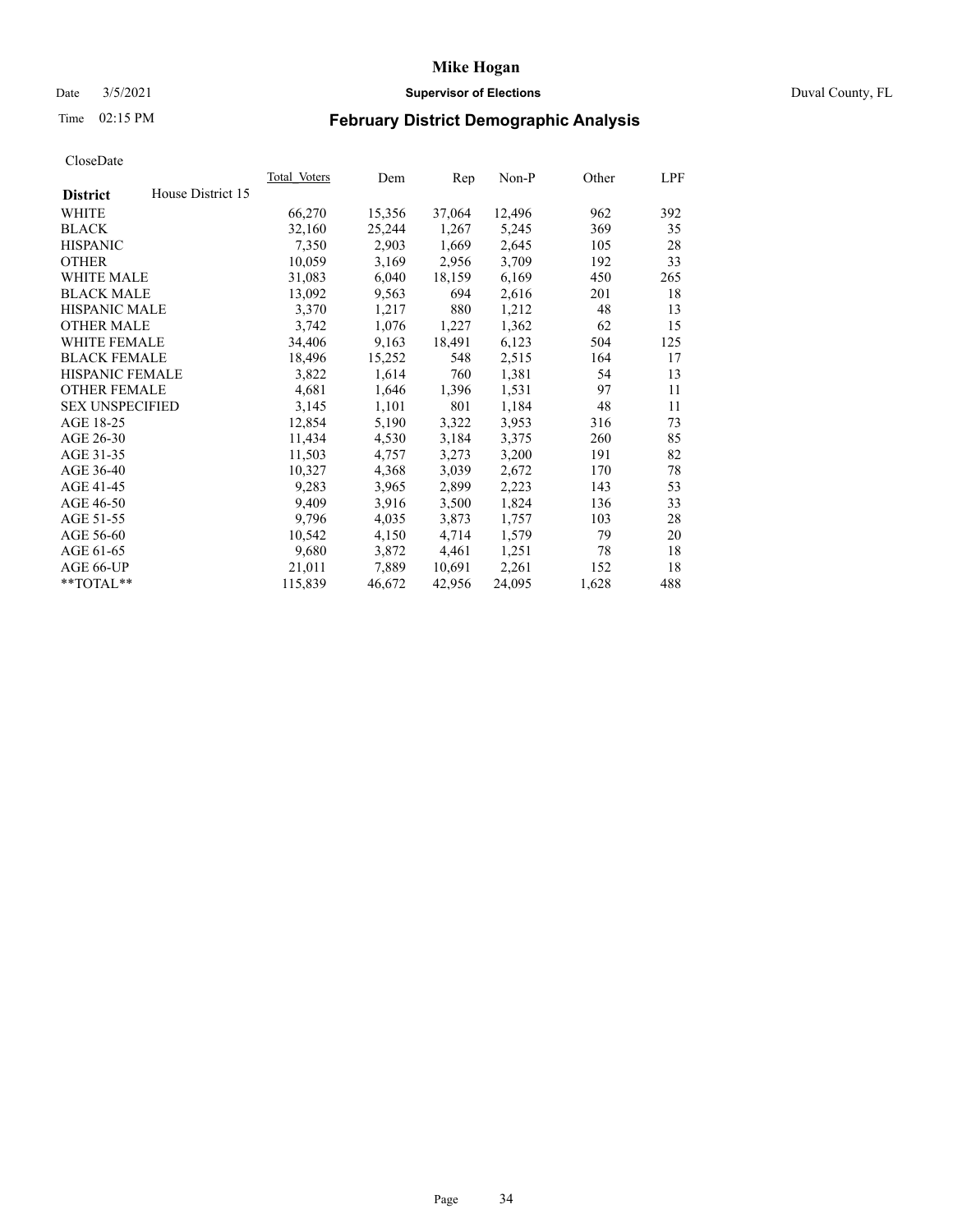# Mike Hogan

Date 3/5/2021 **Supervisor of Elections** Duval County, FL

Time 02:15 PM

## February District Demographic Analysis

CloseDate

| **District** House District 15 | Total Voters | Dem | Rep | Non-P | Other | LPF |
|---|---|---|---|---|---|---|
| WHITE | 66,270 | 15,356 | 37,064 | 12,496 | 962 | 392 |
| BLACK | 32,160 | 25,244 | 1,267 | 5,245 | 369 | 35 |
| HISPANIC | 7,350 | 2,903 | 1,669 | 2,645 | 105 | 28 |
| OTHER | 10,059 | 3,169 | 2,956 | 3,709 | 192 | 33 |
| WHITE MALE | 31,083 | 6,040 | 18,159 | 6,169 | 450 | 265 |
| BLACK MALE | 13,092 | 9,563 | 694 | 2,616 | 201 | 18 |
| HISPANIC MALE | 3,370 | 1,217 | 880 | 1,212 | 48 | 13 |
| OTHER MALE | 3,742 | 1,076 | 1,227 | 1,362 | 62 | 15 |
| WHITE FEMALE | 34,406 | 9,163 | 18,491 | 6,123 | 504 | 125 |
| BLACK FEMALE | 18,496 | 15,252 | 548 | 2,515 | 164 | 17 |
| HISPANIC FEMALE | 3,822 | 1,614 | 760 | 1,381 | 54 | 13 |
| OTHER FEMALE | 4,681 | 1,646 | 1,396 | 1,531 | 97 | 11 |
| SEX UNSPECIFIED | 3,145 | 1,101 | 801 | 1,184 | 48 | 11 |
| AGE 18-25 | 12,854 | 5,190 | 3,322 | 3,953 | 316 | 73 |
| AGE 26-30 | 11,434 | 4,530 | 3,184 | 3,375 | 260 | 85 |
| AGE 31-35 | 11,503 | 4,757 | 3,273 | 3,200 | 191 | 82 |
| AGE 36-40 | 10,327 | 4,368 | 3,039 | 2,672 | 170 | 78 |
| AGE 41-45 | 9,283 | 3,965 | 2,899 | 2,223 | 143 | 53 |
| AGE 46-50 | 9,409 | 3,916 | 3,500 | 1,824 | 136 | 33 |
| AGE 51-55 | 9,796 | 4,035 | 3,873 | 1,757 | 103 | 28 |
| AGE 56-60 | 10,542 | 4,150 | 4,714 | 1,579 | 79 | 20 |
| AGE 61-65 | 9,680 | 3,872 | 4,461 | 1,251 | 78 | 18 |
| AGE 66-UP | 21,011 | 7,889 | 10,691 | 2,261 | 152 | 18 |
| **TOTAL** | 115,839 | 46,672 | 42,956 | 24,095 | 1,628 | 488 |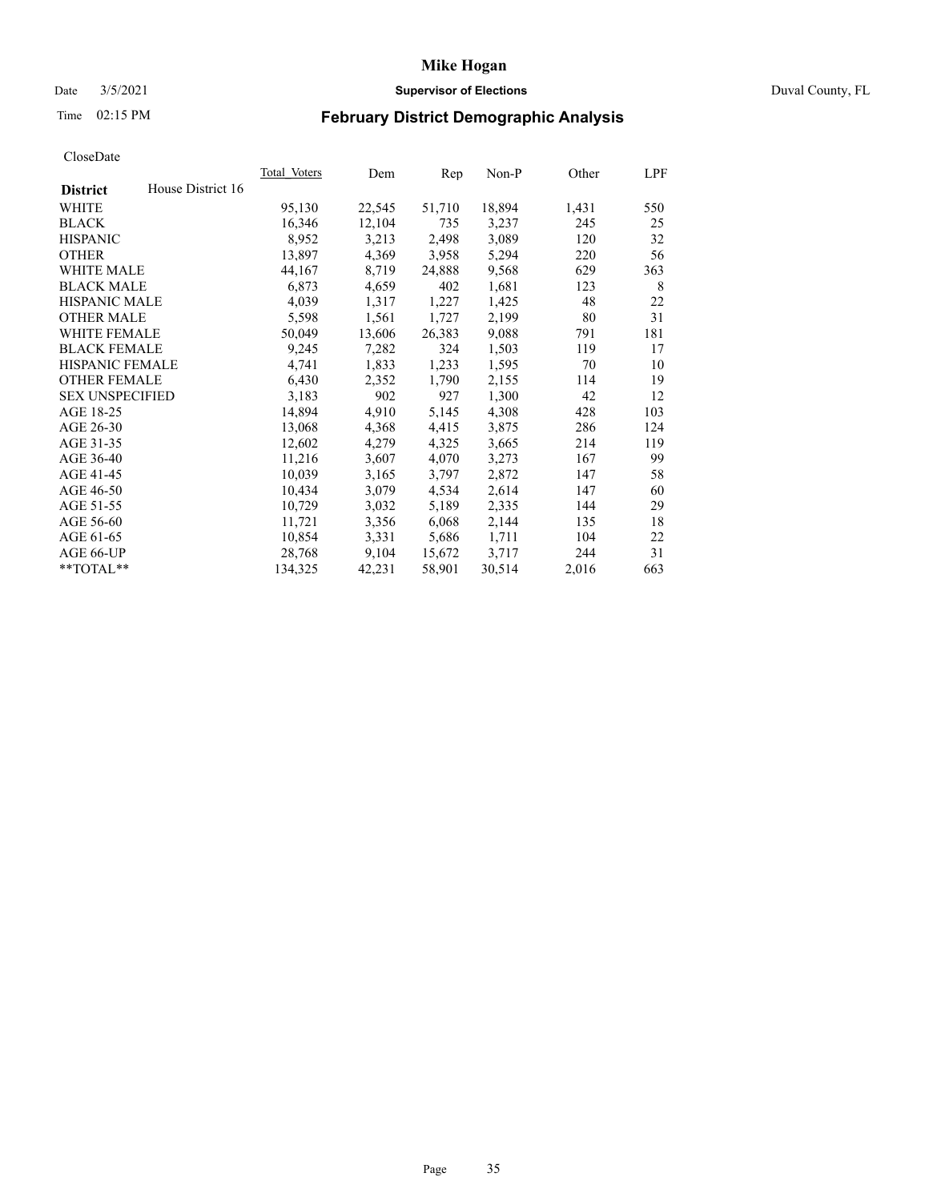# Mike Hogan

Date 3/5/2021 **Supervisor of Elections** Duval County, FL

Time 02:15 PM **February District Demographic Analysis**

CloseDate

| **District** House District 16 | Total_Voters | Dem | Rep | Non-P | Other | LPF |
|---|---|---|---|---|---|---|
| WHITE | 95,130 | 22,545 | 51,710 | 18,894 | 1,431 | 550 |
| BLACK | 16,346 | 12,104 | 735 | 3,237 | 245 | 25 |
| HISPANIC | 8,952 | 3,213 | 2,498 | 3,089 | 120 | 32 |
| OTHER | 13,897 | 4,369 | 3,958 | 5,294 | 220 | 56 |
| WHITE MALE | 44,167 | 8,719 | 24,888 | 9,568 | 629 | 363 |
| BLACK MALE | 6,873 | 4,659 | 402 | 1,681 | 123 | 8 |
| HISPANIC MALE | 4,039 | 1,317 | 1,227 | 1,425 | 48 | 22 |
| OTHER MALE | 5,598 | 1,561 | 1,727 | 2,199 | 80 | 31 |
| WHITE FEMALE | 50,049 | 13,606 | 26,383 | 9,088 | 791 | 181 |
| BLACK FEMALE | 9,245 | 7,282 | 324 | 1,503 | 119 | 17 |
| HISPANIC FEMALE | 4,741 | 1,833 | 1,233 | 1,595 | 70 | 10 |
| OTHER FEMALE | 6,430 | 2,352 | 1,790 | 2,155 | 114 | 19 |
| SEX UNSPECIFIED | 3,183 | 902 | 927 | 1,300 | 42 | 12 |
| AGE 18-25 | 14,894 | 4,910 | 5,145 | 4,308 | 428 | 103 |
| AGE 26-30 | 13,068 | 4,368 | 4,415 | 3,875 | 286 | 124 |
| AGE 31-35 | 12,602 | 4,279 | 4,325 | 3,665 | 214 | 119 |
| AGE 36-40 | 11,216 | 3,607 | 4,070 | 3,273 | 167 | 99 |
| AGE 41-45 | 10,039 | 3,165 | 3,797 | 2,872 | 147 | 58 |
| AGE 46-50 | 10,434 | 3,079 | 4,534 | 2,614 | 147 | 60 |
| AGE 51-55 | 10,729 | 3,032 | 5,189 | 2,335 | 144 | 29 |
| AGE 56-60 | 11,721 | 3,356 | 6,068 | 2,144 | 135 | 18 |
| AGE 61-65 | 10,854 | 3,331 | 5,686 | 1,711 | 104 | 22 |
| AGE 66-UP | 28,768 | 9,104 | 15,672 | 3,717 | 244 | 31 |
| **TOTAL** | 134,325 | 42,231 | 58,901 | 30,514 | 2,016 | 663 |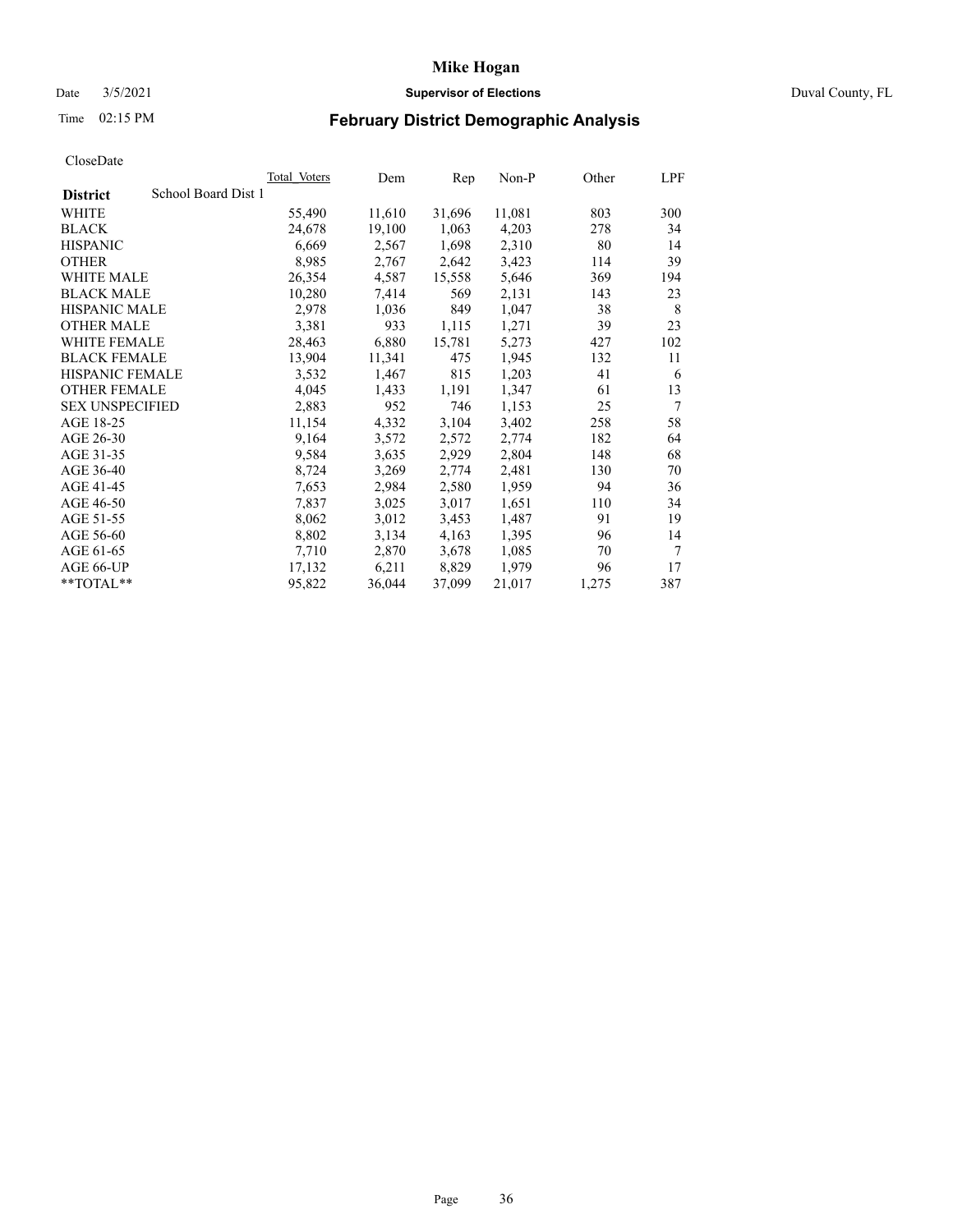CloseDate

| District | School Board Dist 1 | Total_Voters | Dem | Rep | Non-P | Other | LPF |
|---|---|---|---|---|---|---|---|
| WHITE | | 55,490 | 11,610 | 31,696 | 11,081 | 803 | 300 |
| BLACK | | 24,678 | 19,100 | 1,063 | 4,203 | 278 | 34 |
| HISPANIC | | 6,669 | 2,567 | 1,698 | 2,310 | 80 | 14 |
| OTHER | | 8,985 | 2,767 | 2,642 | 3,423 | 114 | 39 |
| WHITE MALE | | 26,354 | 4,587 | 15,558 | 5,646 | 369 | 194 |
| BLACK MALE | | 10,280 | 7,414 | 569 | 2,131 | 143 | 23 |
| HISPANIC MALE | | 2,978 | 1,036 | 849 | 1,047 | 38 | 8 |
| OTHER MALE | | 3,381 | 933 | 1,115 | 1,271 | 39 | 23 |
| WHITE FEMALE | | 28,463 | 6,880 | 15,781 | 5,273 | 427 | 102 |
| BLACK FEMALE | | 13,904 | 11,341 | 475 | 1,945 | 132 | 11 |
| HISPANIC FEMALE | | 3,532 | 1,467 | 815 | 1,203 | 41 | 6 |
| OTHER FEMALE | | 4,045 | 1,433 | 1,191 | 1,347 | 61 | 13 |
| SEX UNSPECIFIED | | 2,883 | 952 | 746 | 1,153 | 25 | 7 |
| AGE 18-25 | | 11,154 | 4,332 | 3,104 | 3,402 | 258 | 58 |
| AGE 26-30 | | 9,164 | 3,572 | 2,572 | 2,774 | 182 | 64 |
| AGE 31-35 | | 9,584 | 3,635 | 2,929 | 2,804 | 148 | 68 |
| AGE 36-40 | | 8,724 | 3,269 | 2,774 | 2,481 | 130 | 70 |
| AGE 41-45 | | 7,653 | 2,984 | 2,580 | 1,959 | 94 | 36 |
| AGE 46-50 | | 7,837 | 3,025 | 3,017 | 1,651 | 110 | 34 |
| AGE 51-55 | | 8,062 | 3,012 | 3,453 | 1,487 | 91 | 19 |
| AGE 56-60 | | 8,802 | 3,134 | 4,163 | 1,395 | 96 | 14 |
| AGE 61-65 | | 7,710 | 2,870 | 3,678 | 1,085 | 70 | 7 |
| AGE 66-UP | | 17,132 | 6,211 | 8,829 | 1,979 | 96 | 17 |
| **TOTAL** | | 95,822 | 36,044 | 37,099 | 21,017 | 1,275 | 387 |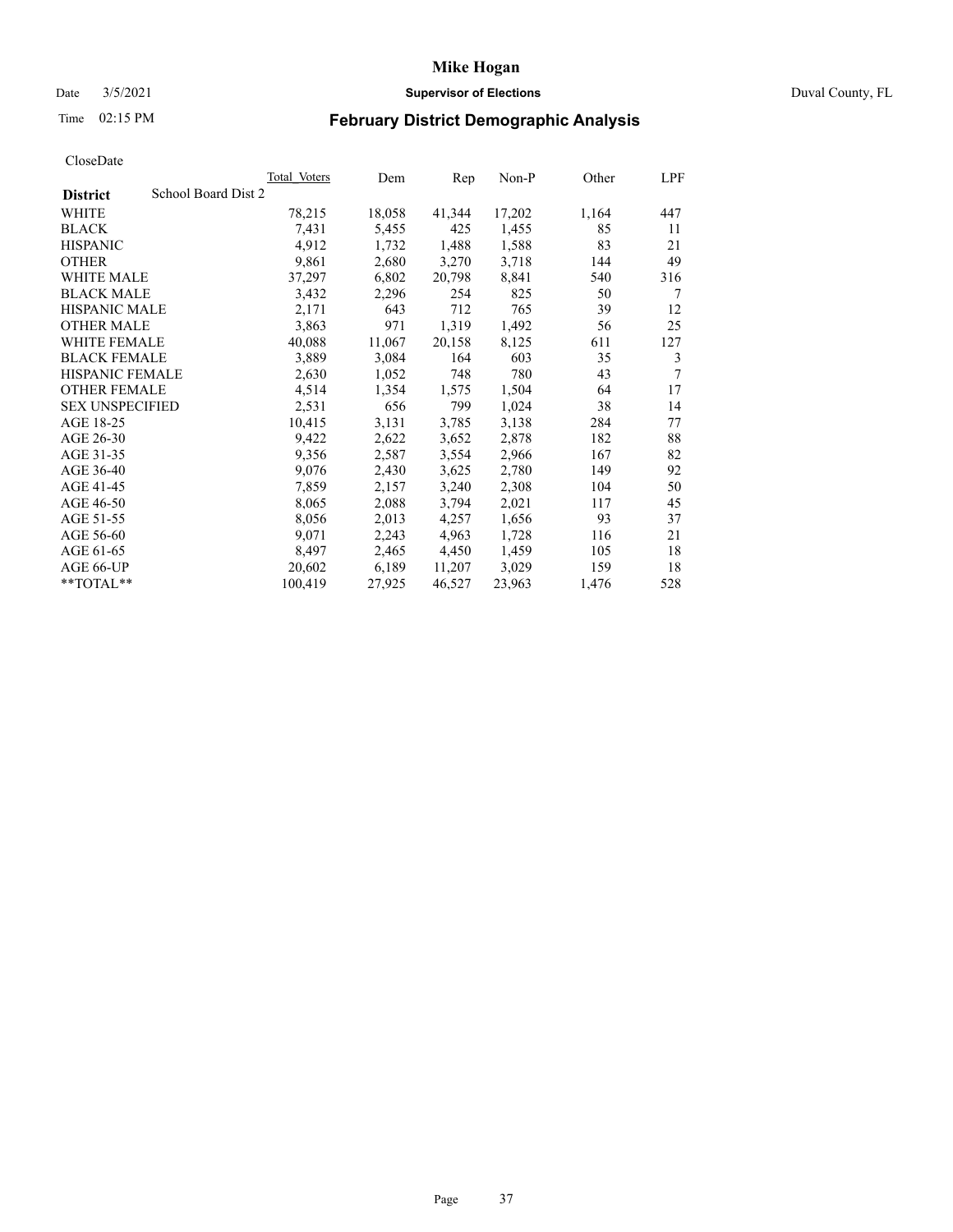# Mike Hogan

Date 3/5/2021 **Supervisor of Elections** Duval County, FL

Time 02:15 PM

## February District Demographic Analysis

CloseDate

| **District** | School Board Dist 2 | Total Voters | Dem | Rep | Non-P | Other | LPF |
|---|---|---|---|---|---|---|---|
| WHITE | | 78,215 | 18,058 | 41,344 | 17,202 | 1,164 | 447 |
| BLACK | | 7,431 | 5,455 | 425 | 1,455 | 85 | 11 |
| HISPANIC | | 4,912 | 1,732 | 1,488 | 1,588 | 83 | 21 |
| OTHER | | 9,861 | 2,680 | 3,270 | 3,718 | 144 | 49 |
| WHITE MALE | | 37,297 | 6,802 | 20,798 | 8,841 | 540 | 316 |
| BLACK MALE | | 3,432 | 2,296 | 254 | 825 | 50 | 7 |
| HISPANIC MALE | | 2,171 | 643 | 712 | 765 | 39 | 12 |
| OTHER MALE | | 3,863 | 971 | 1,319 | 1,492 | 56 | 25 |
| WHITE FEMALE | | 40,088 | 11,067 | 20,158 | 8,125 | 611 | 127 |
| BLACK FEMALE | | 3,889 | 3,084 | 164 | 603 | 35 | 3 |
| HISPANIC FEMALE | | 2,630 | 1,052 | 748 | 780 | 43 | 7 |
| OTHER FEMALE | | 4,514 | 1,354 | 1,575 | 1,504 | 64 | 17 |
| SEX UNSPECIFIED | | 2,531 | 656 | 799 | 1,024 | 38 | 14 |
| AGE 18-25 | | 10,415 | 3,131 | 3,785 | 3,138 | 284 | 77 |
| AGE 26-30 | | 9,422 | 2,622 | 3,652 | 2,878 | 182 | 88 |
| AGE 31-35 | | 9,356 | 2,587 | 3,554 | 2,966 | 167 | 82 |
| AGE 36-40 | | 9,076 | 2,430 | 3,625 | 2,780 | 149 | 92 |
| AGE 41-45 | | 7,859 | 2,157 | 3,240 | 2,308 | 104 | 50 |
| AGE 46-50 | | 8,065 | 2,088 | 3,794 | 2,021 | 117 | 45 |
| AGE 51-55 | | 8,056 | 2,013 | 4,257 | 1,656 | 93 | 37 |
| AGE 56-60 | | 9,071 | 2,243 | 4,963 | 1,728 | 116 | 21 |
| AGE 61-65 | | 8,497 | 2,465 | 4,450 | 1,459 | 105 | 18 |
| AGE 66-UP | | 20,602 | 6,189 | 11,207 | 3,029 | 159 | 18 |
| **TOTAL** | | 100,419 | 27,925 | 46,527 | 23,963 | 1,476 | 528 |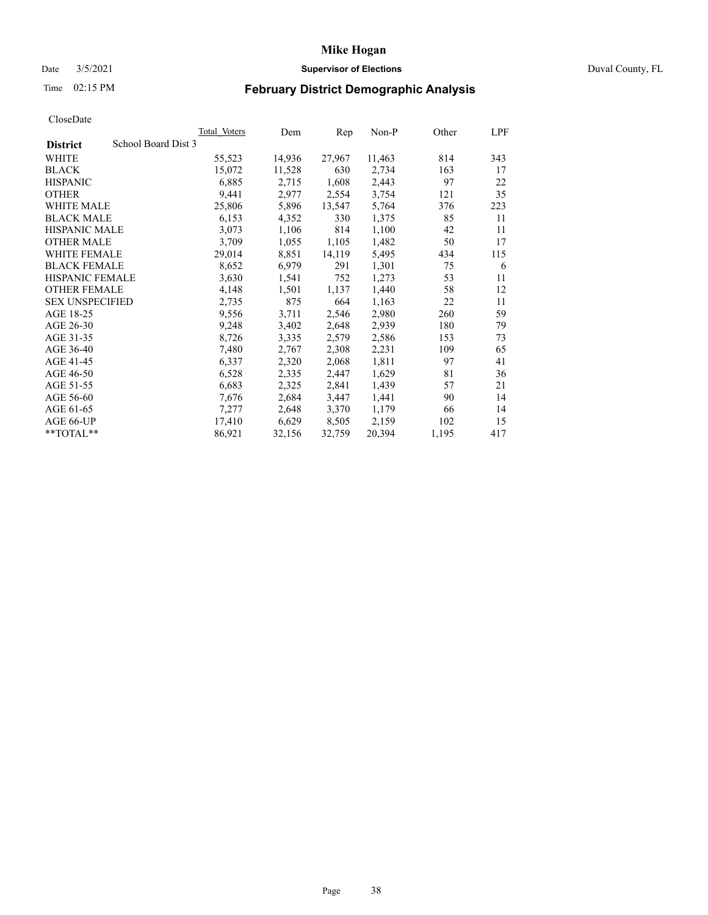# Mike Hogan

Date 3/5/2021 **Supervisor of Elections** Duval County, FL

Time 02:15 PM **February District Demographic Analysis**

CloseDate

| **District** School Board Dist 3 | Total Voters | Dem | Rep | Non-P | Other | LPF |
|---|---|---|---|---|---|---|
| WHITE | 55,523 | 14,936 | 27,967 | 11,463 | 814 | 343 |
| BLACK | 15,072 | 11,528 | 630 | 2,734 | 163 | 17 |
| HISPANIC | 6,885 | 2,715 | 1,608 | 2,443 | 97 | 22 |
| OTHER | 9,441 | 2,977 | 2,554 | 3,754 | 121 | 35 |
| WHITE MALE | 25,806 | 5,896 | 13,547 | 5,764 | 376 | 223 |
| BLACK MALE | 6,153 | 4,352 | 330 | 1,375 | 85 | 11 |
| HISPANIC MALE | 3,073 | 1,106 | 814 | 1,100 | 42 | 11 |
| OTHER MALE | 3,709 | 1,055 | 1,105 | 1,482 | 50 | 17 |
| WHITE FEMALE | 29,014 | 8,851 | 14,119 | 5,495 | 434 | 115 |
| BLACK FEMALE | 8,652 | 6,979 | 291 | 1,301 | 75 | 6 |
| HISPANIC FEMALE | 3,630 | 1,541 | 752 | 1,273 | 53 | 11 |
| OTHER FEMALE | 4,148 | 1,501 | 1,137 | 1,440 | 58 | 12 |
| SEX UNSPECIFIED | 2,735 | 875 | 664 | 1,163 | 22 | 11 |
| AGE 18-25 | 9,556 | 3,711 | 2,546 | 2,980 | 260 | 59 |
| AGE 26-30 | 9,248 | 3,402 | 2,648 | 2,939 | 180 | 79 |
| AGE 31-35 | 8,726 | 3,335 | 2,579 | 2,586 | 153 | 73 |
| AGE 36-40 | 7,480 | 2,767 | 2,308 | 2,231 | 109 | 65 |
| AGE 41-45 | 6,337 | 2,320 | 2,068 | 1,811 | 97 | 41 |
| AGE 46-50 | 6,528 | 2,335 | 2,447 | 1,629 | 81 | 36 |
| AGE 51-55 | 6,683 | 2,325 | 2,841 | 1,439 | 57 | 21 |
| AGE 56-60 | 7,676 | 2,684 | 3,447 | 1,441 | 90 | 14 |
| AGE 61-65 | 7,277 | 2,648 | 3,370 | 1,179 | 66 | 14 |
| AGE 66-UP | 17,410 | 6,629 | 8,505 | 2,159 | 102 | 15 |
| **TOTAL** | 86,921 | 32,156 | 32,759 | 20,394 | 1,195 | 417 |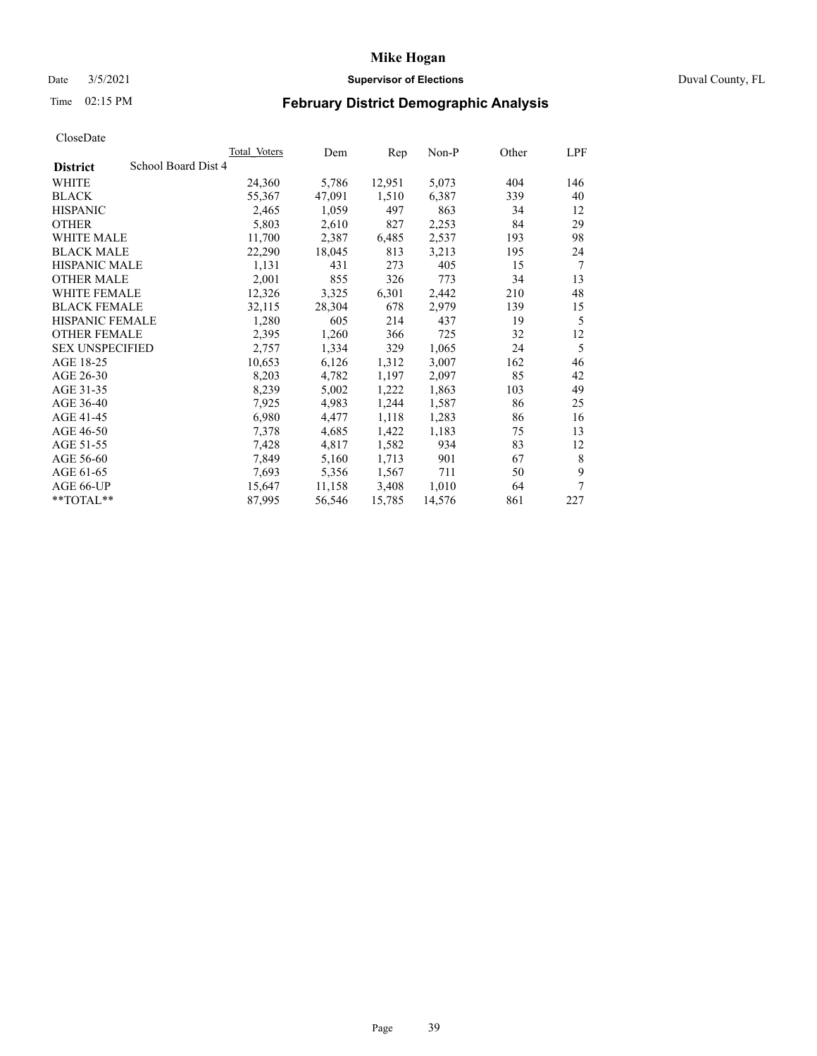# Mike Hogan

Date 3/5/2021 **Supervisor of Elections** Duval County, FL

Time 02:15 PM **February District Demographic Analysis**

CloseDate

| District | Total_Voters | Dem | Rep | Non-P | Other | LPF |
|---|---|---|---|---|---|---|
| **School Board Dist 4** | | | | | | |
| WHITE | 24,360 | 5,786 | 12,951 | 5,073 | 404 | 146 |
| BLACK | 55,367 | 47,091 | 1,510 | 6,387 | 339 | 40 |
| HISPANIC | 2,465 | 1,059 | 497 | 863 | 34 | 12 |
| OTHER | 5,803 | 2,610 | 827 | 2,253 | 84 | 29 |
| WHITE MALE | 11,700 | 2,387 | 6,485 | 2,537 | 193 | 98 |
| BLACK MALE | 22,290 | 18,045 | 813 | 3,213 | 195 | 24 |
| HISPANIC MALE | 1,131 | 431 | 273 | 405 | 15 | 7 |
| OTHER MALE | 2,001 | 855 | 326 | 773 | 34 | 13 |
| WHITE FEMALE | 12,326 | 3,325 | 6,301 | 2,442 | 210 | 48 |
| BLACK FEMALE | 32,115 | 28,304 | 678 | 2,979 | 139 | 15 |
| HISPANIC FEMALE | 1,280 | 605 | 214 | 437 | 19 | 5 |
| OTHER FEMALE | 2,395 | 1,260 | 366 | 725 | 32 | 12 |
| SEX UNSPECIFIED | 2,757 | 1,334 | 329 | 1,065 | 24 | 5 |
| AGE 18-25 | 10,653 | 6,126 | 1,312 | 3,007 | 162 | 46 |
| AGE 26-30 | 8,203 | 4,782 | 1,197 | 2,097 | 85 | 42 |
| AGE 31-35 | 8,239 | 5,002 | 1,222 | 1,863 | 103 | 49 |
| AGE 36-40 | 7,925 | 4,983 | 1,244 | 1,587 | 86 | 25 |
| AGE 41-45 | 6,980 | 4,477 | 1,118 | 1,283 | 86 | 16 |
| AGE 46-50 | 7,378 | 4,685 | 1,422 | 1,183 | 75 | 13 |
| AGE 51-55 | 7,428 | 4,817 | 1,582 | 934 | 83 | 12 |
| AGE 56-60 | 7,849 | 5,160 | 1,713 | 901 | 67 | 8 |
| AGE 61-65 | 7,693 | 5,356 | 1,567 | 711 | 50 | 9 |
| AGE 66-UP | 15,647 | 11,158 | 3,408 | 1,010 | 64 | 7 |
| **TOTAL** | 87,995 | 56,546 | 15,785 | 14,576 | 861 | 227 |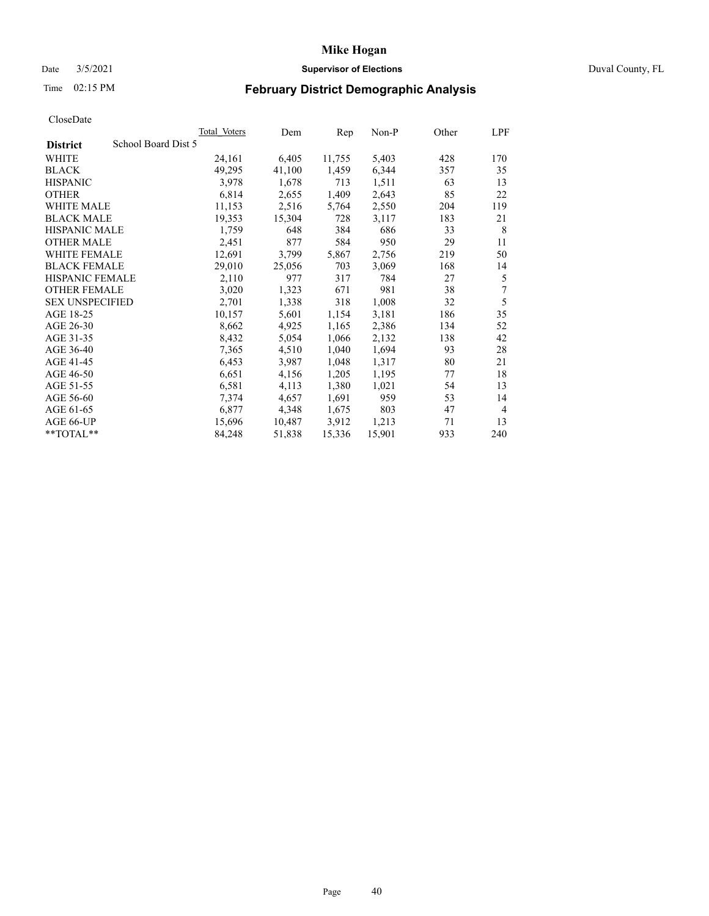# Mike Hogan

Date 3/5/2021 **Supervisor of Elections** Duval County, FL

Time 02:15 PM **February District Demographic Analysis**

CloseDate

| **District** School Board Dist 5 | Total Voters | Dem | Rep | Non-P | Other | LPF |
|---|---|---|---|---|---|---|
| WHITE | 24,161 | 6,405 | 11,755 | 5,403 | 428 | 170 |
| BLACK | 49,295 | 41,100 | 1,459 | 6,344 | 357 | 35 |
| HISPANIC | 3,978 | 1,678 | 713 | 1,511 | 63 | 13 |
| OTHER | 6,814 | 2,655 | 1,409 | 2,643 | 85 | 22 |
| WHITE MALE | 11,153 | 2,516 | 5,764 | 2,550 | 204 | 119 |
| BLACK MALE | 19,353 | 15,304 | 728 | 3,117 | 183 | 21 |
| HISPANIC MALE | 1,759 | 648 | 384 | 686 | 33 | 8 |
| OTHER MALE | 2,451 | 877 | 584 | 950 | 29 | 11 |
| WHITE FEMALE | 12,691 | 3,799 | 5,867 | 2,756 | 219 | 50 |
| BLACK FEMALE | 29,010 | 25,056 | 703 | 3,069 | 168 | 14 |
| HISPANIC FEMALE | 2,110 | 977 | 317 | 784 | 27 | 5 |
| OTHER FEMALE | 3,020 | 1,323 | 671 | 981 | 38 | 7 |
| SEX UNSPECIFIED | 2,701 | 1,338 | 318 | 1,008 | 32 | 5 |
| AGE 18-25 | 10,157 | 5,601 | 1,154 | 3,181 | 186 | 35 |
| AGE 26-30 | 8,662 | 4,925 | 1,165 | 2,386 | 134 | 52 |
| AGE 31-35 | 8,432 | 5,054 | 1,066 | 2,132 | 138 | 42 |
| AGE 36-40 | 7,365 | 4,510 | 1,040 | 1,694 | 93 | 28 |
| AGE 41-45 | 6,453 | 3,987 | 1,048 | 1,317 | 80 | 21 |
| AGE 46-50 | 6,651 | 4,156 | 1,205 | 1,195 | 77 | 18 |
| AGE 51-55 | 6,581 | 4,113 | 1,380 | 1,021 | 54 | 13 |
| AGE 56-60 | 7,374 | 4,657 | 1,691 | 959 | 53 | 14 |
| AGE 61-65 | 6,877 | 4,348 | 1,675 | 803 | 47 | 4 |
| AGE 66-UP | 15,696 | 10,487 | 3,912 | 1,213 | 71 | 13 |
| **TOTAL** | 84,248 | 51,838 | 15,336 | 15,901 | 933 | 240 |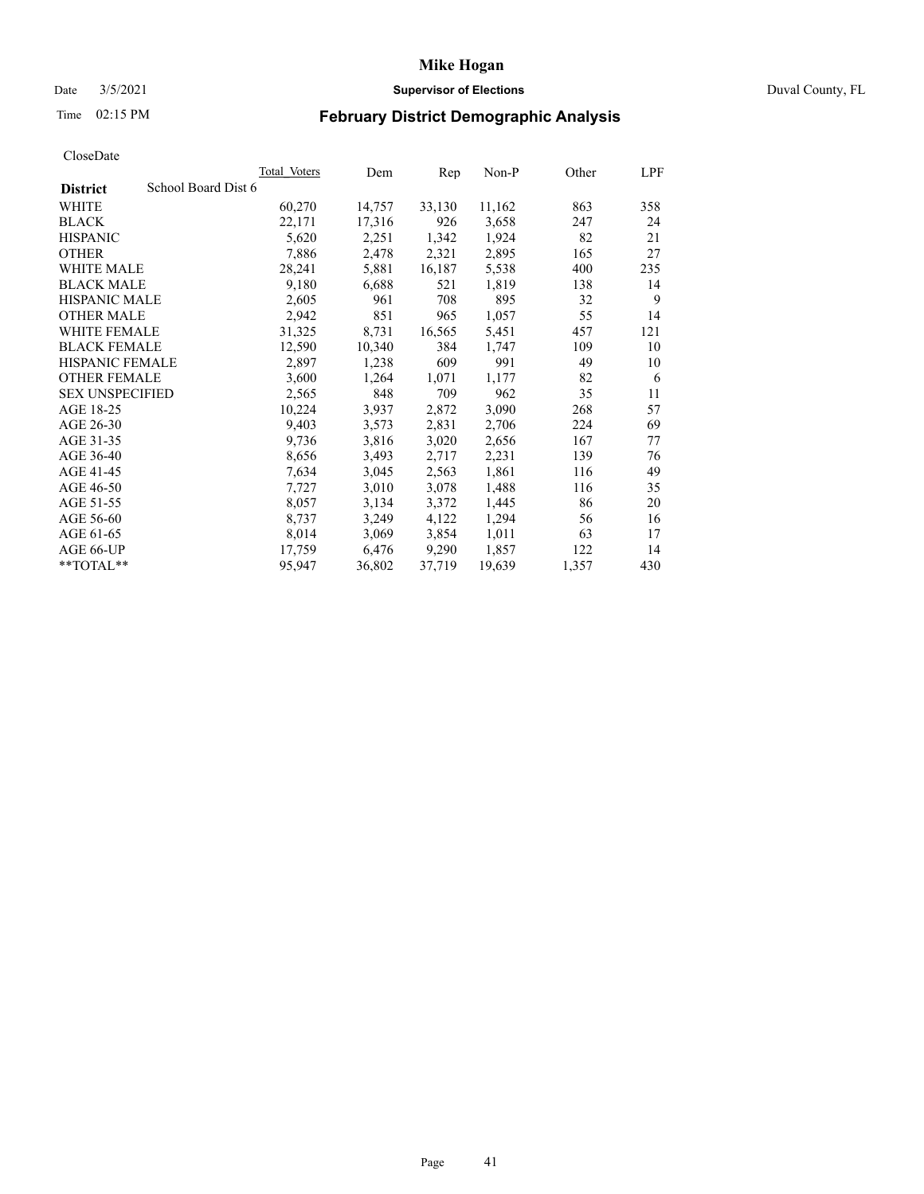# Mike Hogan

Date 3/5/2021 **Supervisor of Elections** Duval County, FL

Time 02:15 PM **February District Demographic Analysis**

CloseDate

| **District** School Board Dist 6 | Total Voters | Dem | Rep | Non-P | Other | LPF |
|---|---|---|---|---|---|---|
| WHITE | 60,270 | 14,757 | 33,130 | 11,162 | 863 | 358 |
| BLACK | 22,171 | 17,316 | 926 | 3,658 | 247 | 24 |
| HISPANIC | 5,620 | 2,251 | 1,342 | 1,924 | 82 | 21 |
| OTHER | 7,886 | 2,478 | 2,321 | 2,895 | 165 | 27 |
| WHITE MALE | 28,241 | 5,881 | 16,187 | 5,538 | 400 | 235 |
| BLACK MALE | 9,180 | 6,688 | 521 | 1,819 | 138 | 14 |
| HISPANIC MALE | 2,605 | 961 | 708 | 895 | 32 | 9 |
| OTHER MALE | 2,942 | 851 | 965 | 1,057 | 55 | 14 |
| WHITE FEMALE | 31,325 | 8,731 | 16,565 | 5,451 | 457 | 121 |
| BLACK FEMALE | 12,590 | 10,340 | 384 | 1,747 | 109 | 10 |
| HISPANIC FEMALE | 2,897 | 1,238 | 609 | 991 | 49 | 10 |
| OTHER FEMALE | 3,600 | 1,264 | 1,071 | 1,177 | 82 | 6 |
| SEX UNSPECIFIED | 2,565 | 848 | 709 | 962 | 35 | 11 |
| AGE 18-25 | 10,224 | 3,937 | 2,872 | 3,090 | 268 | 57 |
| AGE 26-30 | 9,403 | 3,573 | 2,831 | 2,706 | 224 | 69 |
| AGE 31-35 | 9,736 | 3,816 | 3,020 | 2,656 | 167 | 77 |
| AGE 36-40 | 8,656 | 3,493 | 2,717 | 2,231 | 139 | 76 |
| AGE 41-45 | 7,634 | 3,045 | 2,563 | 1,861 | 116 | 49 |
| AGE 46-50 | 7,727 | 3,010 | 3,078 | 1,488 | 116 | 35 |
| AGE 51-55 | 8,057 | 3,134 | 3,372 | 1,445 | 86 | 20 |
| AGE 56-60 | 8,737 | 3,249 | 4,122 | 1,294 | 56 | 16 |
| AGE 61-65 | 8,014 | 3,069 | 3,854 | 1,011 | 63 | 17 |
| AGE 66-UP | 17,759 | 6,476 | 9,290 | 1,857 | 122 | 14 |
| **TOTAL** | 95,947 | 36,802 | 37,719 | 19,639 | 1,357 | 430 |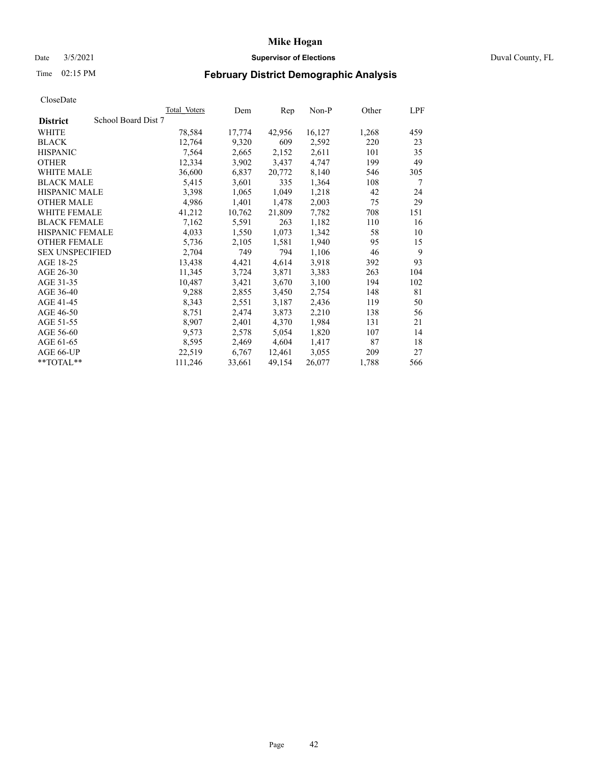# Mike Hogan

Date 3/5/2021 **Supervisor of Elections** Duval County, FL

Time 02:15 PM **February District Demographic Analysis**

CloseDate

| **District** School Board Dist 7 | Total Voters | Dem | Rep | Non-P | Other | LPF |
|---|---|---|---|---|---|---|
| WHITE | 78,584 | 17,774 | 42,956 | 16,127 | 1,268 | 459 |
| BLACK | 12,764 | 9,320 | 609 | 2,592 | 220 | 23 |
| HISPANIC | 7,564 | 2,665 | 2,152 | 2,611 | 101 | 35 |
| OTHER | 12,334 | 3,902 | 3,437 | 4,747 | 199 | 49 |
| WHITE MALE | 36,600 | 6,837 | 20,772 | 8,140 | 546 | 305 |
| BLACK MALE | 5,415 | 3,601 | 335 | 1,364 | 108 | 7 |
| HISPANIC MALE | 3,398 | 1,065 | 1,049 | 1,218 | 42 | 24 |
| OTHER MALE | 4,986 | 1,401 | 1,478 | 2,003 | 75 | 29 |
| WHITE FEMALE | 41,212 | 10,762 | 21,809 | 7,782 | 708 | 151 |
| BLACK FEMALE | 7,162 | 5,591 | 263 | 1,182 | 110 | 16 |
| HISPANIC FEMALE | 4,033 | 1,550 | 1,073 | 1,342 | 58 | 10 |
| OTHER FEMALE | 5,736 | 2,105 | 1,581 | 1,940 | 95 | 15 |
| SEX UNSPECIFIED | 2,704 | 749 | 794 | 1,106 | 46 | 9 |
| AGE 18-25 | 13,438 | 4,421 | 4,614 | 3,918 | 392 | 93 |
| AGE 26-30 | 11,345 | 3,724 | 3,871 | 3,383 | 263 | 104 |
| AGE 31-35 | 10,487 | 3,421 | 3,670 | 3,100 | 194 | 102 |
| AGE 36-40 | 9,288 | 2,855 | 3,450 | 2,754 | 148 | 81 |
| AGE 41-45 | 8,343 | 2,551 | 3,187 | 2,436 | 119 | 50 |
| AGE 46-50 | 8,751 | 2,474 | 3,873 | 2,210 | 138 | 56 |
| AGE 51-55 | 8,907 | 2,401 | 4,370 | 1,984 | 131 | 21 |
| AGE 56-60 | 9,573 | 2,578 | 5,054 | 1,820 | 107 | 14 |
| AGE 61-65 | 8,595 | 2,469 | 4,604 | 1,417 | 87 | 18 |
| AGE 66-UP | 22,519 | 6,767 | 12,461 | 3,055 | 209 | 27 |
| **TOTAL** | 111,246 | 33,661 | 49,154 | 26,077 | 1,788 | 566 |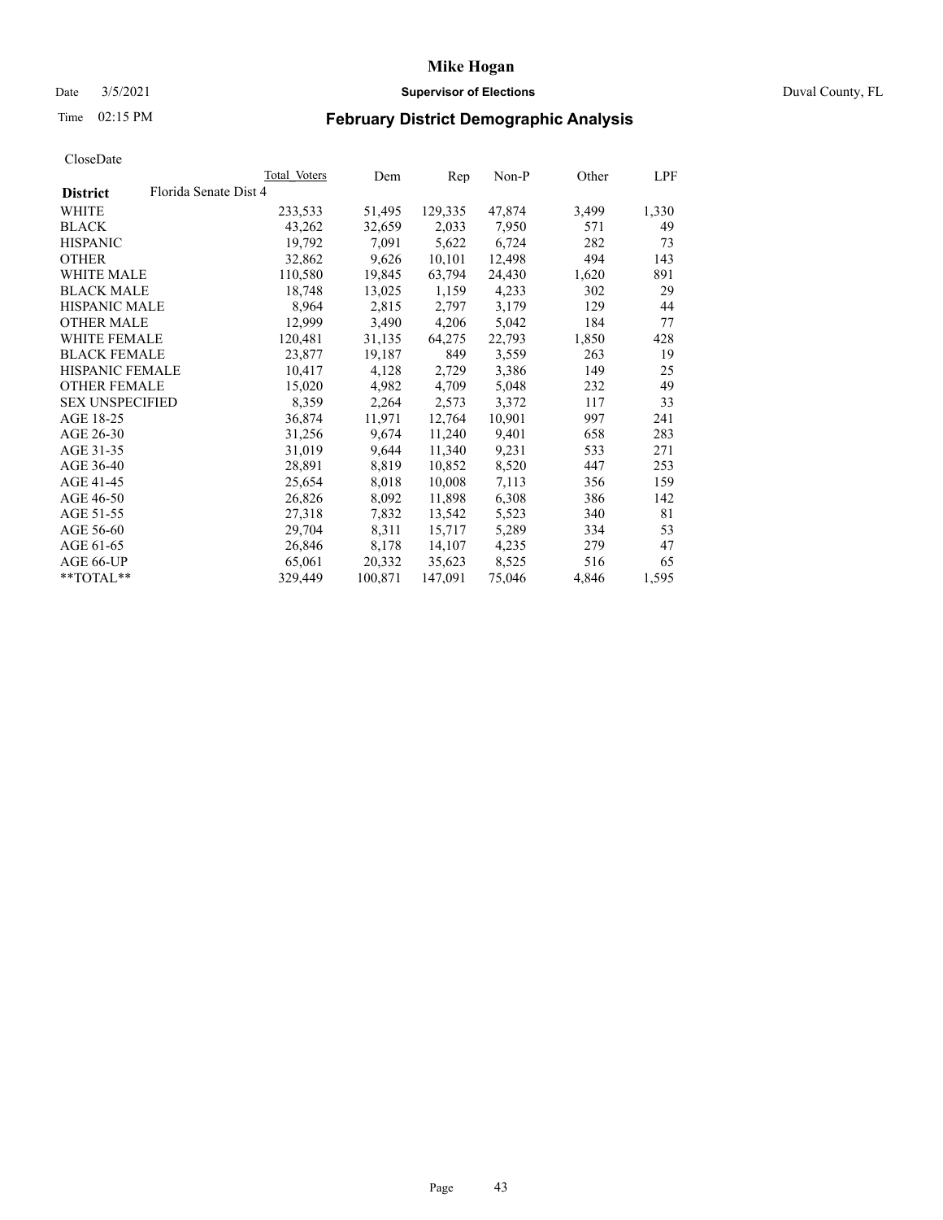CloseDate

| District | Florida Senate Dist 4 | Total Voters | Dem | Rep | Non-P | Other | LPF |
|---|---|---|---|---|---|---|---|
| WHITE | | 233,533 | 51,495 | 129,335 | 47,874 | 3,499 | 1,330 |
| BLACK | | 43,262 | 32,659 | 2,033 | 7,950 | 571 | 49 |
| HISPANIC | | 19,792 | 7,091 | 5,622 | 6,724 | 282 | 73 |
| OTHER | | 32,862 | 9,626 | 10,101 | 12,498 | 494 | 143 |
| WHITE MALE | | 110,580 | 19,845 | 63,794 | 24,430 | 1,620 | 891 |
| BLACK MALE | | 18,748 | 13,025 | 1,159 | 4,233 | 302 | 29 |
| HISPANIC MALE | | 8,964 | 2,815 | 2,797 | 3,179 | 129 | 44 |
| OTHER MALE | | 12,999 | 3,490 | 4,206 | 5,042 | 184 | 77 |
| WHITE FEMALE | | 120,481 | 31,135 | 64,275 | 22,793 | 1,850 | 428 |
| BLACK FEMALE | | 23,877 | 19,187 | 849 | 3,559 | 263 | 19 |
| HISPANIC FEMALE | | 10,417 | 4,128 | 2,729 | 3,386 | 149 | 25 |
| OTHER FEMALE | | 15,020 | 4,982 | 4,709 | 5,048 | 232 | 49 |
| SEX UNSPECIFIED | | 8,359 | 2,264 | 2,573 | 3,372 | 117 | 33 |
| AGE 18-25 | | 36,874 | 11,971 | 12,764 | 10,901 | 997 | 241 |
| AGE 26-30 | | 31,256 | 9,674 | 11,240 | 9,401 | 658 | 283 |
| AGE 31-35 | | 31,019 | 9,644 | 11,340 | 9,231 | 533 | 271 |
| AGE 36-40 | | 28,891 | 8,819 | 10,852 | 8,520 | 447 | 253 |
| AGE 41-45 | | 25,654 | 8,018 | 10,008 | 7,113 | 356 | 159 |
| AGE 46-50 | | 26,826 | 8,092 | 11,898 | 6,308 | 386 | 142 |
| AGE 51-55 | | 27,318 | 7,832 | 13,542 | 5,523 | 340 | 81 |
| AGE 56-60 | | 29,704 | 8,311 | 15,717 | 5,289 | 334 | 53 |
| AGE 61-65 | | 26,846 | 8,178 | 14,107 | 4,235 | 279 | 47 |
| AGE 66-UP | | 65,061 | 20,332 | 35,623 | 8,525 | 516 | 65 |
| **TOTAL** | | 329,449 | 100,871 | 147,091 | 75,046 | 4,846 | 1,595 |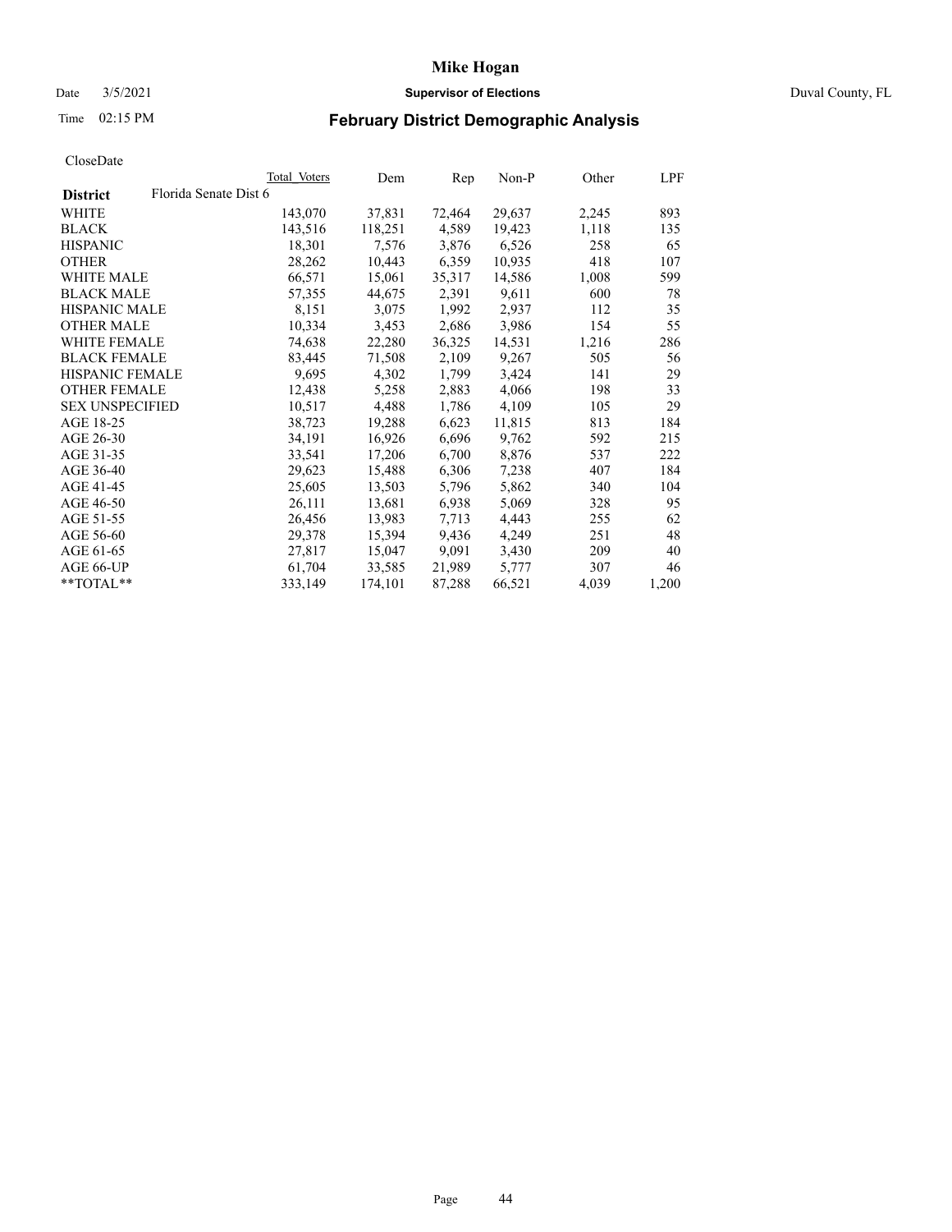# Mike Hogan

Date 3/5/2021 **Supervisor of Elections** Duval County, FL

Time 02:15 PM **February District Demographic Analysis**

CloseDate

| **District** Florida Senate Dist 6 | Total Voters | Dem | Rep | Non-P | Other | LPF |
|---|---|---|---|---|---|---|
| WHITE | 143,070 | 37,831 | 72,464 | 29,637 | 2,245 | 893 |
| BLACK | 143,516 | 118,251 | 4,589 | 19,423 | 1,118 | 135 |
| HISPANIC | 18,301 | 7,576 | 3,876 | 6,526 | 258 | 65 |
| OTHER | 28,262 | 10,443 | 6,359 | 10,935 | 418 | 107 |
| WHITE MALE | 66,571 | 15,061 | 35,317 | 14,586 | 1,008 | 599 |
| BLACK MALE | 57,355 | 44,675 | 2,391 | 9,611 | 600 | 78 |
| HISPANIC MALE | 8,151 | 3,075 | 1,992 | 2,937 | 112 | 35 |
| OTHER MALE | 10,334 | 3,453 | 2,686 | 3,986 | 154 | 55 |
| WHITE FEMALE | 74,638 | 22,280 | 36,325 | 14,531 | 1,216 | 286 |
| BLACK FEMALE | 83,445 | 71,508 | 2,109 | 9,267 | 505 | 56 |
| HISPANIC FEMALE | 9,695 | 4,302 | 1,799 | 3,424 | 141 | 29 |
| OTHER FEMALE | 12,438 | 5,258 | 2,883 | 4,066 | 198 | 33 |
| SEX UNSPECIFIED | 10,517 | 4,488 | 1,786 | 4,109 | 105 | 29 |
| AGE 18-25 | 38,723 | 19,288 | 6,623 | 11,815 | 813 | 184 |
| AGE 26-30 | 34,191 | 16,926 | 6,696 | 9,762 | 592 | 215 |
| AGE 31-35 | 33,541 | 17,206 | 6,700 | 8,876 | 537 | 222 |
| AGE 36-40 | 29,623 | 15,488 | 6,306 | 7,238 | 407 | 184 |
| AGE 41-45 | 25,605 | 13,503 | 5,796 | 5,862 | 340 | 104 |
| AGE 46-50 | 26,111 | 13,681 | 6,938 | 5,069 | 328 | 95 |
| AGE 51-55 | 26,456 | 13,983 | 7,713 | 4,443 | 255 | 62 |
| AGE 56-60 | 29,378 | 15,394 | 9,436 | 4,249 | 251 | 48 |
| AGE 61-65 | 27,817 | 15,047 | 9,091 | 3,430 | 209 | 40 |
| AGE 66-UP | 61,704 | 33,585 | 21,989 | 5,777 | 307 | 46 |
| **TOTAL** | 333,149 | 174,101 | 87,288 | 66,521 | 4,039 | 1,200 |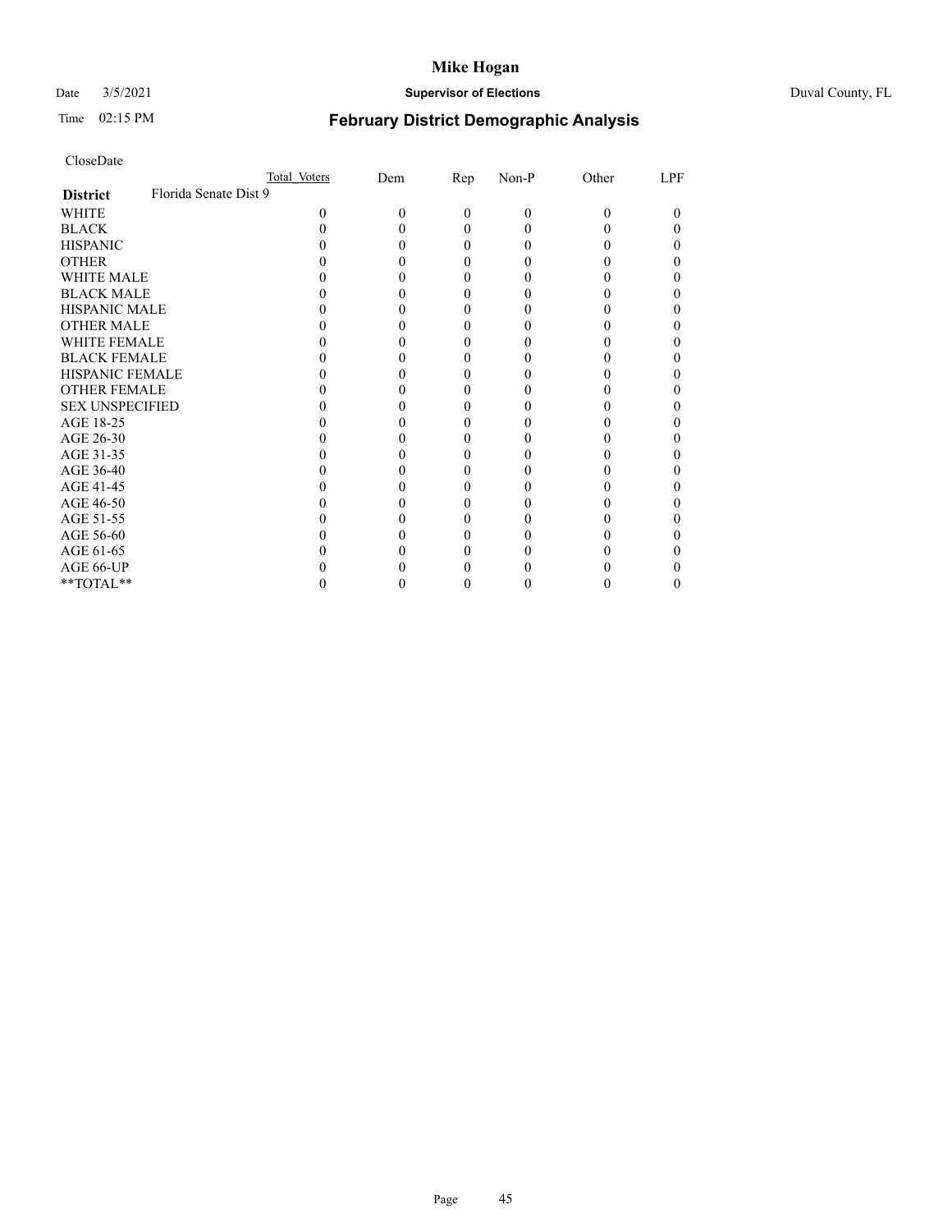# Mike Hogan

Date 3/5/2021 **Supervisor of Elections** Duval County, FL

Time 02:15 PM **February District Demographic Analysis**

CloseDate

| | Total Voters | Dem | Rep | Non-P | Other | LPF |
|---|---|---|---|---|---|---|
| **District** Florida Senate Dist 9 | | | | | | |
| WHITE | 0 | 0 | 0 | 0 | 0 | 0 |
| BLACK | 0 | 0 | 0 | 0 | 0 | 0 |
| HISPANIC | 0 | 0 | 0 | 0 | 0 | 0 |
| OTHER | 0 | 0 | 0 | 0 | 0 | 0 |
| WHITE MALE | 0 | 0 | 0 | 0 | 0 | 0 |
| BLACK MALE | 0 | 0 | 0 | 0 | 0 | 0 |
| HISPANIC MALE | 0 | 0 | 0 | 0 | 0 | 0 |
| OTHER MALE | 0 | 0 | 0 | 0 | 0 | 0 |
| WHITE FEMALE | 0 | 0 | 0 | 0 | 0 | 0 |
| BLACK FEMALE | 0 | 0 | 0 | 0 | 0 | 0 |
| HISPANIC FEMALE | 0 | 0 | 0 | 0 | 0 | 0 |
| OTHER FEMALE | 0 | 0 | 0 | 0 | 0 | 0 |
| SEX UNSPECIFIED | 0 | 0 | 0 | 0 | 0 | 0 |
| AGE 18-25 | 0 | 0 | 0 | 0 | 0 | 0 |
| AGE 26-30 | 0 | 0 | 0 | 0 | 0 | 0 |
| AGE 31-35 | 0 | 0 | 0 | 0 | 0 | 0 |
| AGE 36-40 | 0 | 0 | 0 | 0 | 0 | 0 |
| AGE 41-45 | 0 | 0 | 0 | 0 | 0 | 0 |
| AGE 46-50 | 0 | 0 | 0 | 0 | 0 | 0 |
| AGE 51-55 | 0 | 0 | 0 | 0 | 0 | 0 |
| AGE 56-60 | 0 | 0 | 0 | 0 | 0 | 0 |
| AGE 61-65 | 0 | 0 | 0 | 0 | 0 | 0 |
| AGE 66-UP | 0 | 0 | 0 | 0 | 0 | 0 |
| **TOTAL** | 0 | 0 | 0 | 0 | 0 | 0 |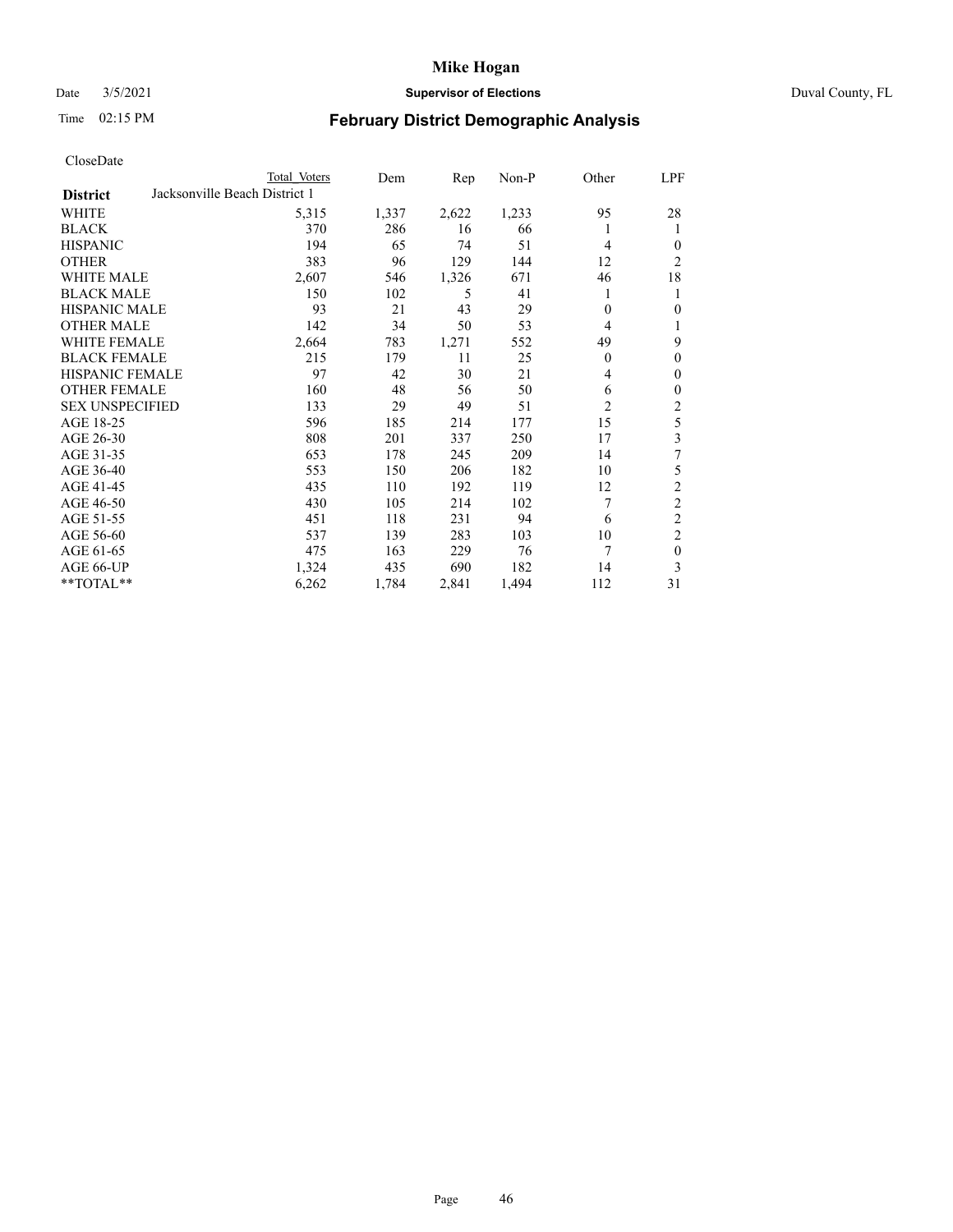# Mike Hogan

Date 3/5/2021 **Supervisor of Elections** Duval County, FL

Time 02:15 PM **February District Demographic Analysis**

CloseDate

| District | Total Voters | Dem | Rep | Non-P | Other | LPF |
|---|---|---|---|---|---|---|
| Jacksonville Beach District 1 | | | | | | |
| WHITE | 5,315 | 1,337 | 2,622 | 1,233 | 95 | 28 |
| BLACK | 370 | 286 | 16 | 66 | 1 | 1 |
| HISPANIC | 194 | 65 | 74 | 51 | 4 | 0 |
| OTHER | 383 | 96 | 129 | 144 | 12 | 2 |
| WHITE MALE | 2,607 | 546 | 1,326 | 671 | 46 | 18 |
| BLACK MALE | 150 | 102 | 5 | 41 | 1 | 1 |
| HISPANIC MALE | 93 | 21 | 43 | 29 | 0 | 0 |
| OTHER MALE | 142 | 34 | 50 | 53 | 4 | 1 |
| WHITE FEMALE | 2,664 | 783 | 1,271 | 552 | 49 | 9 |
| BLACK FEMALE | 215 | 179 | 11 | 25 | 0 | 0 |
| HISPANIC FEMALE | 97 | 42 | 30 | 21 | 4 | 0 |
| OTHER FEMALE | 160 | 48 | 56 | 50 | 6 | 0 |
| SEX UNSPECIFIED | 133 | 29 | 49 | 51 | 2 | 2 |
| AGE 18-25 | 596 | 185 | 214 | 177 | 15 | 5 |
| AGE 26-30 | 808 | 201 | 337 | 250 | 17 | 3 |
| AGE 31-35 | 653 | 178 | 245 | 209 | 14 | 7 |
| AGE 36-40 | 553 | 150 | 206 | 182 | 10 | 5 |
| AGE 41-45 | 435 | 110 | 192 | 119 | 12 | 2 |
| AGE 46-50 | 430 | 105 | 214 | 102 | 7 | 2 |
| AGE 51-55 | 451 | 118 | 231 | 94 | 6 | 2 |
| AGE 56-60 | 537 | 139 | 283 | 103 | 10 | 2 |
| AGE 61-65 | 475 | 163 | 229 | 76 | 7 | 0 |
| AGE 66-UP | 1,324 | 435 | 690 | 182 | 14 | 3 |
| **TOTAL** | 6,262 | 1,784 | 2,841 | 1,494 | 112 | 31 |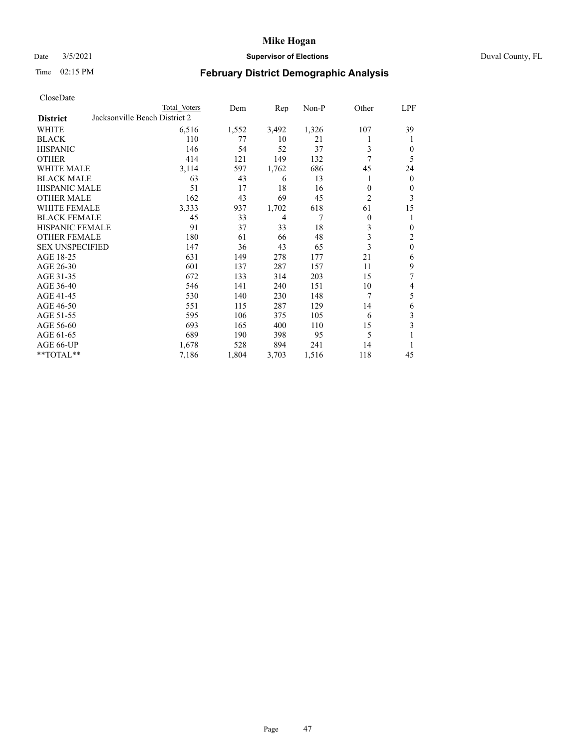# Mike Hogan

Date 3/5/2021 **Supervisor of Elections** Duval County, FL

Time 02:15 PM **February District Demographic Analysis**

CloseDate

| District | Total Voters | Dem | Rep | Non-P | Other | LPF |
|---|---|---|---|---|---|---|
| **Jacksonville Beach District 2** | | | | | | |
| WHITE | 6,516 | 1,552 | 3,492 | 1,326 | 107 | 39 |
| BLACK | 110 | 77 | 10 | 21 | 1 | 1 |
| HISPANIC | 146 | 54 | 52 | 37 | 3 | 0 |
| OTHER | 414 | 121 | 149 | 132 | 7 | 5 |
| WHITE MALE | 3,114 | 597 | 1,762 | 686 | 45 | 24 |
| BLACK MALE | 63 | 43 | 6 | 13 | 1 | 0 |
| HISPANIC MALE | 51 | 17 | 18 | 16 | 0 | 0 |
| OTHER MALE | 162 | 43 | 69 | 45 | 2 | 3 |
| WHITE FEMALE | 3,333 | 937 | 1,702 | 618 | 61 | 15 |
| BLACK FEMALE | 45 | 33 | 4 | 7 | 0 | 1 |
| HISPANIC FEMALE | 91 | 37 | 33 | 18 | 3 | 0 |
| OTHER FEMALE | 180 | 61 | 66 | 48 | 3 | 2 |
| SEX UNSPECIFIED | 147 | 36 | 43 | 65 | 3 | 0 |
| AGE 18-25 | 631 | 149 | 278 | 177 | 21 | 6 |
| AGE 26-30 | 601 | 137 | 287 | 157 | 11 | 9 |
| AGE 31-35 | 672 | 133 | 314 | 203 | 15 | 7 |
| AGE 36-40 | 546 | 141 | 240 | 151 | 10 | 4 |
| AGE 41-45 | 530 | 140 | 230 | 148 | 7 | 5 |
| AGE 46-50 | 551 | 115 | 287 | 129 | 14 | 6 |
| AGE 51-55 | 595 | 106 | 375 | 105 | 6 | 3 |
| AGE 56-60 | 693 | 165 | 400 | 110 | 15 | 3 |
| AGE 61-65 | 689 | 190 | 398 | 95 | 5 | 1 |
| AGE 66-UP | 1,678 | 528 | 894 | 241 | 14 | 1 |
| **TOTAL** | 7,186 | 1,804 | 3,703 | 1,516 | 118 | 45 |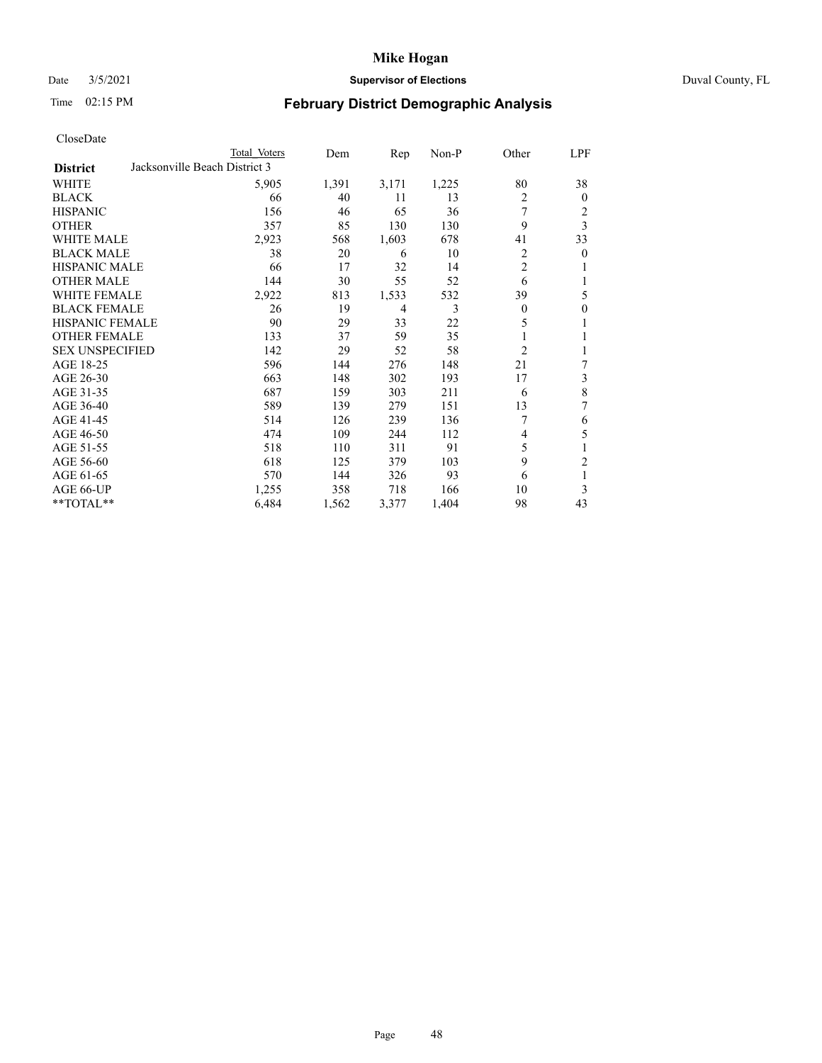# Mike Hogan

Date 3/5/2021 **Supervisor of Elections** Duval County, FL

Time 02:15 PM **February District Demographic Analysis**

CloseDate

| | Total Voters | Dem | Rep | Non-P | Other | LPF |
|---|---|---|---|---|---|---|
| **District** Jacksonville Beach District 3 | | | | | | |
| WHITE | 5,905 | 1,391 | 3,171 | 1,225 | 80 | 38 |
| BLACK | 66 | 40 | 11 | 13 | 2 | 0 |
| HISPANIC | 156 | 46 | 65 | 36 | 7 | 2 |
| OTHER | 357 | 85 | 130 | 130 | 9 | 3 |
| WHITE MALE | 2,923 | 568 | 1,603 | 678 | 41 | 33 |
| BLACK MALE | 38 | 20 | 6 | 10 | 2 | 0 |
| HISPANIC MALE | 66 | 17 | 32 | 14 | 2 | 1 |
| OTHER MALE | 144 | 30 | 55 | 52 | 6 | 1 |
| WHITE FEMALE | 2,922 | 813 | 1,533 | 532 | 39 | 5 |
| BLACK FEMALE | 26 | 19 | 4 | 3 | 0 | 0 |
| HISPANIC FEMALE | 90 | 29 | 33 | 22 | 5 | 1 |
| OTHER FEMALE | 133 | 37 | 59 | 35 | 1 | 1 |
| SEX UNSPECIFIED | 142 | 29 | 52 | 58 | 2 | 1 |
| AGE 18-25 | 596 | 144 | 276 | 148 | 21 | 7 |
| AGE 26-30 | 663 | 148 | 302 | 193 | 17 | 3 |
| AGE 31-35 | 687 | 159 | 303 | 211 | 6 | 8 |
| AGE 36-40 | 589 | 139 | 279 | 151 | 13 | 7 |
| AGE 41-45 | 514 | 126 | 239 | 136 | 7 | 6 |
| AGE 46-50 | 474 | 109 | 244 | 112 | 4 | 5 |
| AGE 51-55 | 518 | 110 | 311 | 91 | 5 | 1 |
| AGE 56-60 | 618 | 125 | 379 | 103 | 9 | 2 |
| AGE 61-65 | 570 | 144 | 326 | 93 | 6 | 1 |
| AGE 66-UP | 1,255 | 358 | 718 | 166 | 10 | 3 |
| **TOTAL** | 6,484 | 1,562 | 3,377 | 1,404 | 98 | 43 |